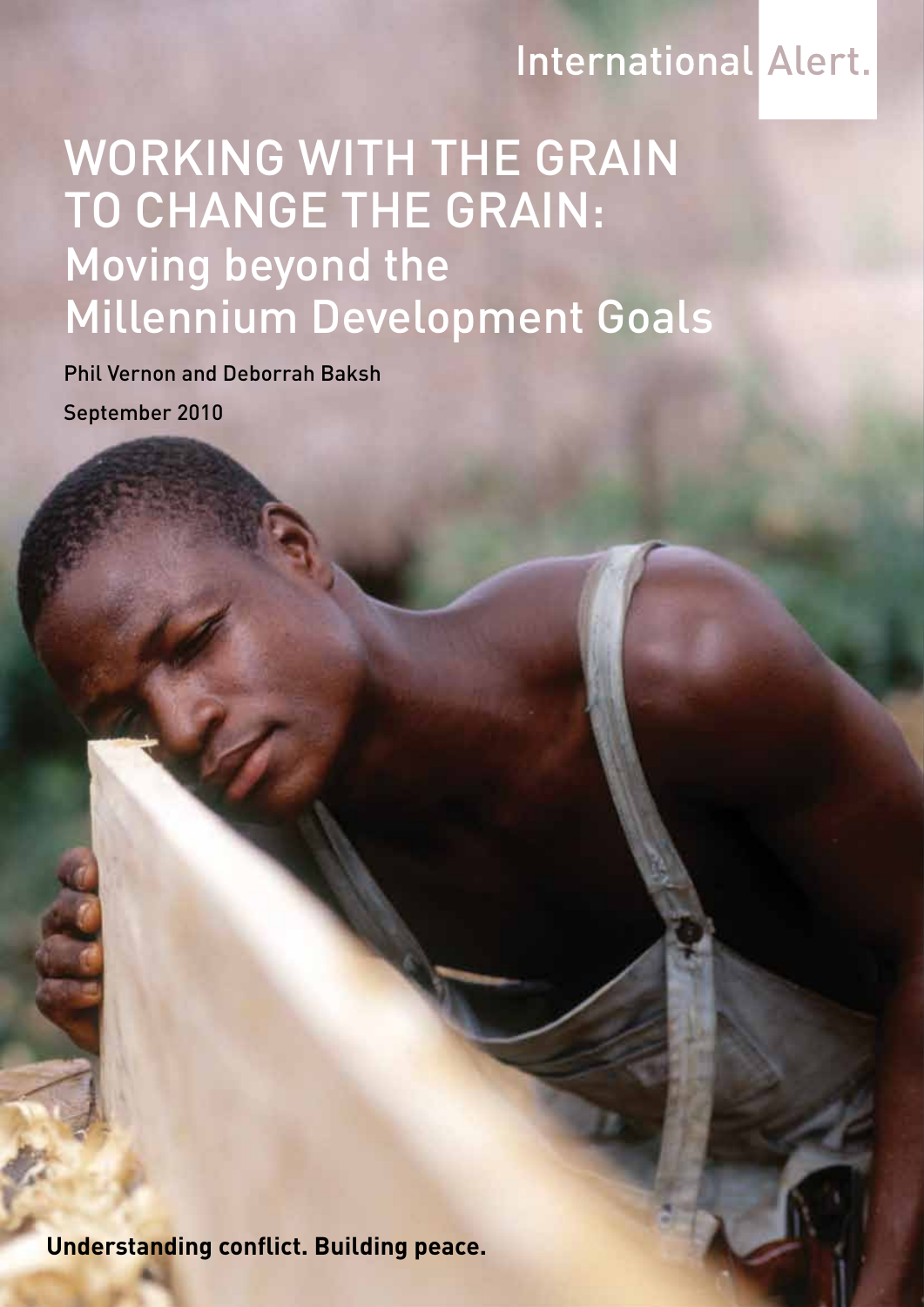International Alert.

# WORKING WITH THE GRAIN TO CHANGE THE GRAIN: Moving beyond the Millennium Development Goals

Phil Vernon and Deborrah Baksh

September 2010

**Understanding conflict. Building peace.**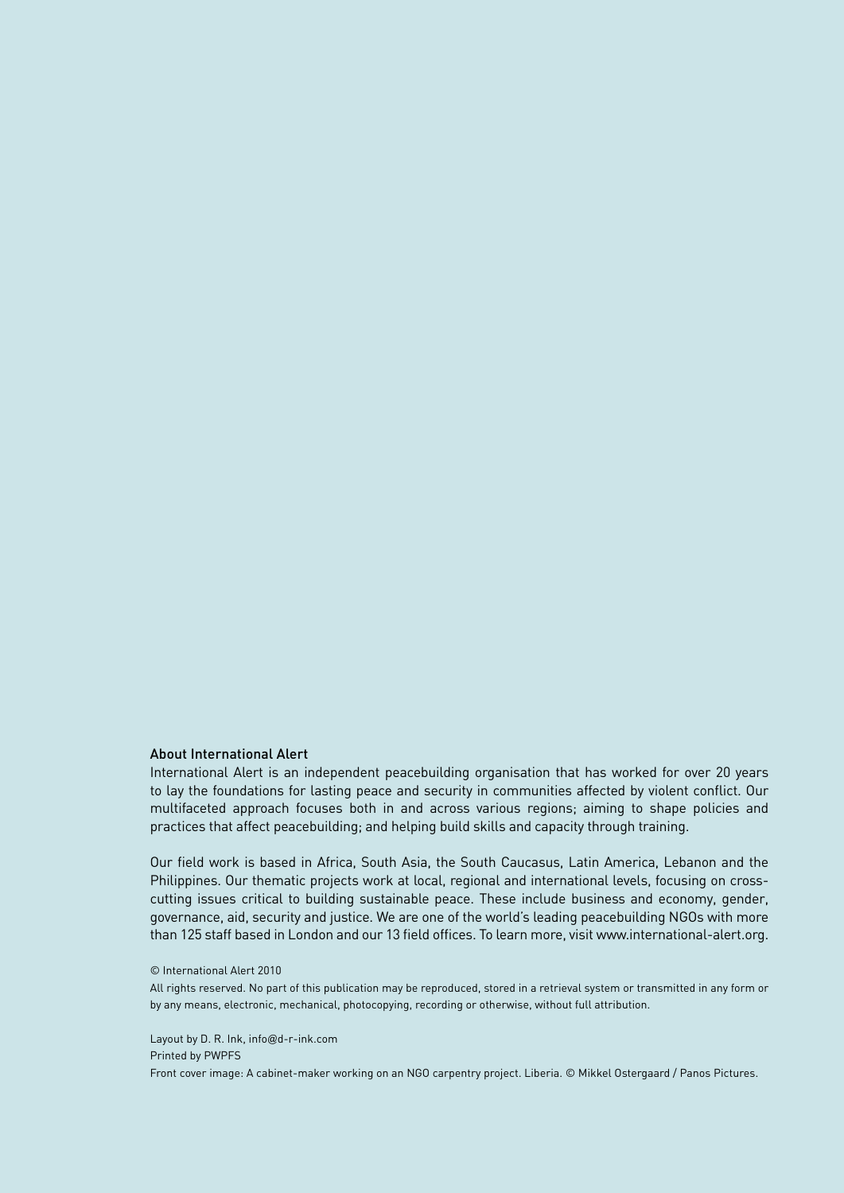## About International Alert

International Alert is an independent peacebuilding organisation that has worked for over 20 years to lay the foundations for lasting peace and security in communities affected by violent conflict. Our multifaceted approach focuses both in and across various regions; aiming to shape policies and practices that affect peacebuilding; and helping build skills and capacity through training.

Our field work is based in Africa, South Asia, the South Caucasus, Latin America, Lebanon and the Philippines. Our thematic projects work at local, regional and international levels, focusing on cross-cutting issues critical to building sustainable peace. These include business and economy, gender, governance, aid, security and justice. We are one of the world's leading peacebuilding NGOs with more than 125 staff based in London and our 13 field offices. To learn more, visit www.international-alert.org.

© International Alert 2010

All rights reserved. No part of this publication may be reproduced, stored in a retrieval system or transmitted in any form or by any means, electronic, mechanical, photocopying, recording or otherwise, without full attribution.

Layout by D. R. Ink, info@d-r-ink.com

Printed by PWPFS

Front cover image: A cabinet-maker working on an NGO carpentry project. Liberia. © Mikkel Ostergaard / Panos Pictures.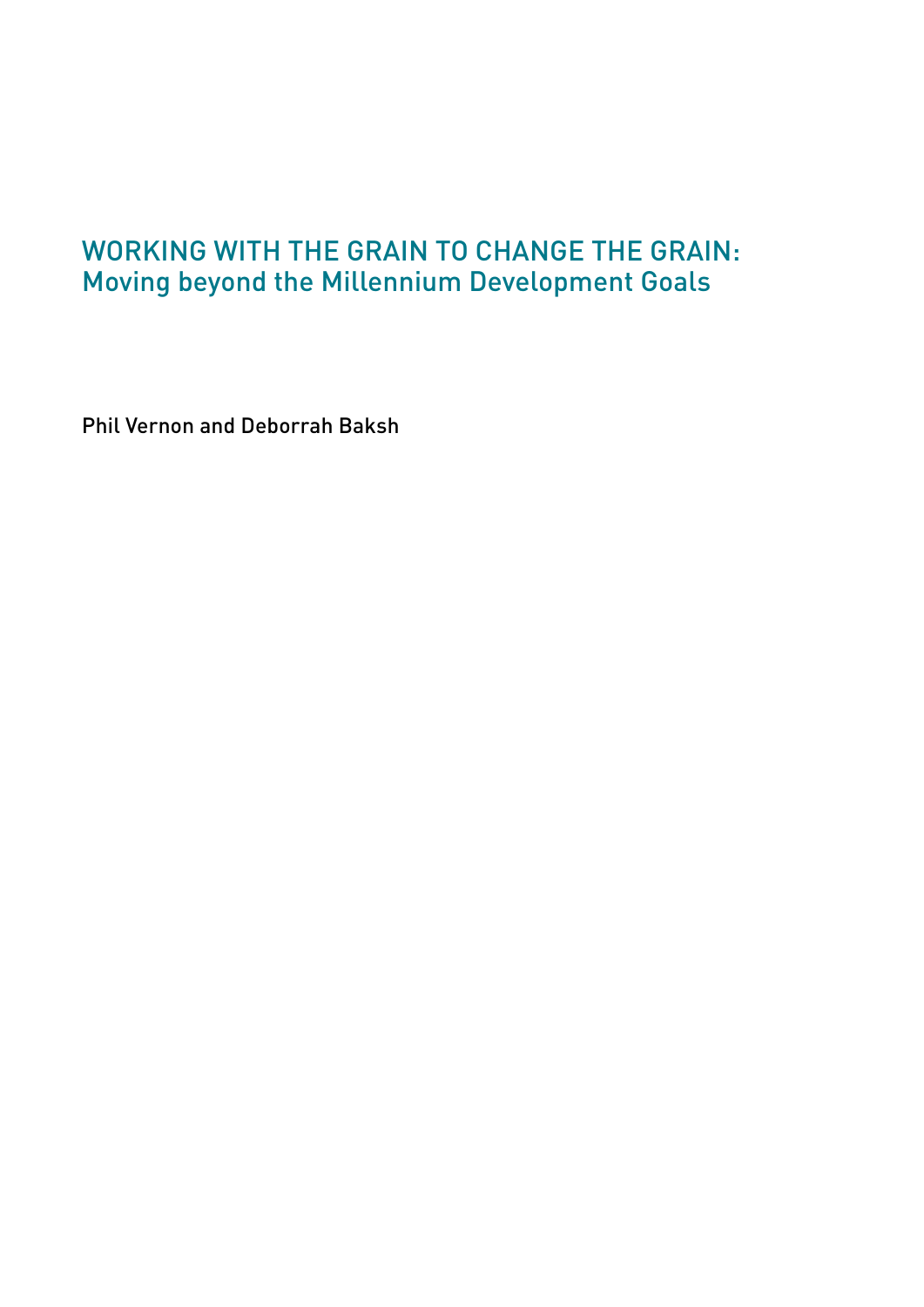# WORKING WITH THE GRAIN TO CHANGE THE GRAIN:
## Moving beyond the Millennium Development Goals

Phil Vernon and Deborrah Baksh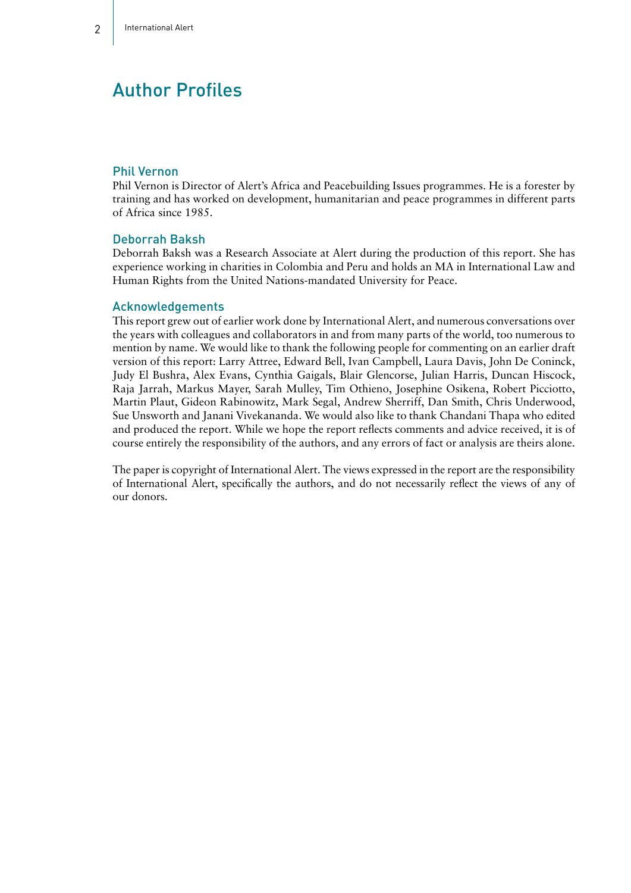# Author Profiles

## Phil Vernon

Phil Vernon is Director of Alert's Africa and Peacebuilding Issues programmes. He is a forester by training and has worked on development, humanitarian and peace programmes in different parts of Africa since 1985.

## Deborrah Baksh

Deborrah Baksh was a Research Associate at Alert during the production of this report. She has experience working in charities in Colombia and Peru and holds an MA in International Law and Human Rights from the United Nations-mandated University for Peace.

## Acknowledgements

This report grew out of earlier work done by International Alert, and numerous conversations over the years with colleagues and collaborators in and from many parts of the world, too numerous to mention by name. We would like to thank the following people for commenting on an earlier draft version of this report: Larry Attree, Edward Bell, Ivan Campbell, Laura Davis, John De Coninck, Judy El Bushra, Alex Evans, Cynthia Gaigals, Blair Glencorse, Julian Harris, Duncan Hiscock, Raja Jarrah, Markus Mayer, Sarah Mulley, Tim Othieno, Josephine Osikena, Robert Picciotto, Martin Plaut, Gideon Rabinowitz, Mark Segal, Andrew Sherriff, Dan Smith, Chris Underwood, Sue Unsworth and Janani Vivekananda. We would also like to thank Chandani Thapa who edited and produced the report. While we hope the report reflects comments and advice received, it is of course entirely the responsibility of the authors, and any errors of fact or analysis are theirs alone.

The paper is copyright of International Alert. The views expressed in the report are the responsibility of International Alert, specifically the authors, and do not necessarily reflect the views of any of our donors.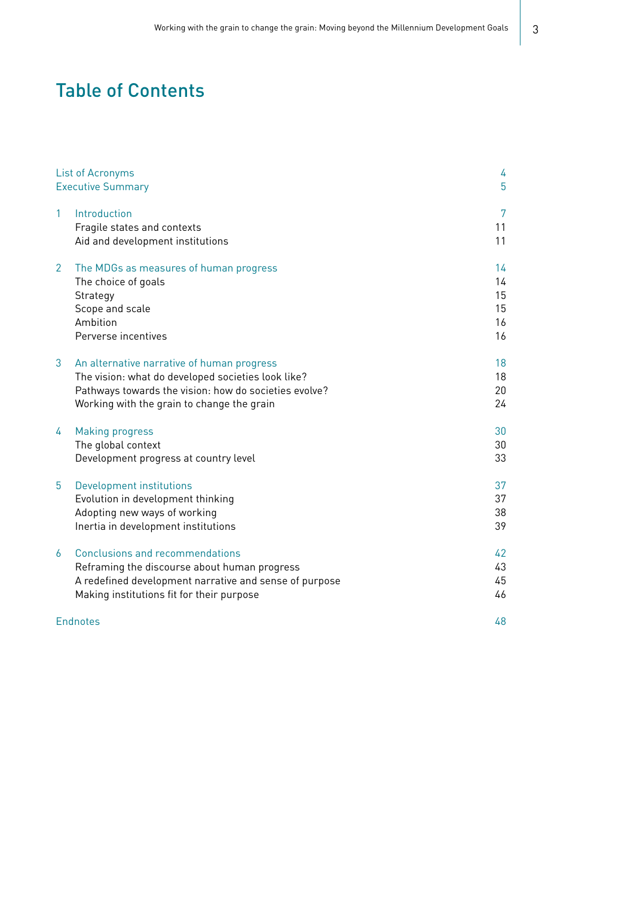# Table of Contents

| | | |
|---|---|---|
| | List of Acronyms | 4 |
| | Executive Summary | 5 |
| 1 | Introduction | 7 |
| | Fragile states and contexts | 11 |
| | Aid and development institutions | 11 |
| 2 | The MDGs as measures of human progress | 14 |
| | The choice of goals | 14 |
| | Strategy | 15 |
| | Scope and scale | 15 |
| | Ambition | 16 |
| | Perverse incentives | 16 |
| 3 | An alternative narrative of human progress | 18 |
| | The vision: what do developed societies look like? | 18 |
| | Pathways towards the vision: how do societies evolve? | 20 |
| | Working with the grain to change the grain | 24 |
| 4 | Making progress | 30 |
| | The global context | 30 |
| | Development progress at country level | 33 |
| 5 | Development institutions | 37 |
| | Evolution in development thinking | 37 |
| | Adopting new ways of working | 38 |
| | Inertia in development institutions | 39 |
| 6 | Conclusions and recommendations | 42 |
| | Reframing the discourse about human progress | 43 |
| | A redefined development narrative and sense of purpose | 45 |
| | Making institutions fit for their purpose | 46 |
| | Endnotes | 48 |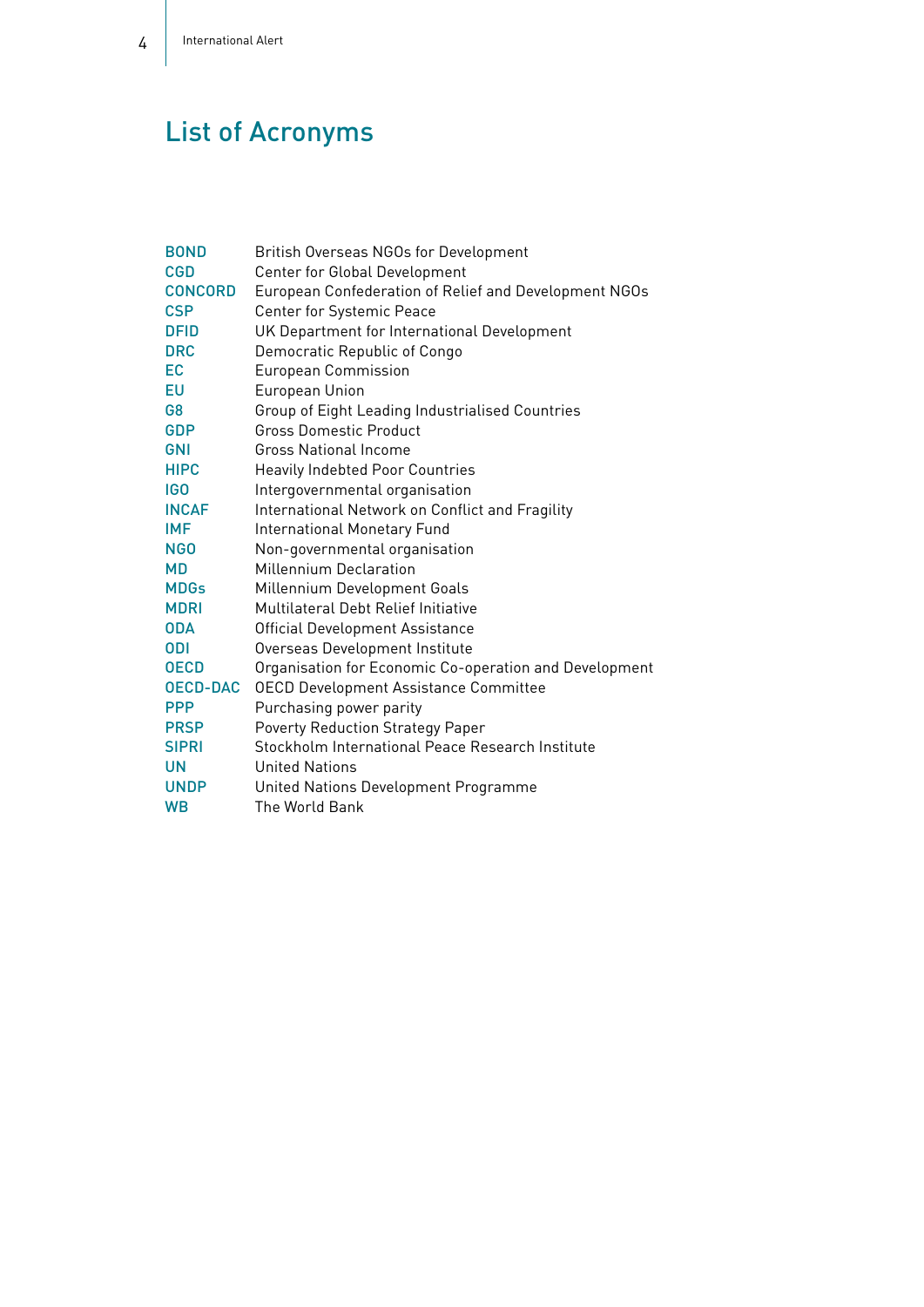# List of Acronyms

| | |
|---|---|
| **BOND** | British Overseas NGOs for Development |
| **CGD** | Center for Global Development |
| **CONCORD** | European Confederation of Relief and Development NGOs |
| **CSP** | Center for Systemic Peace |
| **DFID** | UK Department for International Development |
| **DRC** | Democratic Republic of Congo |
| **EC** | European Commission |
| **EU** | European Union |
| **G8** | Group of Eight Leading Industrialised Countries |
| **GDP** | Gross Domestic Product |
| **GNI** | Gross National Income |
| **HIPC** | Heavily Indebted Poor Countries |
| **IGO** | Intergovernmental organisation |
| **INCAF** | International Network on Conflict and Fragility |
| **IMF** | International Monetary Fund |
| **NGO** | Non-governmental organisation |
| **MD** | Millennium Declaration |
| **MDGs** | Millennium Development Goals |
| **MDRI** | Multilateral Debt Relief Initiative |
| **ODA** | Official Development Assistance |
| **ODI** | Overseas Development Institute |
| **OECD** | Organisation for Economic Co-operation and Development |
| **OECD-DAC** | OECD Development Assistance Committee |
| **PPP** | Purchasing power parity |
| **PRSP** | Poverty Reduction Strategy Paper |
| **SIPRI** | Stockholm International Peace Research Institute |
| **UN** | United Nations |
| **UNDP** | United Nations Development Programme |
| **WB** | The World Bank |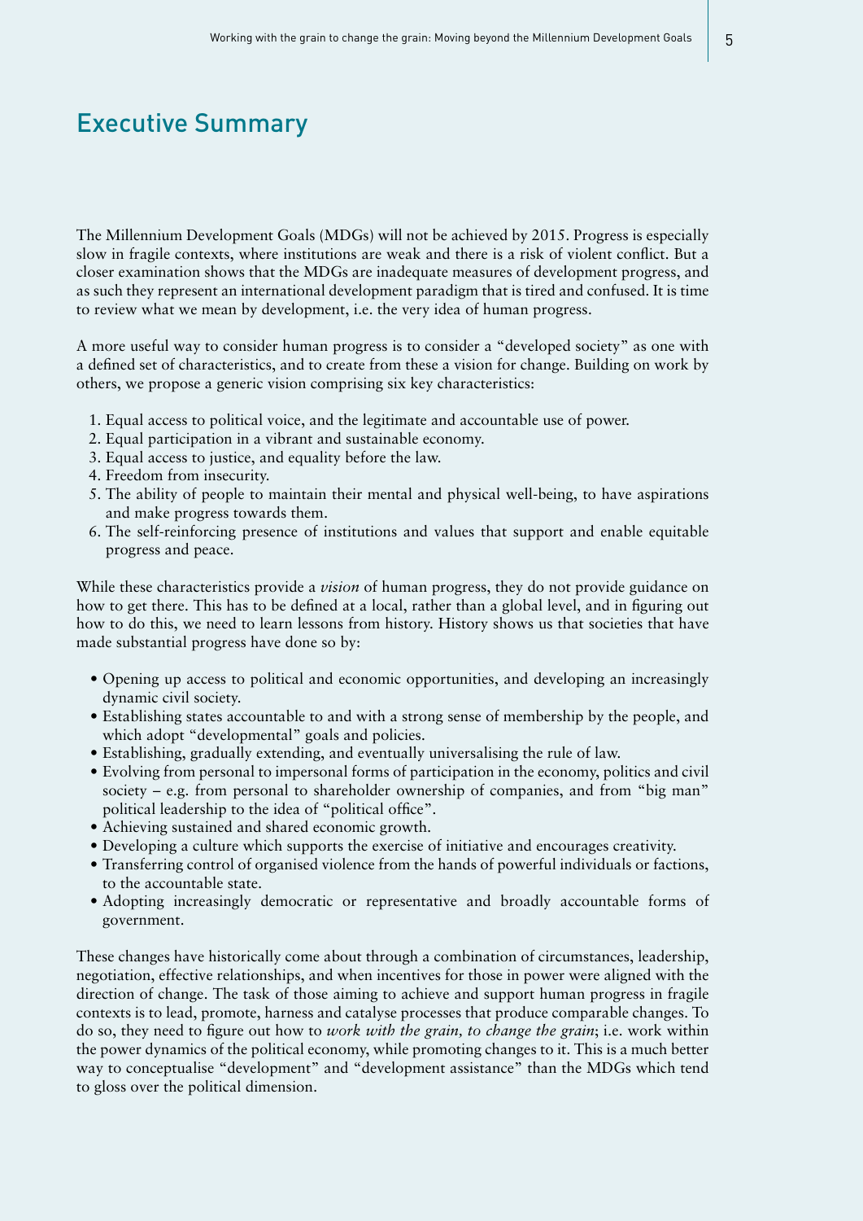# Executive Summary

The Millennium Development Goals (MDGs) will not be achieved by 2015. Progress is especially slow in fragile contexts, where institutions are weak and there is a risk of violent conflict. But a closer examination shows that the MDGs are inadequate measures of development progress, and as such they represent an international development paradigm that is tired and confused. It is time to review what we mean by development, i.e. the very idea of human progress.

A more useful way to consider human progress is to consider a "developed society" as one with a defined set of characteristics, and to create from these a vision for change. Building on work by others, we propose a generic vision comprising six key characteristics:

1. Equal access to political voice, and the legitimate and accountable use of power.
2. Equal participation in a vibrant and sustainable economy.
3. Equal access to justice, and equality before the law.
4. Freedom from insecurity.
5. The ability of people to maintain their mental and physical well-being, to have aspirations and make progress towards them.
6. The self-reinforcing presence of institutions and values that support and enable equitable progress and peace.

While these characteristics provide a *vision* of human progress, they do not provide guidance on how to get there. This has to be defined at a local, rather than a global level, and in figuring out how to do this, we need to learn lessons from history. History shows us that societies that have made substantial progress have done so by:

- Opening up access to political and economic opportunities, and developing an increasingly dynamic civil society.
- Establishing states accountable to and with a strong sense of membership by the people, and which adopt "developmental" goals and policies.
- Establishing, gradually extending, and eventually universalising the rule of law.
- Evolving from personal to impersonal forms of participation in the economy, politics and civil society – e.g. from personal to shareholder ownership of companies, and from "big man" political leadership to the idea of "political office".
- Achieving sustained and shared economic growth.
- Developing a culture which supports the exercise of initiative and encourages creativity.
- Transferring control of organised violence from the hands of powerful individuals or factions, to the accountable state.
- Adopting increasingly democratic or representative and broadly accountable forms of government.

These changes have historically come about through a combination of circumstances, leadership, negotiation, effective relationships, and when incentives for those in power were aligned with the direction of change. The task of those aiming to achieve and support human progress in fragile contexts is to lead, promote, harness and catalyse processes that produce comparable changes. To do so, they need to figure out how to *work with the grain, to change the grain*; i.e. work within the power dynamics of the political economy, while promoting changes to it. This is a much better way to conceptualise "development" and "development assistance" than the MDGs which tend to gloss over the political dimension.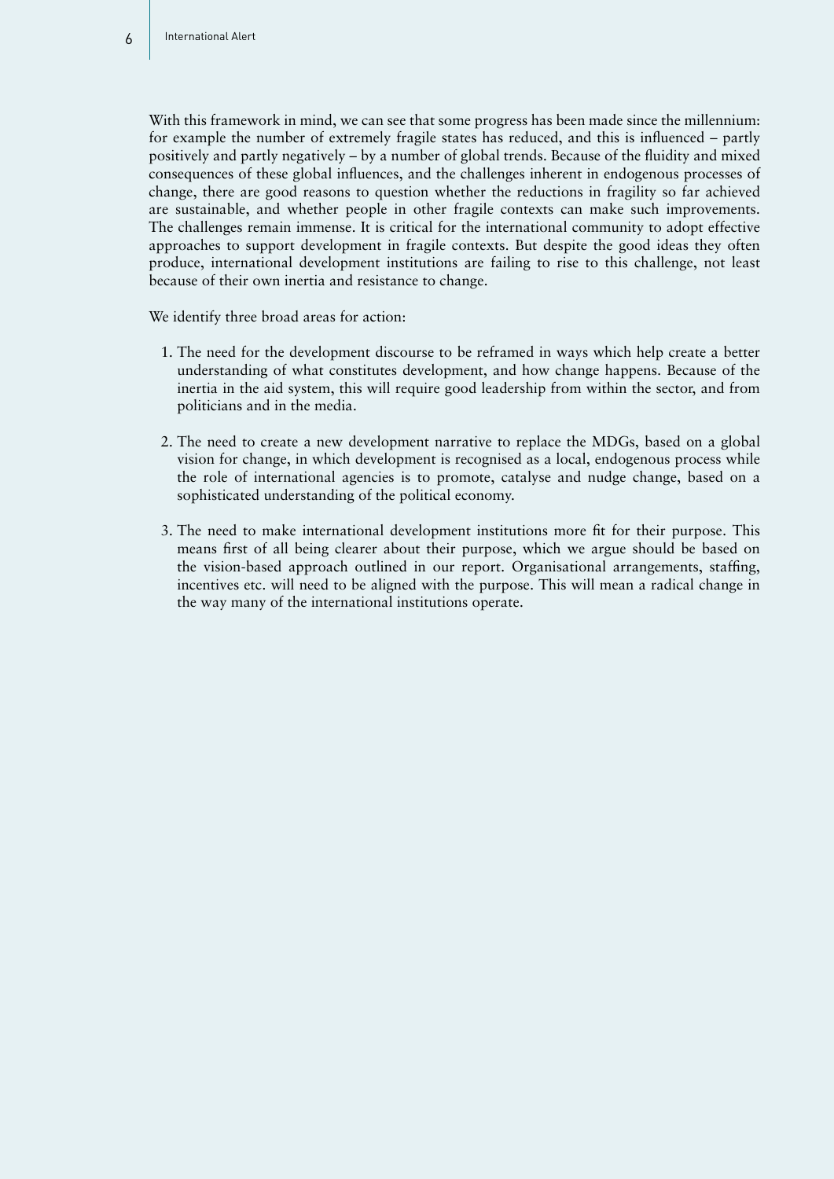With this framework in mind, we can see that some progress has been made since the millennium: for example the number of extremely fragile states has reduced, and this is influenced – partly positively and partly negatively – by a number of global trends. Because of the fluidity and mixed consequences of these global influences, and the challenges inherent in endogenous processes of change, there are good reasons to question whether the reductions in fragility so far achieved are sustainable, and whether people in other fragile contexts can make such improvements. The challenges remain immense. It is critical for the international community to adopt effective approaches to support development in fragile contexts. But despite the good ideas they often produce, international development institutions are failing to rise to this challenge, not least because of their own inertia and resistance to change.

We identify three broad areas for action:

1. The need for the development discourse to be reframed in ways which help create a better understanding of what constitutes development, and how change happens. Because of the inertia in the aid system, this will require good leadership from within the sector, and from politicians and in the media.

2. The need to create a new development narrative to replace the MDGs, based on a global vision for change, in which development is recognised as a local, endogenous process while the role of international agencies is to promote, catalyse and nudge change, based on a sophisticated understanding of the political economy.

3. The need to make international development institutions more fit for their purpose. This means first of all being clearer about their purpose, which we argue should be based on the vision-based approach outlined in our report. Organisational arrangements, staffing, incentives etc. will need to be aligned with the purpose. This will mean a radical change in the way many of the international institutions operate.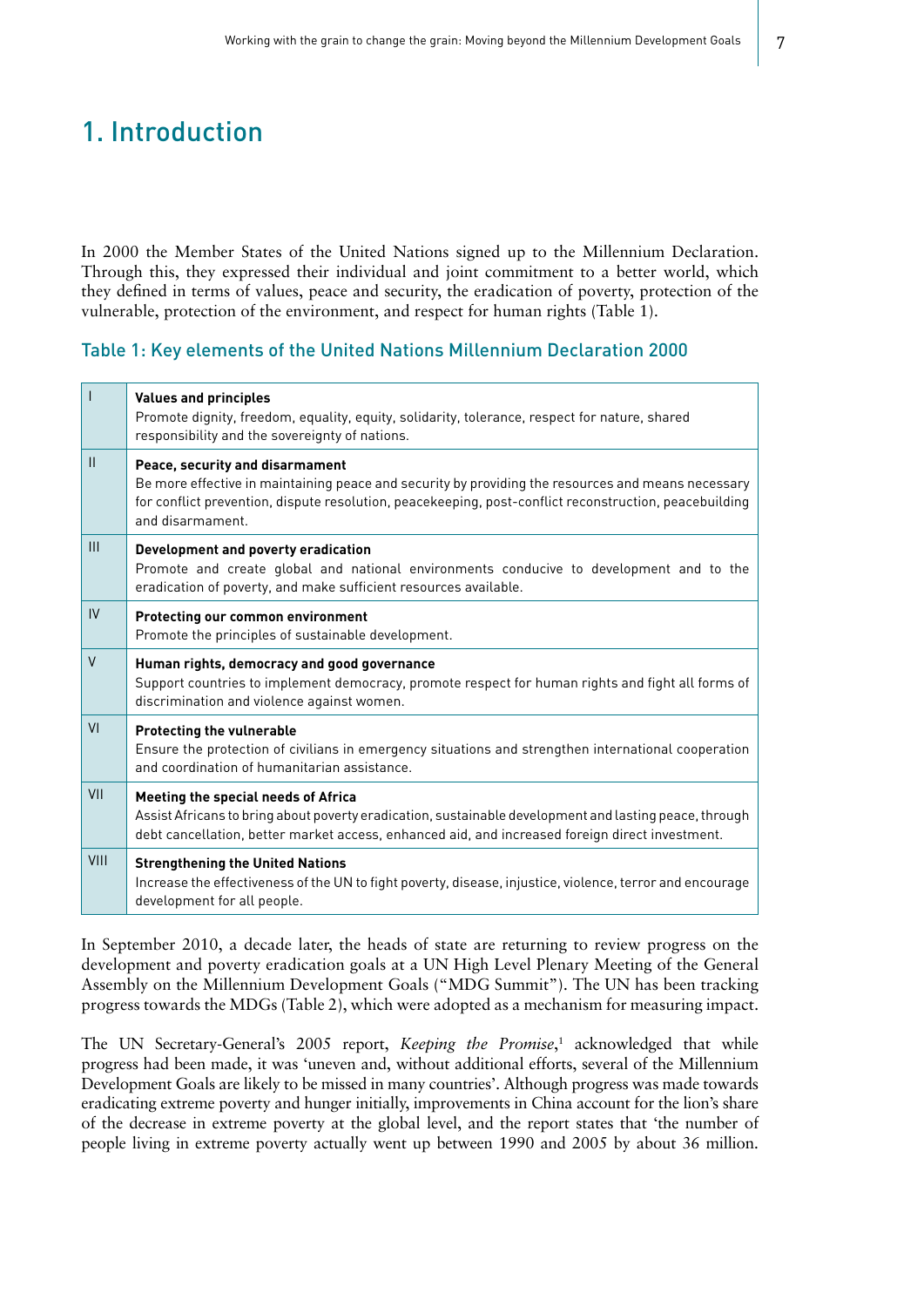# 1. Introduction

In 2000 the Member States of the United Nations signed up to the Millennium Declaration. Through this, they expressed their individual and joint commitment to a better world, which they defined in terms of values, peace and security, the eradication of poverty, protection of the vulnerable, protection of the environment, and respect for human rights (Table 1).

### Table 1: Key elements of the United Nations Millennium Declaration 2000

| | |
|---|---|
| I | **Values and principles**<br>Promote dignity, freedom, equality, equity, solidarity, tolerance, respect for nature, shared responsibility and the sovereignty of nations. |
| II | **Peace, security and disarmament**<br>Be more effective in maintaining peace and security by providing the resources and means necessary for conflict prevention, dispute resolution, peacekeeping, post-conflict reconstruction, peacebuilding and disarmament. |
| III | **Development and poverty eradication**<br>Promote and create global and national environments conducive to development and to the eradication of poverty, and make sufficient resources available. |
| IV | **Protecting our common environment**<br>Promote the principles of sustainable development. |
| V | **Human rights, democracy and good governance**<br>Support countries to implement democracy, promote respect for human rights and fight all forms of discrimination and violence against women. |
| VI | **Protecting the vulnerable**<br>Ensure the protection of civilians in emergency situations and strengthen international cooperation and coordination of humanitarian assistance. |
| VII | **Meeting the special needs of Africa**<br>Assist Africans to bring about poverty eradication, sustainable development and lasting peace, through debt cancellation, better market access, enhanced aid, and increased foreign direct investment. |
| VIII | **Strengthening the United Nations**<br>Increase the effectiveness of the UN to fight poverty, disease, injustice, violence, terror and encourage development for all people. |

In September 2010, a decade later, the heads of state are returning to review progress on the development and poverty eradication goals at a UN High Level Plenary Meeting of the General Assembly on the Millennium Development Goals ("MDG Summit"). The UN has been tracking progress towards the MDGs (Table 2), which were adopted as a mechanism for measuring impact.

The UN Secretary-General's 2005 report, *Keeping the Promise*,[1] acknowledged that while progress had been made, it was 'uneven and, without additional efforts, several of the Millennium Development Goals are likely to be missed in many countries'. Although progress was made towards eradicating extreme poverty and hunger initially, improvements in China account for the lion's share of the decrease in extreme poverty at the global level, and the report states that 'the number of people living in extreme poverty actually went up between 1990 and 2005 by about 36 million.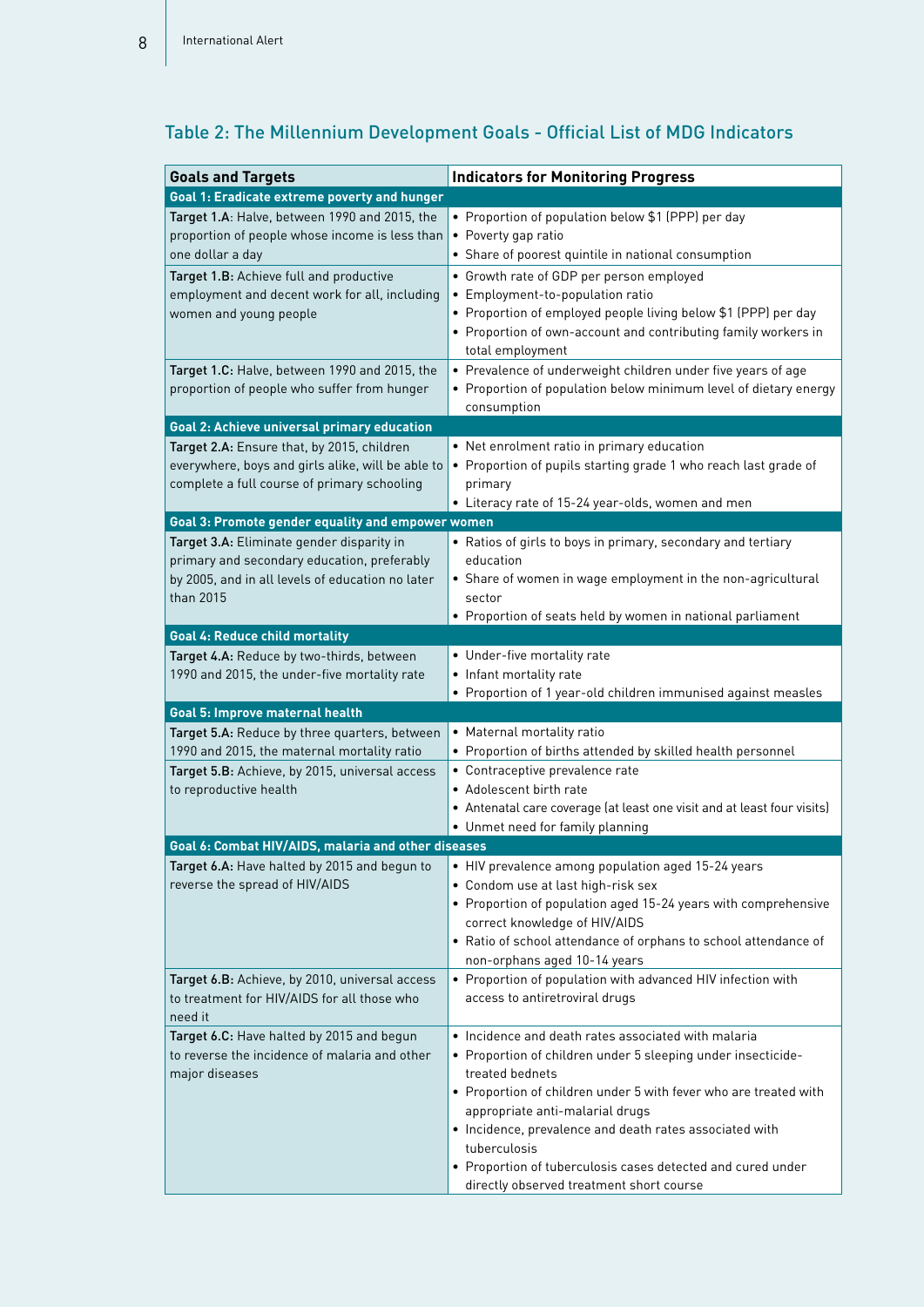## Table 2: The Millennium Development Goals - Official List of MDG Indicators

| Goals and Targets | Indicators for Monitoring Progress |
| --- | --- |
| **Goal 1: Eradicate extreme poverty and hunger** | |
| **Target 1.A**: Halve, between 1990 and 2015, the proportion of people whose income is less than one dollar a day | • Proportion of population below $1 (PPP) per day<br>• Poverty gap ratio<br>• Share of poorest quintile in national consumption |
| **Target 1.B:** Achieve full and productive employment and decent work for all, including women and young people | • Growth rate of GDP per person employed<br>• Employment-to-population ratio<br>• Proportion of employed people living below $1 (PPP) per day<br>• Proportion of own-account and contributing family workers in total employment |
| **Target 1.C:** Halve, between 1990 and 2015, the proportion of people who suffer from hunger | • Prevalence of underweight children under five years of age<br>• Proportion of population below minimum level of dietary energy consumption |
| **Goal 2: Achieve universal primary education** | |
| **Target 2.A:** Ensure that, by 2015, children everywhere, boys and girls alike, will be able to complete a full course of primary schooling | • Net enrolment ratio in primary education<br>• Proportion of pupils starting grade 1 who reach last grade of primary<br>• Literacy rate of 15-24 year-olds, women and men |
| **Goal 3: Promote gender equality and empower women** | |
| **Target 3.A:** Eliminate gender disparity in primary and secondary education, preferably by 2005, and in all levels of education no later than 2015 | • Ratios of girls to boys in primary, secondary and tertiary education<br>• Share of women in wage employment in the non-agricultural sector<br>• Proportion of seats held by women in national parliament |
| **Goal 4: Reduce child mortality** | |
| **Target 4.A:** Reduce by two-thirds, between 1990 and 2015, the under-five mortality rate | • Under-five mortality rate<br>• Infant mortality rate<br>• Proportion of 1 year-old children immunised against measles |
| **Goal 5: Improve maternal health** | |
| **Target 5.A:** Reduce by three quarters, between 1990 and 2015, the maternal mortality ratio | • Maternal mortality ratio<br>• Proportion of births attended by skilled health personnel |
| **Target 5.B:** Achieve, by 2015, universal access to reproductive health | • Contraceptive prevalence rate<br>• Adolescent birth rate<br>• Antenatal care coverage (at least one visit and at least four visits)<br>• Unmet need for family planning |
| **Goal 6: Combat HIV/AIDS, malaria and other diseases** | |
| **Target 6.A:** Have halted by 2015 and begun to reverse the spread of HIV/AIDS | • HIV prevalence among population aged 15-24 years<br>• Condom use at last high-risk sex<br>• Proportion of population aged 15-24 years with comprehensive correct knowledge of HIV/AIDS<br>• Ratio of school attendance of orphans to school attendance of non-orphans aged 10-14 years |
| **Target 6.B:** Achieve, by 2010, universal access to treatment for HIV/AIDS for all those who need it | • Proportion of population with advanced HIV infection with access to antiretroviral drugs |
| **Target 6.C:** Have halted by 2015 and begun to reverse the incidence of malaria and other major diseases | • Incidence and death rates associated with malaria<br>• Proportion of children under 5 sleeping under insecticide-treated bednets<br>• Proportion of children under 5 with fever who are treated with appropriate anti-malarial drugs<br>• Incidence, prevalence and death rates associated with tuberculosis<br>• Proportion of tuberculosis cases detected and cured under directly observed treatment short course |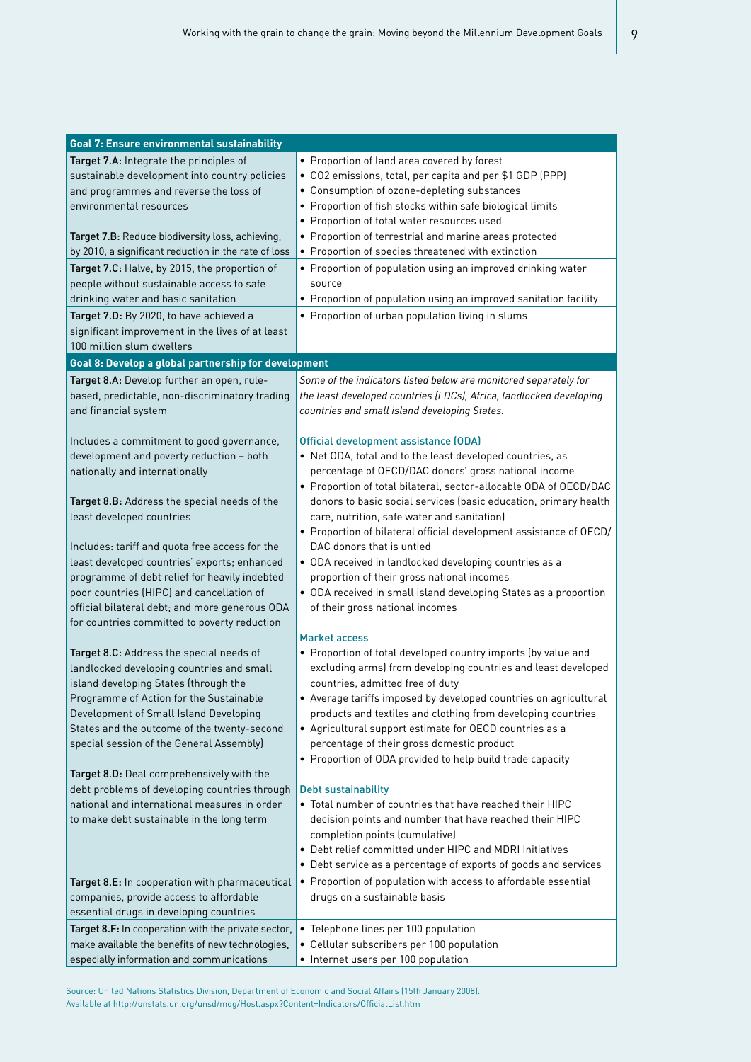| Goal 7: Ensure environmental sustainability | |
|---|---|
| **Target 7.A:** Integrate the principles of sustainable development into country policies and programmes and reverse the loss of environmental resources<br><br>**Target 7.B:** Reduce biodiversity loss, achieving, by 2010, a significant reduction in the rate of loss | • Proportion of land area covered by forest<br>• CO2 emissions, total, per capita and per $1 GDP (PPP)<br>• Consumption of ozone-depleting substances<br>• Proportion of fish stocks within safe biological limits<br>• Proportion of total water resources used<br>• Proportion of terrestrial and marine areas protected<br>• Proportion of species threatened with extinction |
| **Target 7.C:** Halve, by 2015, the proportion of people without sustainable access to safe drinking water and basic sanitation | • Proportion of population using an improved drinking water source<br>• Proportion of population using an improved sanitation facility |
| **Target 7.D:** By 2020, to have achieved a significant improvement in the lives of at least 100 million slum dwellers | • Proportion of urban population living in slums |
| **Goal 8: Develop a global partnership for development** | |
| **Target 8.A:** Develop further an open, rule-based, predictable, non-discriminatory trading and financial system<br><br>Includes a commitment to good governance, development and poverty reduction – both nationally and internationally<br><br>**Target 8.B:** Address the special needs of the least developed countries<br><br>Includes: tariff and quota free access for the least developed countries' exports; enhanced programme of debt relief for heavily indebted poor countries (HIPC) and cancellation of official bilateral debt; and more generous ODA for countries committed to poverty reduction<br><br>**Target 8.C:** Address the special needs of landlocked developing countries and small island developing States (through the Programme of Action for the Sustainable Development of Small Island Developing States and the outcome of the twenty-second special session of the General Assembly)<br><br>**Target 8.D:** Deal comprehensively with the debt problems of developing countries through national and international measures in order to make debt sustainable in the long term | *Some of the indicators listed below are monitored separately for the least developed countries (LDCs), Africa, landlocked developing countries and small island developing States.*<br><br>Official development assistance (ODA)<br>• Net ODA, total and to the least developed countries, as percentage of OECD/DAC donors' gross national income<br>• Proportion of total bilateral, sector-allocable ODA of OECD/DAC donors to basic social services (basic education, primary health care, nutrition, safe water and sanitation)<br>• Proportion of bilateral official development assistance of OECD/DAC donors that is untied<br>• ODA received in landlocked developing countries as a proportion of their gross national incomes<br>• ODA received in small island developing States as a proportion of their gross national incomes<br><br>Market access<br>• Proportion of total developed country imports (by value and excluding arms) from developing countries and least developed countries, admitted free of duty<br>• Average tariffs imposed by developed countries on agricultural products and textiles and clothing from developing countries<br>• Agricultural support estimate for OECD countries as a percentage of their gross domestic product<br>• Proportion of ODA provided to help build trade capacity<br><br>Debt sustainability<br>• Total number of countries that have reached their HIPC decision points and number that have reached their HIPC completion points (cumulative)<br>• Debt relief committed under HIPC and MDRI Initiatives<br>• Debt service as a percentage of exports of goods and services |
| **Target 8.E:** In cooperation with pharmaceutical companies, provide access to affordable essential drugs in developing countries | • Proportion of population with access to affordable essential drugs on a sustainable basis |
| **Target 8.F:** In cooperation with the private sector, make available the benefits of new technologies, especially information and communications | • Telephone lines per 100 population<br>• Cellular subscribers per 100 population<br>• Internet users per 100 population |

Source: United Nations Statistics Division, Department of Economic and Social Affairs (15th January 2008). Available at http://unstats.un.org/unsd/mdg/Host.aspx?Content=Indicators/OfficialList.htm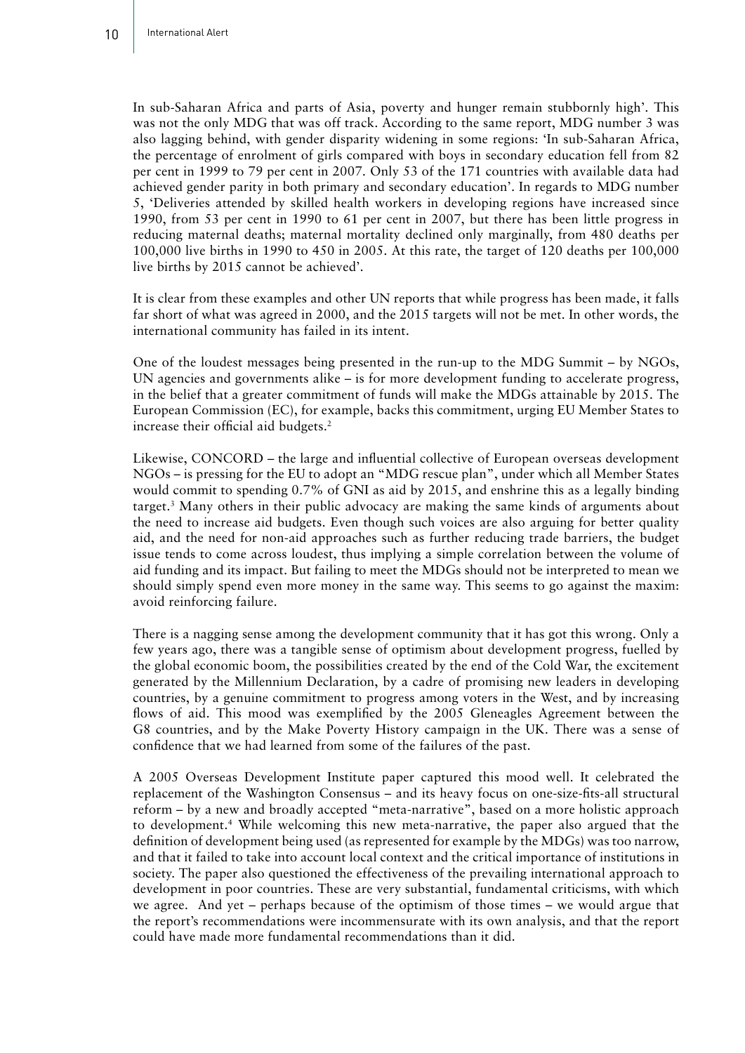In sub-Saharan Africa and parts of Asia, poverty and hunger remain stubbornly high'. This was not the only MDG that was off track. According to the same report, MDG number 3 was also lagging behind, with gender disparity widening in some regions: 'In sub-Saharan Africa, the percentage of enrolment of girls compared with boys in secondary education fell from 82 per cent in 1999 to 79 per cent in 2007. Only 53 of the 171 countries with available data had achieved gender parity in both primary and secondary education'. In regards to MDG number 5, 'Deliveries attended by skilled health workers in developing regions have increased since 1990, from 53 per cent in 1990 to 61 per cent in 2007, but there has been little progress in reducing maternal deaths; maternal mortality declined only marginally, from 480 deaths per 100,000 live births in 1990 to 450 in 2005. At this rate, the target of 120 deaths per 100,000 live births by 2015 cannot be achieved'.

It is clear from these examples and other UN reports that while progress has been made, it falls far short of what was agreed in 2000, and the 2015 targets will not be met. In other words, the international community has failed in its intent.

One of the loudest messages being presented in the run-up to the MDG Summit – by NGOs, UN agencies and governments alike – is for more development funding to accelerate progress, in the belief that a greater commitment of funds will make the MDGs attainable by 2015. The European Commission (EC), for example, backs this commitment, urging EU Member States to increase their official aid budgets.[2]

Likewise, CONCORD – the large and influential collective of European overseas development NGOs – is pressing for the EU to adopt an "MDG rescue plan", under which all Member States would commit to spending 0.7% of GNI as aid by 2015, and enshrine this as a legally binding target.[3] Many others in their public advocacy are making the same kinds of arguments about the need to increase aid budgets. Even though such voices are also arguing for better quality aid, and the need for non-aid approaches such as further reducing trade barriers, the budget issue tends to come across loudest, thus implying a simple correlation between the volume of aid funding and its impact. But failing to meet the MDGs should not be interpreted to mean we should simply spend even more money in the same way. This seems to go against the maxim: avoid reinforcing failure.

There is a nagging sense among the development community that it has got this wrong. Only a few years ago, there was a tangible sense of optimism about development progress, fuelled by the global economic boom, the possibilities created by the end of the Cold War, the excitement generated by the Millennium Declaration, by a cadre of promising new leaders in developing countries, by a genuine commitment to progress among voters in the West, and by increasing flows of aid. This mood was exemplified by the 2005 Gleneagles Agreement between the G8 countries, and by the Make Poverty History campaign in the UK. There was a sense of confidence that we had learned from some of the failures of the past.

A 2005 Overseas Development Institute paper captured this mood well. It celebrated the replacement of the Washington Consensus – and its heavy focus on one-size-fits-all structural reform – by a new and broadly accepted "meta-narrative", based on a more holistic approach to development.[4] While welcoming this new meta-narrative, the paper also argued that the definition of development being used (as represented for example by the MDGs) was too narrow, and that it failed to take into account local context and the critical importance of institutions in society. The paper also questioned the effectiveness of the prevailing international approach to development in poor countries. These are very substantial, fundamental criticisms, with which we agree. And yet – perhaps because of the optimism of those times – we would argue that the report's recommendations were incommensurate with its own analysis, and that the report could have made more fundamental recommendations than it did.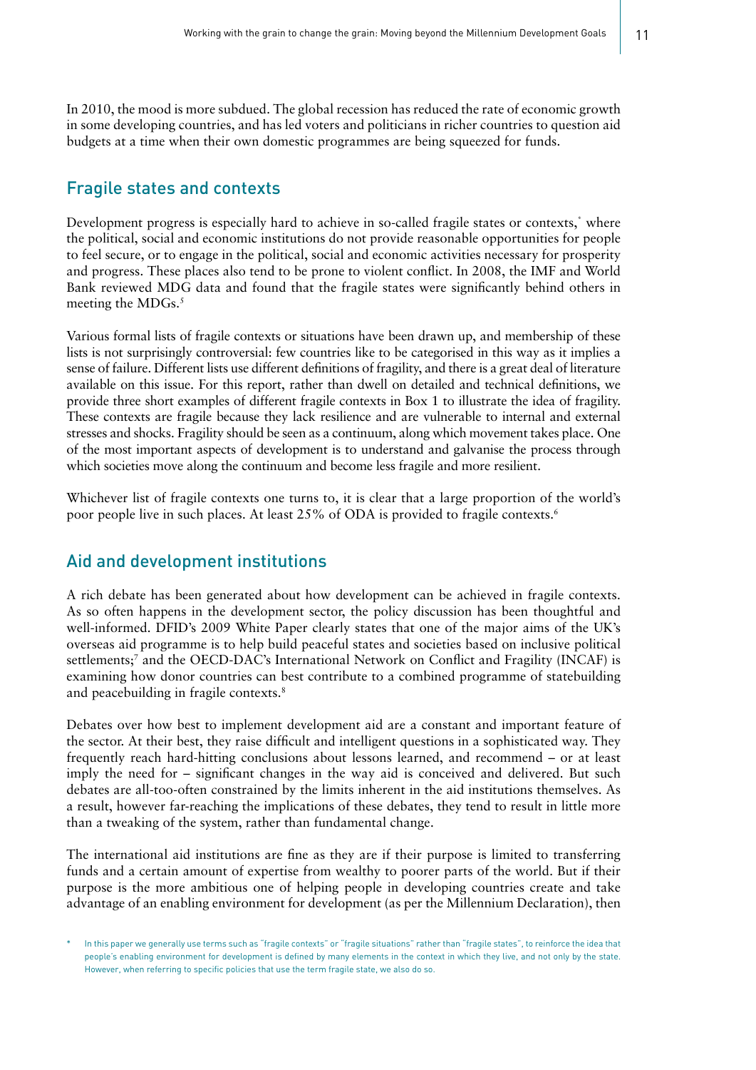In 2010, the mood is more subdued. The global recession has reduced the rate of economic growth in some developing countries, and has led voters and politicians in richer countries to question aid budgets at a time when their own domestic programmes are being squeezed for funds.

## Fragile states and contexts

Development progress is especially hard to achieve in so-called fragile states or contexts,* where the political, social and economic institutions do not provide reasonable opportunities for people to feel secure, or to engage in the political, social and economic activities necessary for prosperity and progress. These places also tend to be prone to violent conflict. In 2008, the IMF and World Bank reviewed MDG data and found that the fragile states were significantly behind others in meeting the MDGs.[5]

Various formal lists of fragile contexts or situations have been drawn up, and membership of these lists is not surprisingly controversial: few countries like to be categorised in this way as it implies a sense of failure. Different lists use different definitions of fragility, and there is a great deal of literature available on this issue. For this report, rather than dwell on detailed and technical definitions, we provide three short examples of different fragile contexts in Box 1 to illustrate the idea of fragility. These contexts are fragile because they lack resilience and are vulnerable to internal and external stresses and shocks. Fragility should be seen as a continuum, along which movement takes place. One of the most important aspects of development is to understand and galvanise the process through which societies move along the continuum and become less fragile and more resilient.

Whichever list of fragile contexts one turns to, it is clear that a large proportion of the world's poor people live in such places. At least 25% of ODA is provided to fragile contexts.[6]

## Aid and development institutions

A rich debate has been generated about how development can be achieved in fragile contexts. As so often happens in the development sector, the policy discussion has been thoughtful and well-informed. DFID's 2009 White Paper clearly states that one of the major aims of the UK's overseas aid programme is to help build peaceful states and societies based on inclusive political settlements;[7] and the OECD-DAC's International Network on Conflict and Fragility (INCAF) is examining how donor countries can best contribute to a combined programme of statebuilding and peacebuilding in fragile contexts.[8]

Debates over how best to implement development aid are a constant and important feature of the sector. At their best, they raise difficult and intelligent questions in a sophisticated way. They frequently reach hard-hitting conclusions about lessons learned, and recommend – or at least imply the need for – significant changes in the way aid is conceived and delivered. But such debates are all-too-often constrained by the limits inherent in the aid institutions themselves. As a result, however far-reaching the implications of these debates, they tend to result in little more than a tweaking of the system, rather than fundamental change.

The international aid institutions are fine as they are if their purpose is limited to transferring funds and a certain amount of expertise from wealthy to poorer parts of the world. But if their purpose is the more ambitious one of helping people in developing countries create and take advantage of an enabling environment for development (as per the Millennium Declaration), then

\* In this paper we generally use terms such as "fragile contexts" or "fragile situations" rather than "fragile states", to reinforce the idea that people's enabling environment for development is defined by many elements in the context in which they live, and not only by the state. However, when referring to specific policies that use the term fragile state, we also do so.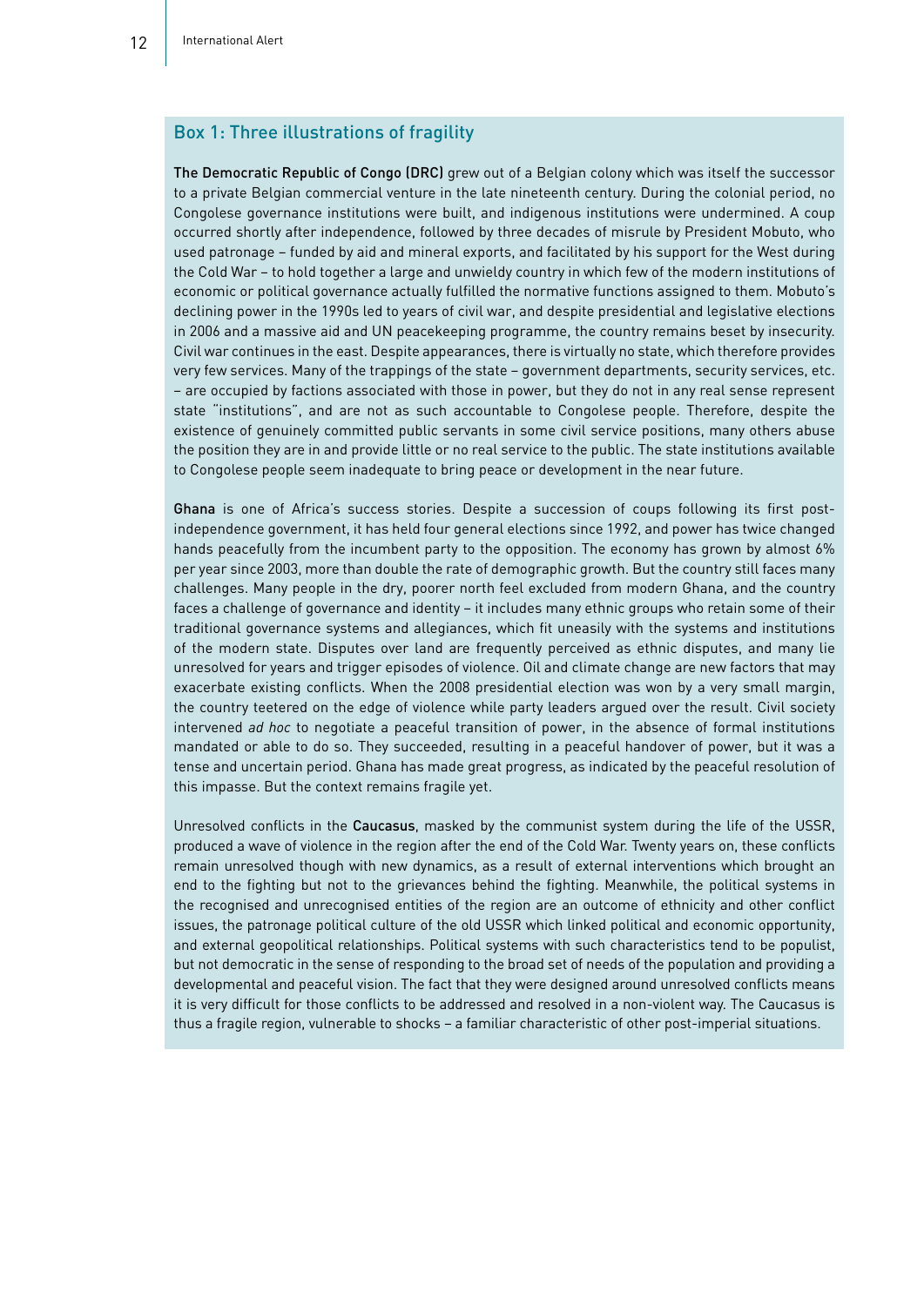### Box 1: Three illustrations of fragility

**The Democratic Republic of Congo (DRC)** grew out of a Belgian colony which was itself the successor to a private Belgian commercial venture in the late nineteenth century. During the colonial period, no Congolese governance institutions were built, and indigenous institutions were undermined. A coup occurred shortly after independence, followed by three decades of misrule by President Mobuto, who used patronage – funded by aid and mineral exports, and facilitated by his support for the West during the Cold War – to hold together a large and unwieldy country in which few of the modern institutions of economic or political governance actually fulfilled the normative functions assigned to them. Mobuto's declining power in the 1990s led to years of civil war, and despite presidential and legislative elections in 2006 and a massive aid and UN peacekeeping programme, the country remains beset by insecurity. Civil war continues in the east. Despite appearances, there is virtually no state, which therefore provides very few services. Many of the trappings of the state – government departments, security services, etc. – are occupied by factions associated with those in power, but they do not in any real sense represent state "institutions", and are not as such accountable to Congolese people. Therefore, despite the existence of genuinely committed public servants in some civil service positions, many others abuse the position they are in and provide little or no real service to the public. The state institutions available to Congolese people seem inadequate to bring peace or development in the near future.

**Ghana** is one of Africa's success stories. Despite a succession of coups following its first post-independence government, it has held four general elections since 1992, and power has twice changed hands peacefully from the incumbent party to the opposition. The economy has grown by almost 6% per year since 2003, more than double the rate of demographic growth. But the country still faces many challenges. Many people in the dry, poorer north feel excluded from modern Ghana, and the country faces a challenge of governance and identity – it includes many ethnic groups who retain some of their traditional governance systems and allegiances, which fit uneasily with the systems and institutions of the modern state. Disputes over land are frequently perceived as ethnic disputes, and many lie unresolved for years and trigger episodes of violence. Oil and climate change are new factors that may exacerbate existing conflicts. When the 2008 presidential election was won by a very small margin, the country teetered on the edge of violence while party leaders argued over the result. Civil society intervened *ad hoc* to negotiate a peaceful transition of power, in the absence of formal institutions mandated or able to do so. They succeeded, resulting in a peaceful handover of power, but it was a tense and uncertain period. Ghana has made great progress, as indicated by the peaceful resolution of this impasse. But the context remains fragile yet.

Unresolved conflicts in the **Caucasus**, masked by the communist system during the life of the USSR, produced a wave of violence in the region after the end of the Cold War. Twenty years on, these conflicts remain unresolved though with new dynamics, as a result of external interventions which brought an end to the fighting but not to the grievances behind the fighting. Meanwhile, the political systems in the recognised and unrecognised entities of the region are an outcome of ethnicity and other conflict issues, the patronage political culture of the old USSR which linked political and economic opportunity, and external geopolitical relationships. Political systems with such characteristics tend to be populist, but not democratic in the sense of responding to the broad set of needs of the population and providing a developmental and peaceful vision. The fact that they were designed around unresolved conflicts means it is very difficult for those conflicts to be addressed and resolved in a non-violent way. The Caucasus is thus a fragile region, vulnerable to shocks – a familiar characteristic of other post-imperial situations.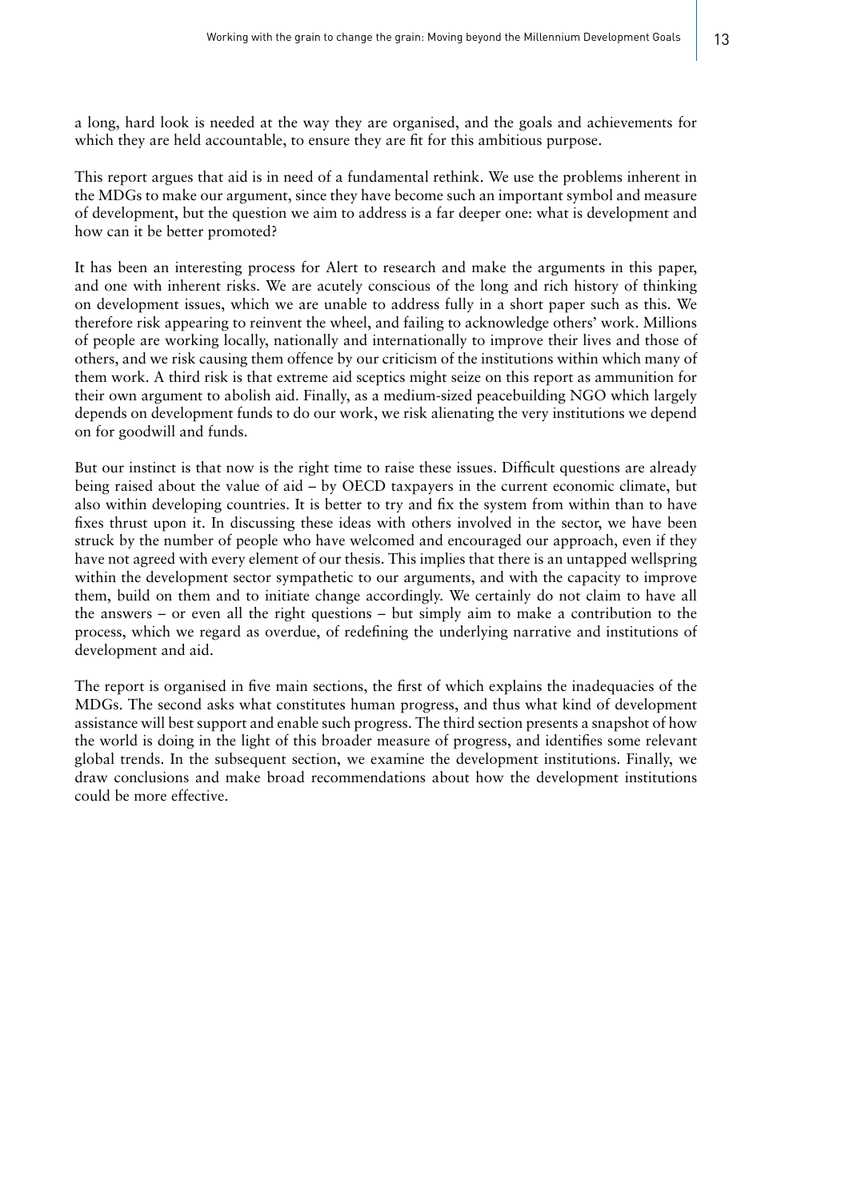a long, hard look is needed at the way they are organised, and the goals and achievements for which they are held accountable, to ensure they are fit for this ambitious purpose.

This report argues that aid is in need of a fundamental rethink. We use the problems inherent in the MDGs to make our argument, since they have become such an important symbol and measure of development, but the question we aim to address is a far deeper one: what is development and how can it be better promoted?

It has been an interesting process for Alert to research and make the arguments in this paper, and one with inherent risks. We are acutely conscious of the long and rich history of thinking on development issues, which we are unable to address fully in a short paper such as this. We therefore risk appearing to reinvent the wheel, and failing to acknowledge others' work. Millions of people are working locally, nationally and internationally to improve their lives and those of others, and we risk causing them offence by our criticism of the institutions within which many of them work. A third risk is that extreme aid sceptics might seize on this report as ammunition for their own argument to abolish aid. Finally, as a medium-sized peacebuilding NGO which largely depends on development funds to do our work, we risk alienating the very institutions we depend on for goodwill and funds.

But our instinct is that now is the right time to raise these issues. Difficult questions are already being raised about the value of aid – by OECD taxpayers in the current economic climate, but also within developing countries. It is better to try and fix the system from within than to have fixes thrust upon it. In discussing these ideas with others involved in the sector, we have been struck by the number of people who have welcomed and encouraged our approach, even if they have not agreed with every element of our thesis. This implies that there is an untapped wellspring within the development sector sympathetic to our arguments, and with the capacity to improve them, build on them and to initiate change accordingly. We certainly do not claim to have all the answers – or even all the right questions – but simply aim to make a contribution to the process, which we regard as overdue, of redefining the underlying narrative and institutions of development and aid.

The report is organised in five main sections, the first of which explains the inadequacies of the MDGs. The second asks what constitutes human progress, and thus what kind of development assistance will best support and enable such progress. The third section presents a snapshot of how the world is doing in the light of this broader measure of progress, and identifies some relevant global trends. In the subsequent section, we examine the development institutions. Finally, we draw conclusions and make broad recommendations about how the development institutions could be more effective.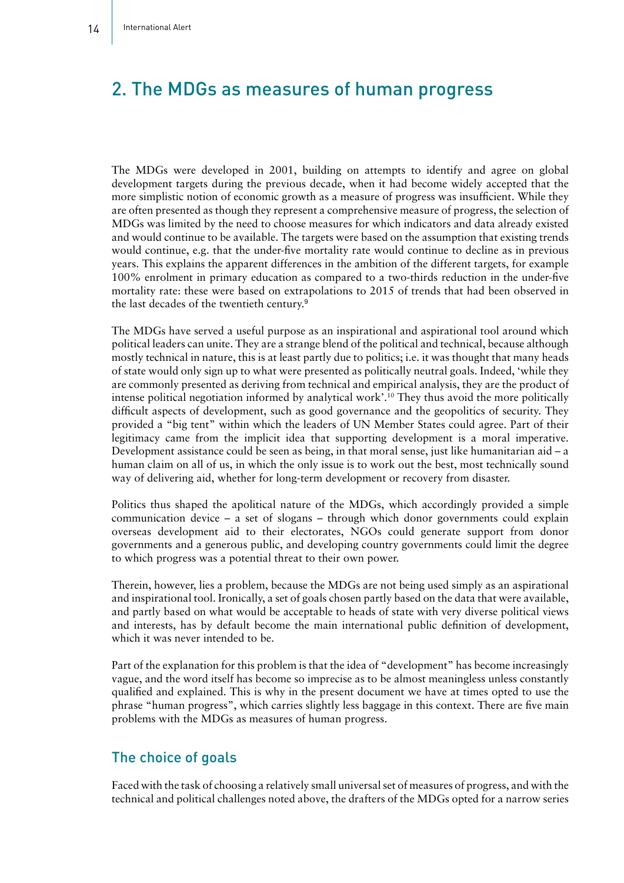## 2. The MDGs as measures of human progress

The MDGs were developed in 2001, building on attempts to identify and agree on global development targets during the previous decade, when it had become widely accepted that the more simplistic notion of economic growth as a measure of progress was insufficient. While they are often presented as though they represent a comprehensive measure of progress, the selection of MDGs was limited by the need to choose measures for which indicators and data already existed and would continue to be available. The targets were based on the assumption that existing trends would continue, e.g. that the under-five mortality rate would continue to decline as in previous years. This explains the apparent differences in the ambition of the different targets, for example 100% enrolment in primary education as compared to a two-thirds reduction in the under-five mortality rate: these were based on extrapolations to 2015 of trends that had been observed in the last decades of the twentieth century.[9]

The MDGs have served a useful purpose as an inspirational and aspirational tool around which political leaders can unite. They are a strange blend of the political and technical, because although mostly technical in nature, this is at least partly due to politics; i.e. it was thought that many heads of state would only sign up to what were presented as politically neutral goals. Indeed, 'while they are commonly presented as deriving from technical and empirical analysis, they are the product of intense political negotiation informed by analytical work'.[10] They thus avoid the more politically difficult aspects of development, such as good governance and the geopolitics of security. They provided a "big tent" within which the leaders of UN Member States could agree. Part of their legitimacy came from the implicit idea that supporting development is a moral imperative. Development assistance could be seen as being, in that moral sense, just like humanitarian aid – a human claim on all of us, in which the only issue is to work out the best, most technically sound way of delivering aid, whether for long-term development or recovery from disaster.

Politics thus shaped the apolitical nature of the MDGs, which accordingly provided a simple communication device – a set of slogans – through which donor governments could explain overseas development aid to their electorates, NGOs could generate support from donor governments and a generous public, and developing country governments could limit the degree to which progress was a potential threat to their own power.

Therein, however, lies a problem, because the MDGs are not being used simply as an aspirational and inspirational tool. Ironically, a set of goals chosen partly based on the data that were available, and partly based on what would be acceptable to heads of state with very diverse political views and interests, has by default become the main international public definition of development, which it was never intended to be.

Part of the explanation for this problem is that the idea of "development" has become increasingly vague, and the word itself has become so imprecise as to be almost meaningless unless constantly qualified and explained. This is why in the present document we have at times opted to use the phrase "human progress", which carries slightly less baggage in this context. There are five main problems with the MDGs as measures of human progress.

### The choice of goals

Faced with the task of choosing a relatively small universal set of measures of progress, and with the technical and political challenges noted above, the drafters of the MDGs opted for a narrow series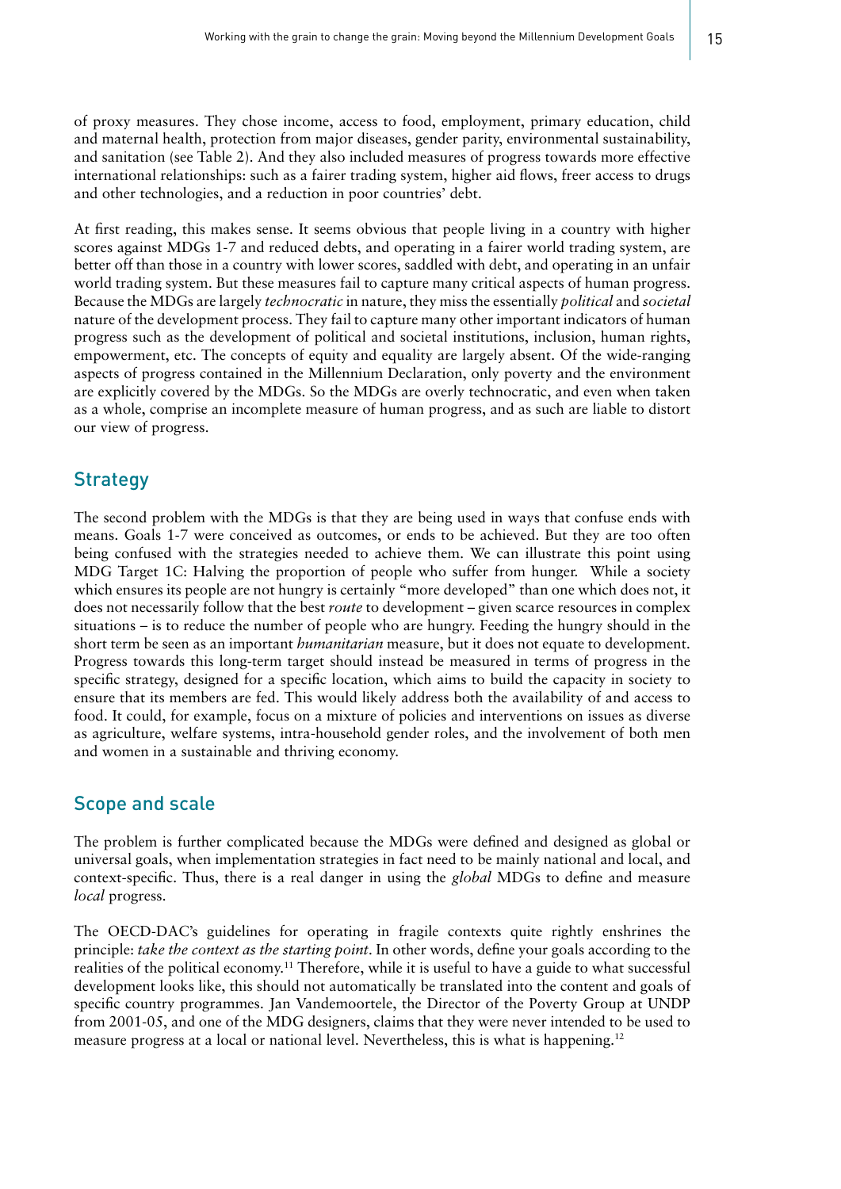of proxy measures. They chose income, access to food, employment, primary education, child and maternal health, protection from major diseases, gender parity, environmental sustainability, and sanitation (see Table 2). And they also included measures of progress towards more effective international relationships: such as a fairer trading system, higher aid flows, freer access to drugs and other technologies, and a reduction in poor countries' debt.

At first reading, this makes sense. It seems obvious that people living in a country with higher scores against MDGs 1-7 and reduced debts, and operating in a fairer world trading system, are better off than those in a country with lower scores, saddled with debt, and operating in an unfair world trading system. But these measures fail to capture many critical aspects of human progress. Because the MDGs are largely *technocratic* in nature, they miss the essentially *political* and *societal* nature of the development process. They fail to capture many other important indicators of human progress such as the development of political and societal institutions, inclusion, human rights, empowerment, etc. The concepts of equity and equality are largely absent. Of the wide-ranging aspects of progress contained in the Millennium Declaration, only poverty and the environment are explicitly covered by the MDGs. So the MDGs are overly technocratic, and even when taken as a whole, comprise an incomplete measure of human progress, and as such are liable to distort our view of progress.

## Strategy

The second problem with the MDGs is that they are being used in ways that confuse ends with means. Goals 1-7 were conceived as outcomes, or ends to be achieved. But they are too often being confused with the strategies needed to achieve them. We can illustrate this point using MDG Target 1C: Halving the proportion of people who suffer from hunger. While a society which ensures its people are not hungry is certainly "more developed" than one which does not, it does not necessarily follow that the best *route* to development – given scarce resources in complex situations – is to reduce the number of people who are hungry. Feeding the hungry should in the short term be seen as an important *humanitarian* measure, but it does not equate to development. Progress towards this long-term target should instead be measured in terms of progress in the specific strategy, designed for a specific location, which aims to build the capacity in society to ensure that its members are fed. This would likely address both the availability of and access to food. It could, for example, focus on a mixture of policies and interventions on issues as diverse as agriculture, welfare systems, intra-household gender roles, and the involvement of both men and women in a sustainable and thriving economy.

## Scope and scale

The problem is further complicated because the MDGs were defined and designed as global or universal goals, when implementation strategies in fact need to be mainly national and local, and context-specific. Thus, there is a real danger in using the *global* MDGs to define and measure *local* progress.

The OECD-DAC's guidelines for operating in fragile contexts quite rightly enshrines the principle: *take the context as the starting point*. In other words, define your goals according to the realities of the political economy.[11] Therefore, while it is useful to have a guide to what successful development looks like, this should not automatically be translated into the content and goals of specific country programmes. Jan Vandemoortele, the Director of the Poverty Group at UNDP from 2001-05, and one of the MDG designers, claims that they were never intended to be used to measure progress at a local or national level. Nevertheless, this is what is happening.[12]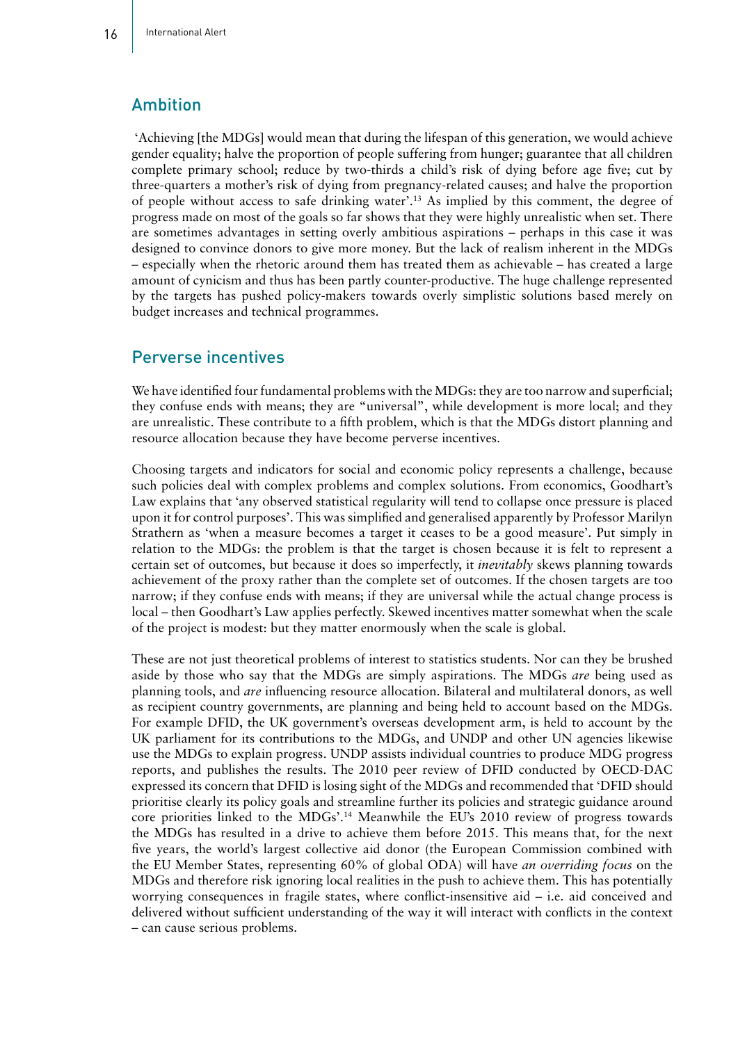## Ambition

'Achieving [the MDGs] would mean that during the lifespan of this generation, we would achieve gender equality; halve the proportion of people suffering from hunger; guarantee that all children complete primary school; reduce by two-thirds a child's risk of dying before age five; cut by three-quarters a mother's risk of dying from pregnancy-related causes; and halve the proportion of people without access to safe drinking water'.[13] As implied by this comment, the degree of progress made on most of the goals so far shows that they were highly unrealistic when set. There are sometimes advantages in setting overly ambitious aspirations – perhaps in this case it was designed to convince donors to give more money. But the lack of realism inherent in the MDGs – especially when the rhetoric around them has treated them as achievable – has created a large amount of cynicism and thus has been partly counter-productive. The huge challenge represented by the targets has pushed policy-makers towards overly simplistic solutions based merely on budget increases and technical programmes.

## Perverse incentives

We have identified four fundamental problems with the MDGs: they are too narrow and superficial; they confuse ends with means; they are "universal", while development is more local; and they are unrealistic. These contribute to a fifth problem, which is that the MDGs distort planning and resource allocation because they have become perverse incentives.

Choosing targets and indicators for social and economic policy represents a challenge, because such policies deal with complex problems and complex solutions. From economics, Goodhart's Law explains that 'any observed statistical regularity will tend to collapse once pressure is placed upon it for control purposes'. This was simplified and generalised apparently by Professor Marilyn Strathern as 'when a measure becomes a target it ceases to be a good measure'. Put simply in relation to the MDGs: the problem is that the target is chosen because it is felt to represent a certain set of outcomes, but because it does so imperfectly, it *inevitably* skews planning towards achievement of the proxy rather than the complete set of outcomes. If the chosen targets are too narrow; if they confuse ends with means; if they are universal while the actual change process is local – then Goodhart's Law applies perfectly. Skewed incentives matter somewhat when the scale of the project is modest: but they matter enormously when the scale is global.

These are not just theoretical problems of interest to statistics students. Nor can they be brushed aside by those who say that the MDGs are simply aspirations. The MDGs *are* being used as planning tools, and *are* influencing resource allocation. Bilateral and multilateral donors, as well as recipient country governments, are planning and being held to account based on the MDGs. For example DFID, the UK government's overseas development arm, is held to account by the UK parliament for its contributions to the MDGs, and UNDP and other UN agencies likewise use the MDGs to explain progress. UNDP assists individual countries to produce MDG progress reports, and publishes the results. The 2010 peer review of DFID conducted by OECD-DAC expressed its concern that DFID is losing sight of the MDGs and recommended that 'DFID should prioritise clearly its policy goals and streamline further its policies and strategic guidance around core priorities linked to the MDGs'.[14] Meanwhile the EU's 2010 review of progress towards the MDGs has resulted in a drive to achieve them before 2015. This means that, for the next five years, the world's largest collective aid donor (the European Commission combined with the EU Member States, representing 60% of global ODA) will have *an overriding focus* on the MDGs and therefore risk ignoring local realities in the push to achieve them. This has potentially worrying consequences in fragile states, where conflict-insensitive aid – i.e. aid conceived and delivered without sufficient understanding of the way it will interact with conflicts in the context – can cause serious problems.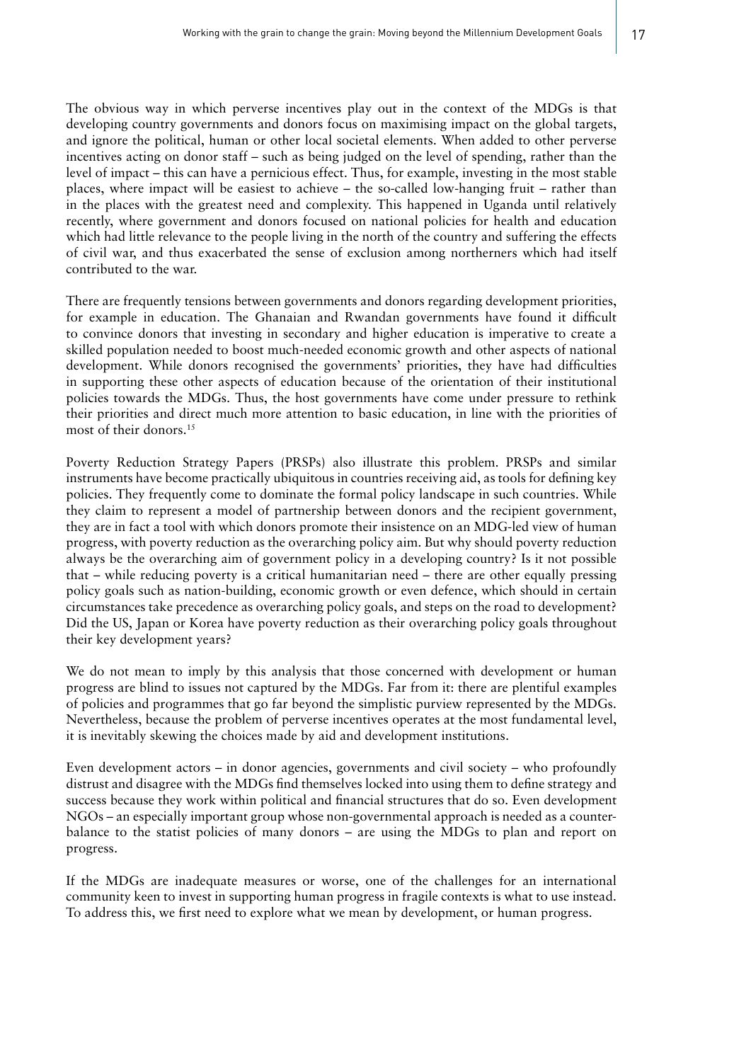The obvious way in which perverse incentives play out in the context of the MDGs is that developing country governments and donors focus on maximising impact on the global targets, and ignore the political, human or other local societal elements. When added to other perverse incentives acting on donor staff – such as being judged on the level of spending, rather than the level of impact – this can have a pernicious effect. Thus, for example, investing in the most stable places, where impact will be easiest to achieve – the so-called low-hanging fruit – rather than in the places with the greatest need and complexity. This happened in Uganda until relatively recently, where government and donors focused on national policies for health and education which had little relevance to the people living in the north of the country and suffering the effects of civil war, and thus exacerbated the sense of exclusion among northerners which had itself contributed to the war.

There are frequently tensions between governments and donors regarding development priorities, for example in education. The Ghanaian and Rwandan governments have found it difficult to convince donors that investing in secondary and higher education is imperative to create a skilled population needed to boost much-needed economic growth and other aspects of national development. While donors recognised the governments' priorities, they have had difficulties in supporting these other aspects of education because of the orientation of their institutional policies towards the MDGs. Thus, the host governments have come under pressure to rethink their priorities and direct much more attention to basic education, in line with the priorities of most of their donors.[15]

Poverty Reduction Strategy Papers (PRSPs) also illustrate this problem. PRSPs and similar instruments have become practically ubiquitous in countries receiving aid, as tools for defining key policies. They frequently come to dominate the formal policy landscape in such countries. While they claim to represent a model of partnership between donors and the recipient government, they are in fact a tool with which donors promote their insistence on an MDG-led view of human progress, with poverty reduction as the overarching policy aim. But why should poverty reduction always be the overarching aim of government policy in a developing country? Is it not possible that – while reducing poverty is a critical humanitarian need – there are other equally pressing policy goals such as nation-building, economic growth or even defence, which should in certain circumstances take precedence as overarching policy goals, and steps on the road to development? Did the US, Japan or Korea have poverty reduction as their overarching policy goals throughout their key development years?

We do not mean to imply by this analysis that those concerned with development or human progress are blind to issues not captured by the MDGs. Far from it: there are plentiful examples of policies and programmes that go far beyond the simplistic purview represented by the MDGs. Nevertheless, because the problem of perverse incentives operates at the most fundamental level, it is inevitably skewing the choices made by aid and development institutions.

Even development actors – in donor agencies, governments and civil society – who profoundly distrust and disagree with the MDGs find themselves locked into using them to define strategy and success because they work within political and financial structures that do so. Even development NGOs – an especially important group whose non-governmental approach is needed as a counter-balance to the statist policies of many donors – are using the MDGs to plan and report on progress.

If the MDGs are inadequate measures or worse, one of the challenges for an international community keen to invest in supporting human progress in fragile contexts is what to use instead. To address this, we first need to explore what we mean by development, or human progress.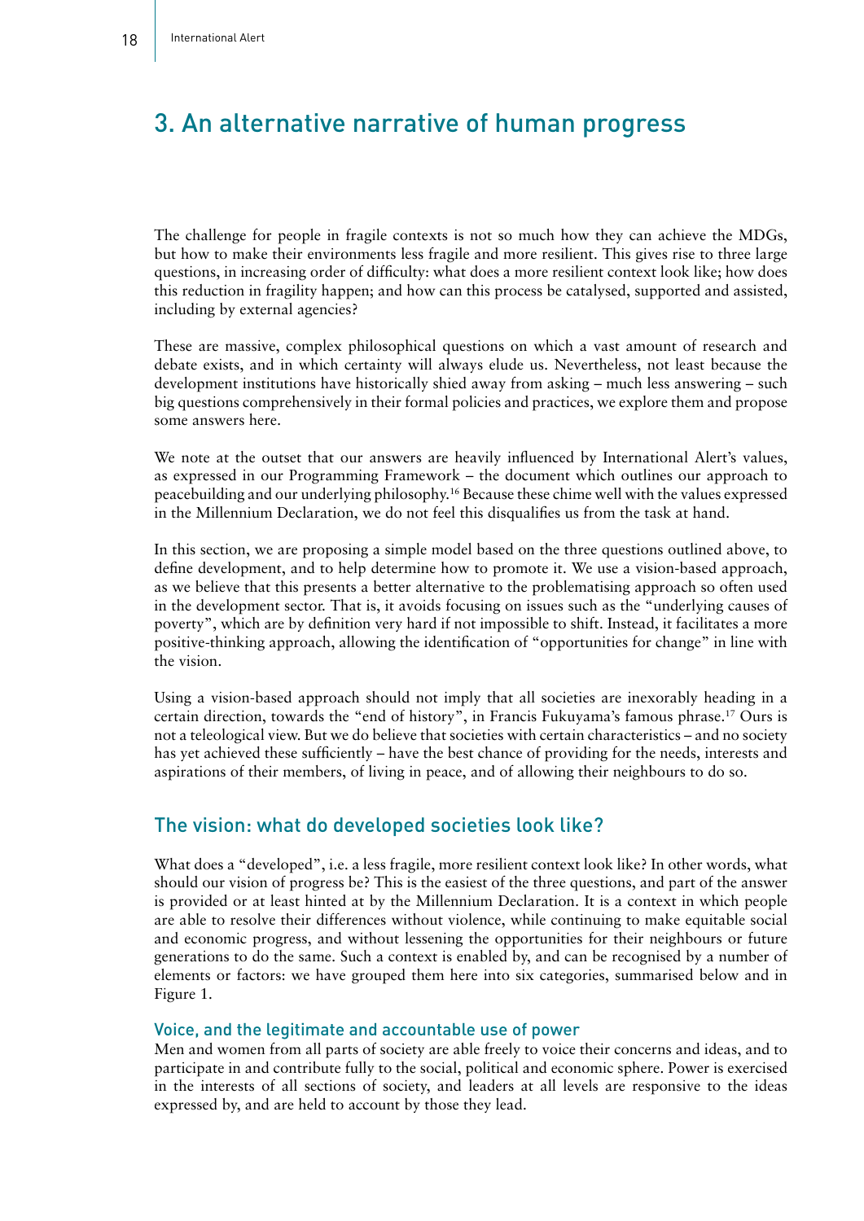# 3. An alternative narrative of human progress

The challenge for people in fragile contexts is not so much how they can achieve the MDGs, but how to make their environments less fragile and more resilient. This gives rise to three large questions, in increasing order of difficulty: what does a more resilient context look like; how does this reduction in fragility happen; and how can this process be catalysed, supported and assisted, including by external agencies?

These are massive, complex philosophical questions on which a vast amount of research and debate exists, and in which certainty will always elude us. Nevertheless, not least because the development institutions have historically shied away from asking – much less answering – such big questions comprehensively in their formal policies and practices, we explore them and propose some answers here.

We note at the outset that our answers are heavily influenced by International Alert's values, as expressed in our Programming Framework – the document which outlines our approach to peacebuilding and our underlying philosophy.[16] Because these chime well with the values expressed in the Millennium Declaration, we do not feel this disqualifies us from the task at hand.

In this section, we are proposing a simple model based on the three questions outlined above, to define development, and to help determine how to promote it. We use a vision-based approach, as we believe that this presents a better alternative to the problematising approach so often used in the development sector. That is, it avoids focusing on issues such as the "underlying causes of poverty", which are by definition very hard if not impossible to shift. Instead, it facilitates a more positive-thinking approach, allowing the identification of "opportunities for change" in line with the vision.

Using a vision-based approach should not imply that all societies are inexorably heading in a certain direction, towards the "end of history", in Francis Fukuyama's famous phrase.[17] Ours is not a teleological view. But we do believe that societies with certain characteristics – and no society has yet achieved these sufficiently – have the best chance of providing for the needs, interests and aspirations of their members, of living in peace, and of allowing their neighbours to do so.

## The vision: what do developed societies look like?

What does a "developed", i.e. a less fragile, more resilient context look like? In other words, what should our vision of progress be? This is the easiest of the three questions, and part of the answer is provided or at least hinted at by the Millennium Declaration. It is a context in which people are able to resolve their differences without violence, while continuing to make equitable social and economic progress, and without lessening the opportunities for their neighbours or future generations to do the same. Such a context is enabled by, and can be recognised by a number of elements or factors: we have grouped them here into six categories, summarised below and in Figure 1.

### Voice, and the legitimate and accountable use of power

Men and women from all parts of society are able freely to voice their concerns and ideas, and to participate in and contribute fully to the social, political and economic sphere. Power is exercised in the interests of all sections of society, and leaders at all levels are responsive to the ideas expressed by, and are held to account by those they lead.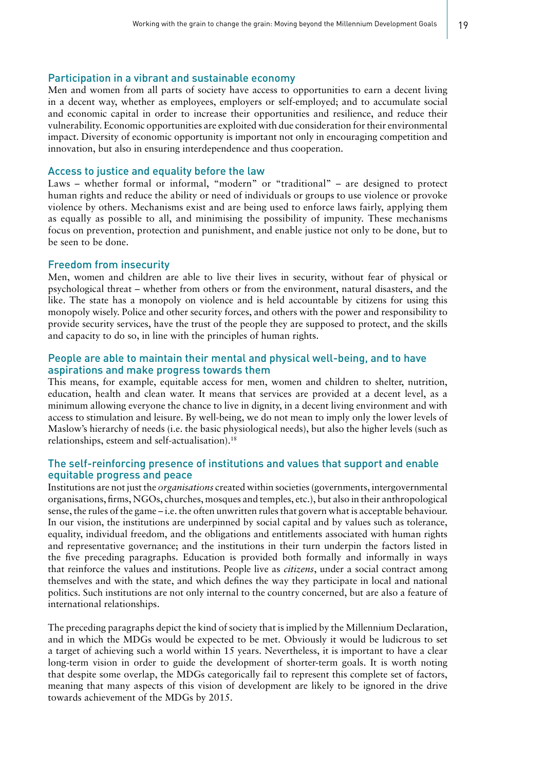### Participation in a vibrant and sustainable economy

Men and women from all parts of society have access to opportunities to earn a decent living in a decent way, whether as employees, employers or self-employed; and to accumulate social and economic capital in order to increase their opportunities and resilience, and reduce their vulnerability. Economic opportunities are exploited with due consideration for their environmental impact. Diversity of economic opportunity is important not only in encouraging competition and innovation, but also in ensuring interdependence and thus cooperation.

### Access to justice and equality before the law

Laws – whether formal or informal, "modern" or "traditional" – are designed to protect human rights and reduce the ability or need of individuals or groups to use violence or provoke violence by others. Mechanisms exist and are being used to enforce laws fairly, applying them as equally as possible to all, and minimising the possibility of impunity. These mechanisms focus on prevention, protection and punishment, and enable justice not only to be done, but to be seen to be done.

### Freedom from insecurity

Men, women and children are able to live their lives in security, without fear of physical or psychological threat – whether from others or from the environment, natural disasters, and the like. The state has a monopoly on violence and is held accountable by citizens for using this monopoly wisely. Police and other security forces, and others with the power and responsibility to provide security services, have the trust of the people they are supposed to protect, and the skills and capacity to do so, in line with the principles of human rights.

### People are able to maintain their mental and physical well-being, and to have aspirations and make progress towards them

This means, for example, equitable access for men, women and children to shelter, nutrition, education, health and clean water. It means that services are provided at a decent level, as a minimum allowing everyone the chance to live in dignity, in a decent living environment and with access to stimulation and leisure. By well-being, we do not mean to imply only the lower levels of Maslow's hierarchy of needs (i.e. the basic physiological needs), but also the higher levels (such as relationships, esteem and self-actualisation).[18]

### The self-reinforcing presence of institutions and values that support and enable equitable progress and peace

Institutions are not just the *organisations* created within societies (governments, intergovernmental organisations, firms, NGOs, churches, mosques and temples, etc.), but also in their anthropological sense, the rules of the game – i.e. the often unwritten rules that govern what is acceptable behaviour. In our vision, the institutions are underpinned by social capital and by values such as tolerance, equality, individual freedom, and the obligations and entitlements associated with human rights and representative governance; and the institutions in their turn underpin the factors listed in the five preceding paragraphs. Education is provided both formally and informally in ways that reinforce the values and institutions. People live as *citizens*, under a social contract among themselves and with the state, and which defines the way they participate in local and national politics. Such institutions are not only internal to the country concerned, but are also a feature of international relationships.

The preceding paragraphs depict the kind of society that is implied by the Millennium Declaration, and in which the MDGs would be expected to be met. Obviously it would be ludicrous to set a target of achieving such a world within 15 years. Nevertheless, it is important to have a clear long-term vision in order to guide the development of shorter-term goals. It is worth noting that despite some overlap, the MDGs categorically fail to represent this complete set of factors, meaning that many aspects of this vision of development are likely to be ignored in the drive towards achievement of the MDGs by 2015.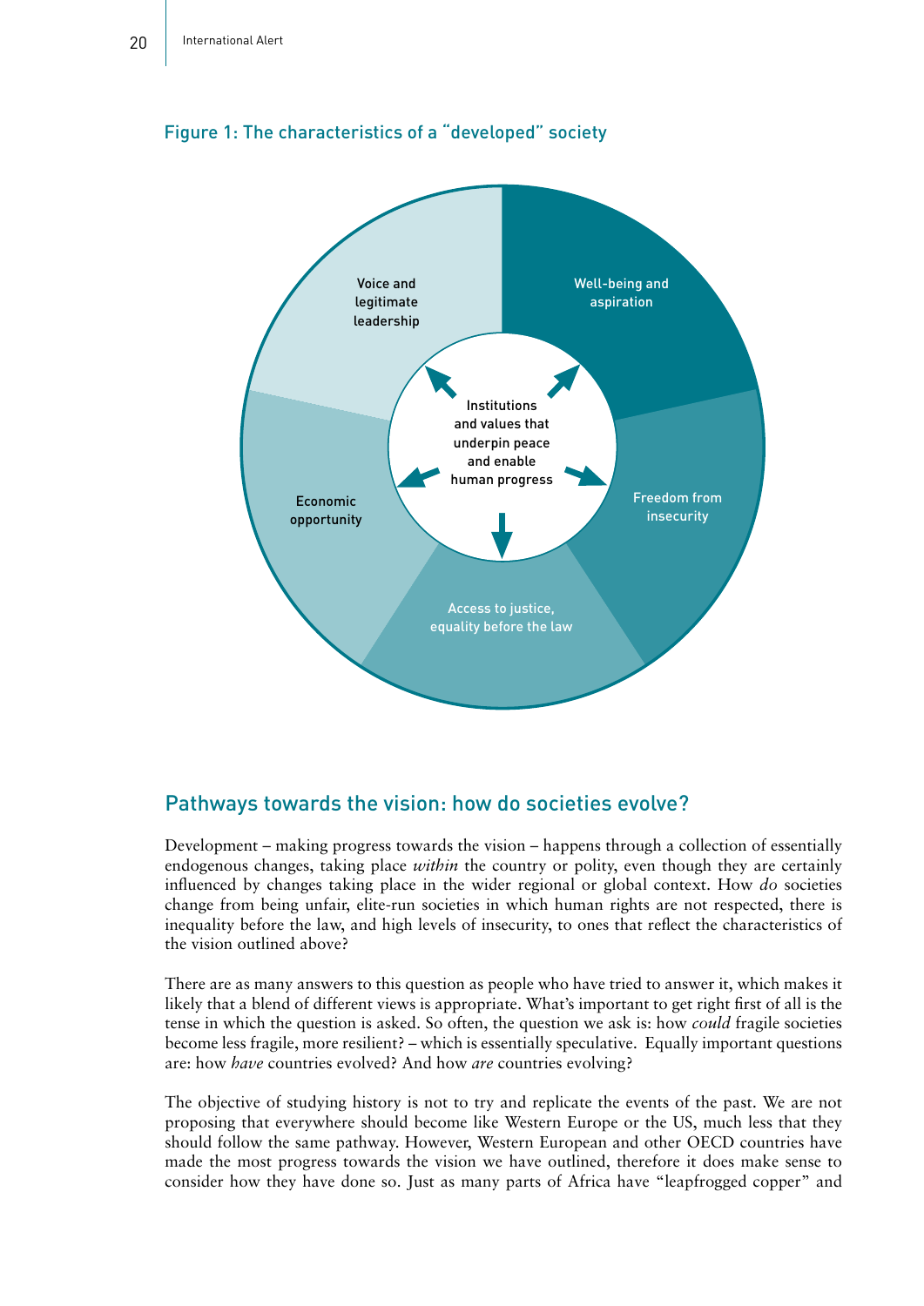### Figure 1: The characteristics of a "developed" society

Institutions and values that underpin peace and enable human progress

Well-being and aspiration

Freedom from insecurity

Access to justice, equality before the law

Economic opportunity

Voice and legitimate leadership

## Pathways towards the vision: how do societies evolve?

Development – making progress towards the vision – happens through a collection of essentially endogenous changes, taking place *within* the country or polity, even though they are certainly influenced by changes taking place in the wider regional or global context. How *do* societies change from being unfair, elite-run societies in which human rights are not respected, there is inequality before the law, and high levels of insecurity, to ones that reflect the characteristics of the vision outlined above?

There are as many answers to this question as people who have tried to answer it, which makes it likely that a blend of different views is appropriate. What's important to get right first of all is the tense in which the question is asked. So often, the question we ask is: how *could* fragile societies become less fragile, more resilient? – which is essentially speculative. Equally important questions are: how *have* countries evolved? And how *are* countries evolving?

The objective of studying history is not to try and replicate the events of the past. We are not proposing that everywhere should become like Western Europe or the US, much less that they should follow the same pathway. However, Western European and other OECD countries have made the most progress towards the vision we have outlined, therefore it does make sense to consider how they have done so. Just as many parts of Africa have "leapfrogged copper" and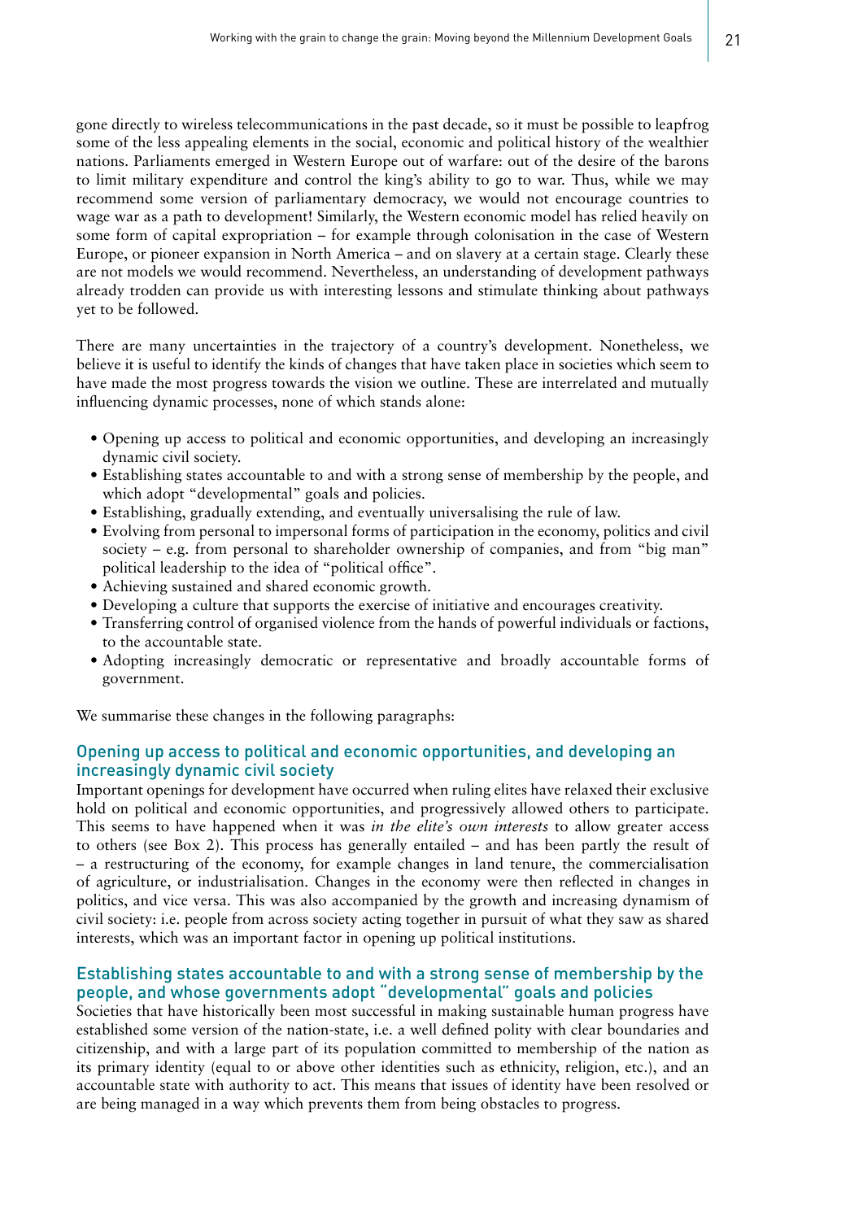gone directly to wireless telecommunications in the past decade, so it must be possible to leapfrog some of the less appealing elements in the social, economic and political history of the wealthier nations. Parliaments emerged in Western Europe out of warfare: out of the desire of the barons to limit military expenditure and control the king's ability to go to war. Thus, while we may recommend some version of parliamentary democracy, we would not encourage countries to wage war as a path to development! Similarly, the Western economic model has relied heavily on some form of capital expropriation – for example through colonisation in the case of Western Europe, or pioneer expansion in North America – and on slavery at a certain stage. Clearly these are not models we would recommend. Nevertheless, an understanding of development pathways already trodden can provide us with interesting lessons and stimulate thinking about pathways yet to be followed.

There are many uncertainties in the trajectory of a country's development. Nonetheless, we believe it is useful to identify the kinds of changes that have taken place in societies which seem to have made the most progress towards the vision we outline. These are interrelated and mutually influencing dynamic processes, none of which stands alone:

- Opening up access to political and economic opportunities, and developing an increasingly dynamic civil society.
- Establishing states accountable to and with a strong sense of membership by the people, and which adopt "developmental" goals and policies.
- Establishing, gradually extending, and eventually universalising the rule of law.
- Evolving from personal to impersonal forms of participation in the economy, politics and civil society – e.g. from personal to shareholder ownership of companies, and from "big man" political leadership to the idea of "political office".
- Achieving sustained and shared economic growth.
- Developing a culture that supports the exercise of initiative and encourages creativity.
- Transferring control of organised violence from the hands of powerful individuals or factions, to the accountable state.
- Adopting increasingly democratic or representative and broadly accountable forms of government.

We summarise these changes in the following paragraphs:

### Opening up access to political and economic opportunities, and developing an increasingly dynamic civil society

Important openings for development have occurred when ruling elites have relaxed their exclusive hold on political and economic opportunities, and progressively allowed others to participate. This seems to have happened when it was *in the elite's own interests* to allow greater access to others (see Box 2). This process has generally entailed – and has been partly the result of – a restructuring of the economy, for example changes in land tenure, the commercialisation of agriculture, or industrialisation. Changes in the economy were then reflected in changes in politics, and vice versa. This was also accompanied by the growth and increasing dynamism of civil society: i.e. people from across society acting together in pursuit of what they saw as shared interests, which was an important factor in opening up political institutions.

### Establishing states accountable to and with a strong sense of membership by the people, and whose governments adopt "developmental" goals and policies

Societies that have historically been most successful in making sustainable human progress have established some version of the nation-state, i.e. a well defined polity with clear boundaries and citizenship, and with a large part of its population committed to membership of the nation as its primary identity (equal to or above other identities such as ethnicity, religion, etc.), and an accountable state with authority to act. This means that issues of identity have been resolved or are being managed in a way which prevents them from being obstacles to progress.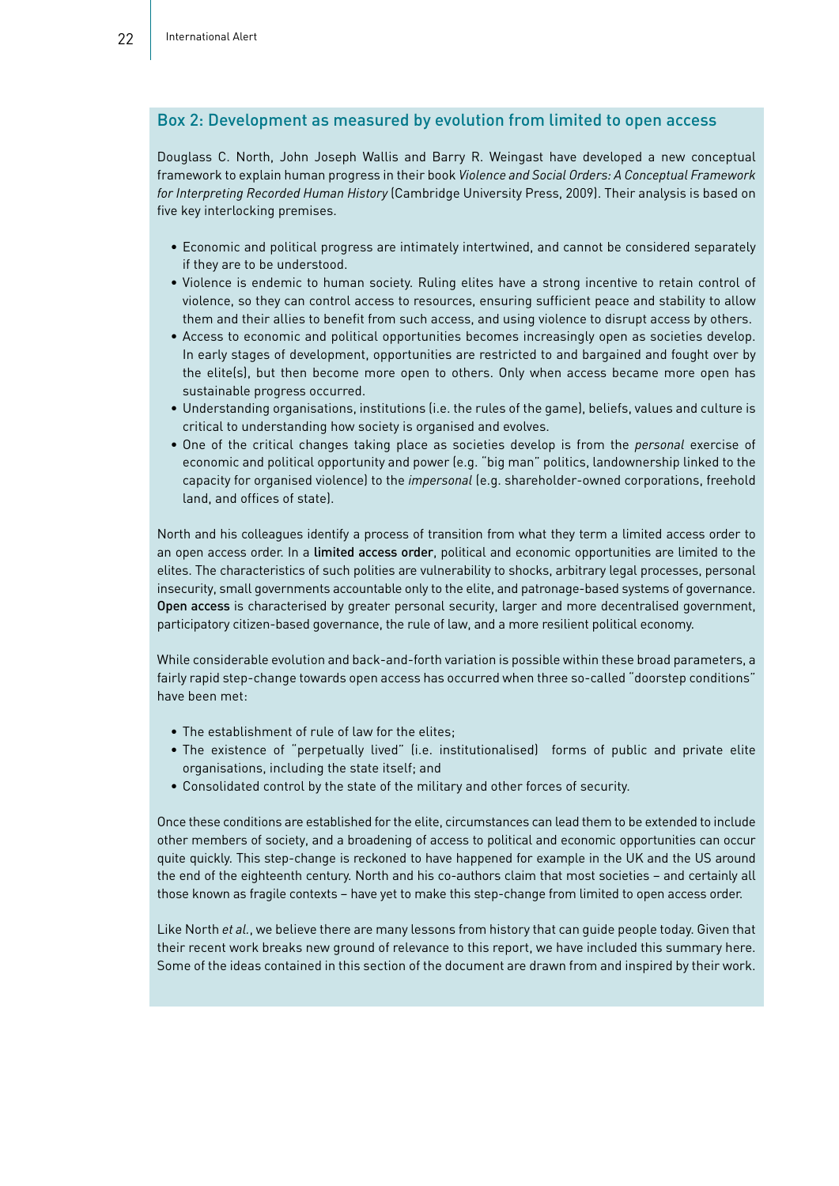## Box 2: Development as measured by evolution from limited to open access

Douglass C. North, John Joseph Wallis and Barry R. Weingast have developed a new conceptual framework to explain human progress in their book *Violence and Social Orders: A Conceptual Framework for Interpreting Recorded Human History* (Cambridge University Press, 2009). Their analysis is based on five key interlocking premises.

- Economic and political progress are intimately intertwined, and cannot be considered separately if they are to be understood.
- Violence is endemic to human society. Ruling elites have a strong incentive to retain control of violence, so they can control access to resources, ensuring sufficient peace and stability to allow them and their allies to benefit from such access, and using violence to disrupt access by others.
- Access to economic and political opportunities becomes increasingly open as societies develop. In early stages of development, opportunities are restricted to and bargained and fought over by the elite(s), but then become more open to others. Only when access became more open has sustainable progress occurred.
- Understanding organisations, institutions (i.e. the rules of the game), beliefs, values and culture is critical to understanding how society is organised and evolves.
- One of the critical changes taking place as societies develop is from the *personal* exercise of economic and political opportunity and power (e.g. "big man" politics, landownership linked to the capacity for organised violence) to the *impersonal* (e.g. shareholder-owned corporations, freehold land, and offices of state).

North and his colleagues identify a process of transition from what they term a limited access order to an open access order. In a **limited access order**, political and economic opportunities are limited to the elites. The characteristics of such polities are vulnerability to shocks, arbitrary legal processes, personal insecurity, small governments accountable only to the elite, and patronage-based systems of governance. **Open access** is characterised by greater personal security, larger and more decentralised government, participatory citizen-based governance, the rule of law, and a more resilient political economy.

While considerable evolution and back-and-forth variation is possible within these broad parameters, a fairly rapid step-change towards open access has occurred when three so-called "doorstep conditions" have been met:

- The establishment of rule of law for the elites;
- The existence of "perpetually lived" (i.e. institutionalised) forms of public and private elite organisations, including the state itself; and
- Consolidated control by the state of the military and other forces of security.

Once these conditions are established for the elite, circumstances can lead them to be extended to include other members of society, and a broadening of access to political and economic opportunities can occur quite quickly. This step-change is reckoned to have happened for example in the UK and the US around the end of the eighteenth century. North and his co-authors claim that most societies – and certainly all those known as fragile contexts – have yet to make this step-change from limited to open access order.

Like North *et al.*, we believe there are many lessons from history that can guide people today. Given that their recent work breaks new ground of relevance to this report, we have included this summary here. Some of the ideas contained in this section of the document are drawn from and inspired by their work.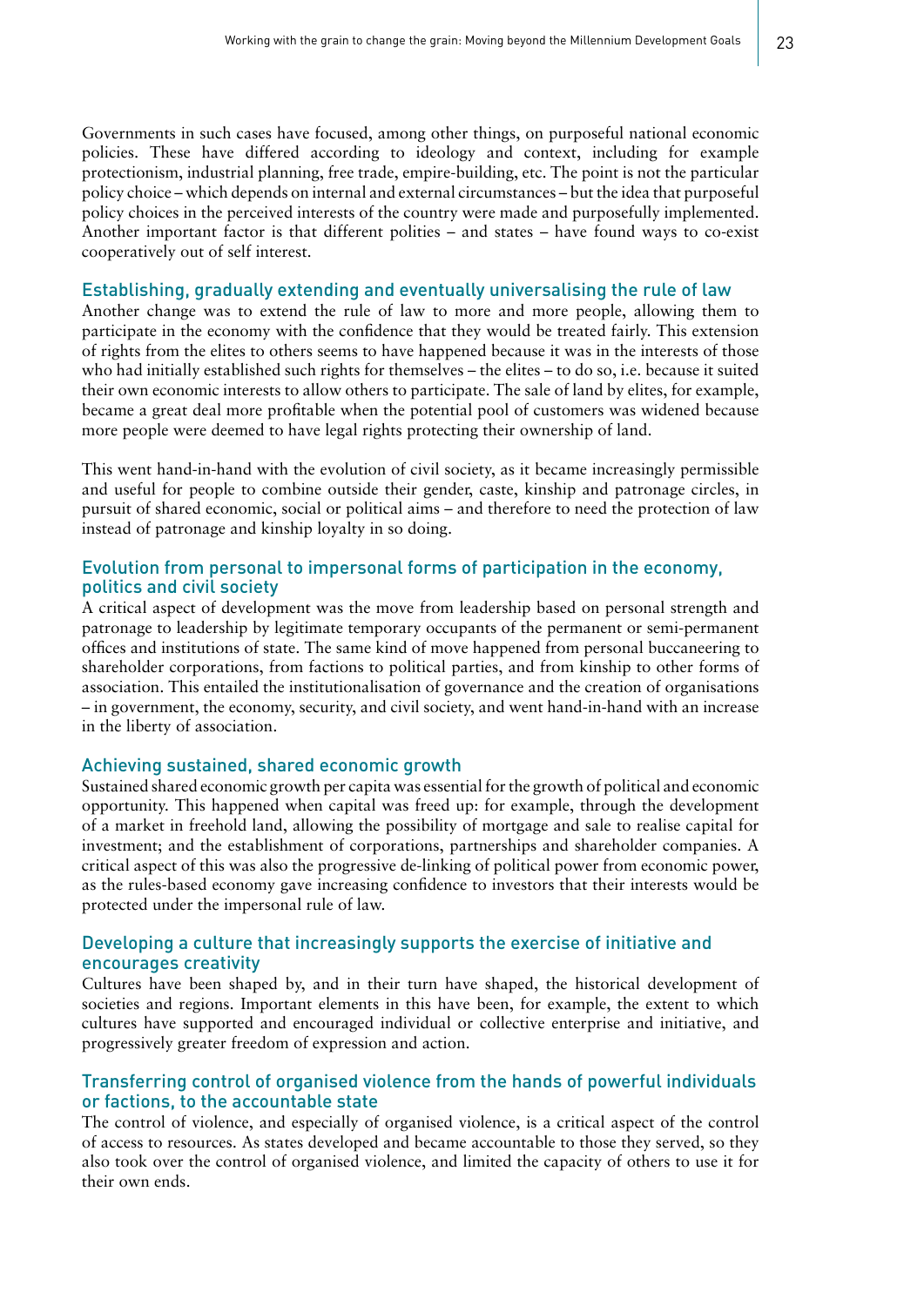Governments in such cases have focused, among other things, on purposeful national economic policies. These have differed according to ideology and context, including for example protectionism, industrial planning, free trade, empire-building, etc. The point is not the particular policy choice – which depends on internal and external circumstances – but the idea that purposeful policy choices in the perceived interests of the country were made and purposefully implemented. Another important factor is that different polities – and states – have found ways to co-exist cooperatively out of self interest.

### Establishing, gradually extending and eventually universalising the rule of law

Another change was to extend the rule of law to more and more people, allowing them to participate in the economy with the confidence that they would be treated fairly. This extension of rights from the elites to others seems to have happened because it was in the interests of those who had initially established such rights for themselves – the elites – to do so, i.e. because it suited their own economic interests to allow others to participate. The sale of land by elites, for example, became a great deal more profitable when the potential pool of customers was widened because more people were deemed to have legal rights protecting their ownership of land.

This went hand-in-hand with the evolution of civil society, as it became increasingly permissible and useful for people to combine outside their gender, caste, kinship and patronage circles, in pursuit of shared economic, social or political aims – and therefore to need the protection of law instead of patronage and kinship loyalty in so doing.

### Evolution from personal to impersonal forms of participation in the economy, politics and civil society

A critical aspect of development was the move from leadership based on personal strength and patronage to leadership by legitimate temporary occupants of the permanent or semi-permanent offices and institutions of state. The same kind of move happened from personal buccaneering to shareholder corporations, from factions to political parties, and from kinship to other forms of association. This entailed the institutionalisation of governance and the creation of organisations – in government, the economy, security, and civil society, and went hand-in-hand with an increase in the liberty of association.

### Achieving sustained, shared economic growth

Sustained shared economic growth per capita was essential for the growth of political and economic opportunity. This happened when capital was freed up: for example, through the development of a market in freehold land, allowing the possibility of mortgage and sale to realise capital for investment; and the establishment of corporations, partnerships and shareholder companies. A critical aspect of this was also the progressive de-linking of political power from economic power, as the rules-based economy gave increasing confidence to investors that their interests would be protected under the impersonal rule of law.

### Developing a culture that increasingly supports the exercise of initiative and encourages creativity

Cultures have been shaped by, and in their turn have shaped, the historical development of societies and regions. Important elements in this have been, for example, the extent to which cultures have supported and encouraged individual or collective enterprise and initiative, and progressively greater freedom of expression and action.

### Transferring control of organised violence from the hands of powerful individuals or factions, to the accountable state

The control of violence, and especially of organised violence, is a critical aspect of the control of access to resources. As states developed and became accountable to those they served, so they also took over the control of organised violence, and limited the capacity of others to use it for their own ends.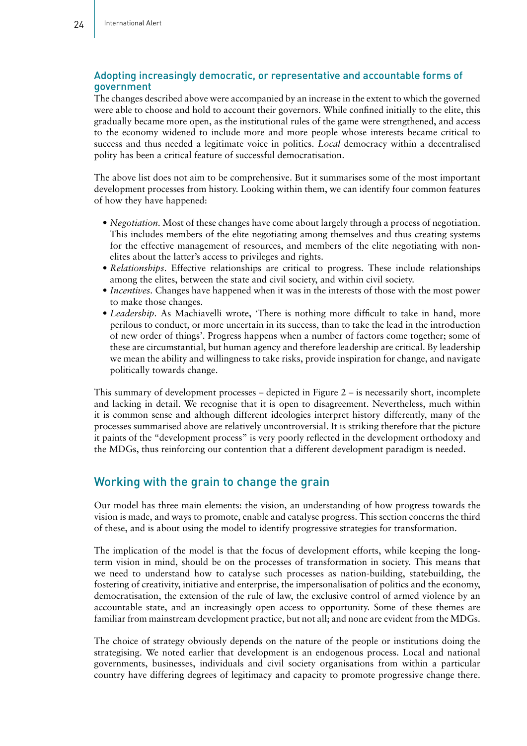### Adopting increasingly democratic, or representative and accountable forms of government

The changes described above were accompanied by an increase in the extent to which the governed were able to choose and hold to account their governors. While confined initially to the elite, this gradually became more open, as the institutional rules of the game were strengthened, and access to the economy widened to include more and more people whose interests became critical to success and thus needed a legitimate voice in politics. *Local* democracy within a decentralised polity has been a critical feature of successful democratisation.

The above list does not aim to be comprehensive. But it summarises some of the most important development processes from history. Looking within them, we can identify four common features of how they have happened:

- *Negotiation*. Most of these changes have come about largely through a process of negotiation. This includes members of the elite negotiating among themselves and thus creating systems for the effective management of resources, and members of the elite negotiating with non-elites about the latter's access to privileges and rights.
- *Relationships*. Effective relationships are critical to progress. These include relationships among the elites, between the state and civil society, and within civil society.
- *Incentives*. Changes have happened when it was in the interests of those with the most power to make those changes.
- *Leadership*. As Machiavelli wrote, 'There is nothing more difficult to take in hand, more perilous to conduct, or more uncertain in its success, than to take the lead in the introduction of new order of things'. Progress happens when a number of factors come together; some of these are circumstantial, but human agency and therefore leadership are critical. By leadership we mean the ability and willingness to take risks, provide inspiration for change, and navigate politically towards change.

This summary of development processes – depicted in Figure 2 – is necessarily short, incomplete and lacking in detail. We recognise that it is open to disagreement. Nevertheless, much within it is common sense and although different ideologies interpret history differently, many of the processes summarised above are relatively uncontroversial. It is striking therefore that the picture it paints of the "development process" is very poorly reflected in the development orthodoxy and the MDGs, thus reinforcing our contention that a different development paradigm is needed.

## Working with the grain to change the grain

Our model has three main elements: the vision, an understanding of how progress towards the vision is made, and ways to promote, enable and catalyse progress. This section concerns the third of these, and is about using the model to identify progressive strategies for transformation.

The implication of the model is that the focus of development efforts, while keeping the long-term vision in mind, should be on the processes of transformation in society. This means that we need to understand how to catalyse such processes as nation-building, statebuilding, the fostering of creativity, initiative and enterprise, the impersonalisation of politics and the economy, democratisation, the extension of the rule of law, the exclusive control of armed violence by an accountable state, and an increasingly open access to opportunity. Some of these themes are familiar from mainstream development practice, but not all; and none are evident from the MDGs.

The choice of strategy obviously depends on the nature of the people or institutions doing the strategising. We noted earlier that development is an endogenous process. Local and national governments, businesses, individuals and civil society organisations from within a particular country have differing degrees of legitimacy and capacity to promote progressive change there.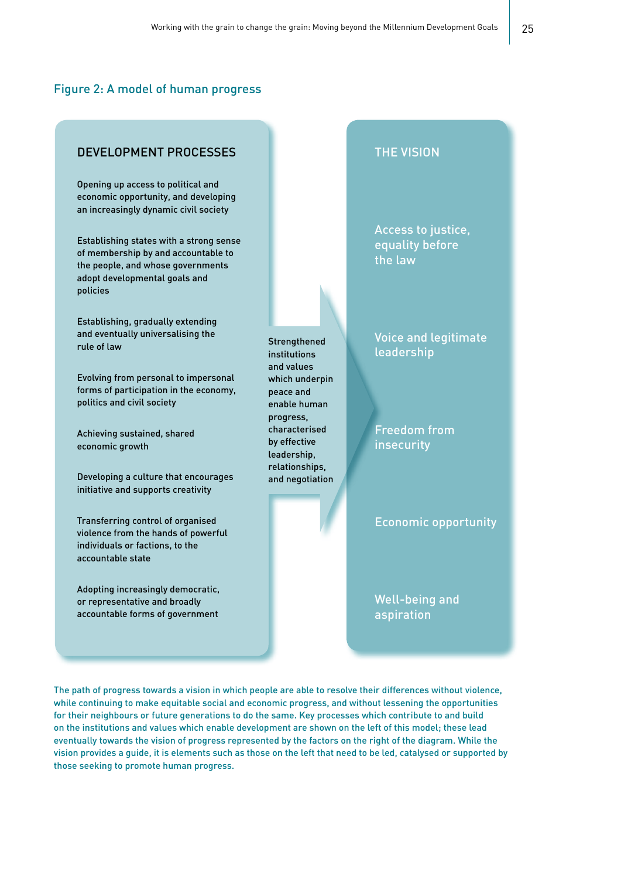## Figure 2: A model of human progress

### DEVELOPMENT PROCESSES

Opening up access to political and economic opportunity, and developing an increasingly dynamic civil society

Establishing states with a strong sense of membership by and accountable to the people, and whose governments adopt developmental goals and policies

Establishing, gradually extending and eventually universalising the rule of law

Evolving from personal to impersonal forms of participation in the economy, politics and civil society

Achieving sustained, shared economic growth

Developing a culture that encourages initiative and supports creativity

Transferring control of organised violence from the hands of powerful individuals or factions, to the accountable state

Adopting increasingly democratic, or representative and broadly accountable forms of government

Strengthened institutions and values which underpin peace and enable human progress, characterised by effective leadership, relationships, and negotiation

### THE VISION

Access to justice, equality before the law

Voice and legitimate leadership

Freedom from insecurity

Economic opportunity

Well-being and aspiration

The path of progress towards a vision in which people are able to resolve their differences without violence, while continuing to make equitable social and economic progress, and without lessening the opportunities for their neighbours or future generations to do the same. Key processes which contribute to and build on the institutions and values which enable development are shown on the left of this model; these lead eventually towards the vision of progress represented by the factors on the right of the diagram. While the vision provides a guide, it is elements such as those on the left that need to be led, catalysed or supported by those seeking to promote human progress.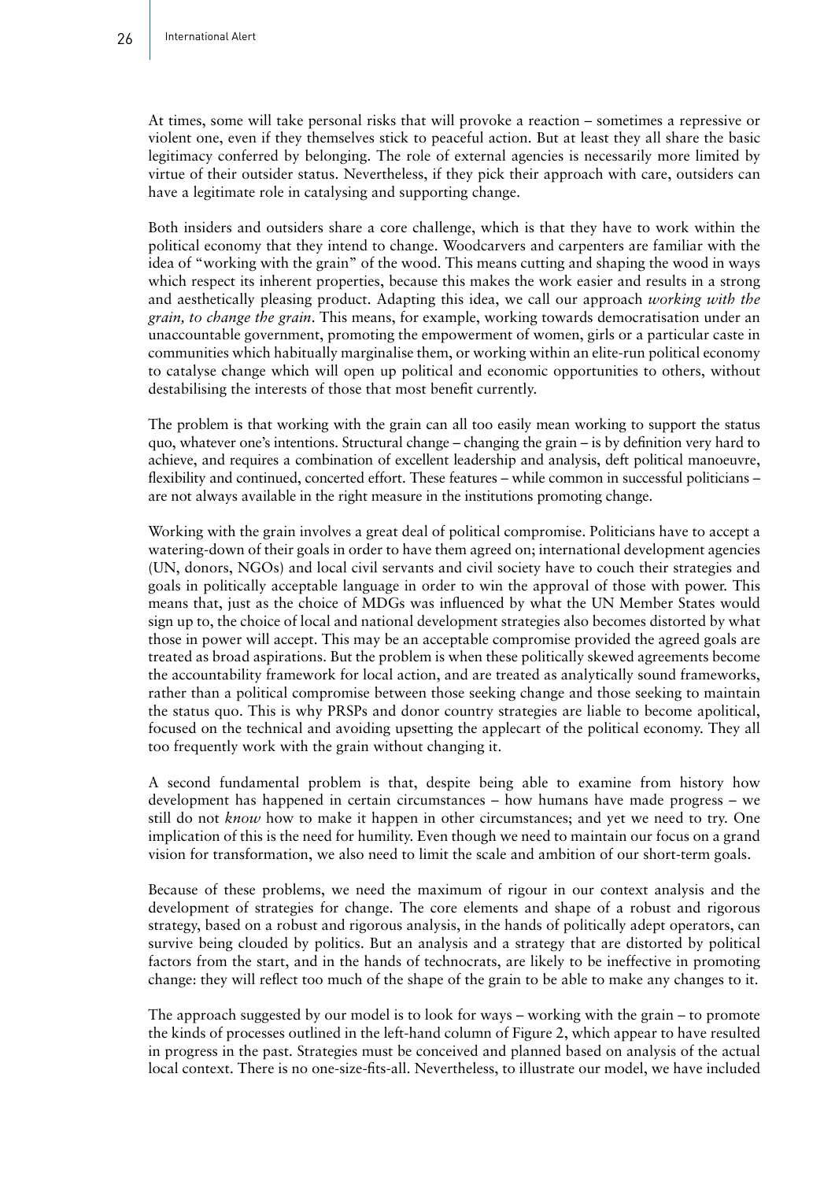At times, some will take personal risks that will provoke a reaction – sometimes a repressive or violent one, even if they themselves stick to peaceful action. But at least they all share the basic legitimacy conferred by belonging. The role of external agencies is necessarily more limited by virtue of their outsider status. Nevertheless, if they pick their approach with care, outsiders can have a legitimate role in catalysing and supporting change.

Both insiders and outsiders share a core challenge, which is that they have to work within the political economy that they intend to change. Woodcarvers and carpenters are familiar with the idea of "working with the grain" of the wood. This means cutting and shaping the wood in ways which respect its inherent properties, because this makes the work easier and results in a strong and aesthetically pleasing product. Adapting this idea, we call our approach *working with the grain, to change the grain*. This means, for example, working towards democratisation under an unaccountable government, promoting the empowerment of women, girls or a particular caste in communities which habitually marginalise them, or working within an elite-run political economy to catalyse change which will open up political and economic opportunities to others, without destabilising the interests of those that most benefit currently.

The problem is that working with the grain can all too easily mean working to support the status quo, whatever one's intentions. Structural change – changing the grain – is by definition very hard to achieve, and requires a combination of excellent leadership and analysis, deft political manoeuvre, flexibility and continued, concerted effort. These features – while common in successful politicians – are not always available in the right measure in the institutions promoting change.

Working with the grain involves a great deal of political compromise. Politicians have to accept a watering-down of their goals in order to have them agreed on; international development agencies (UN, donors, NGOs) and local civil servants and civil society have to couch their strategies and goals in politically acceptable language in order to win the approval of those with power. This means that, just as the choice of MDGs was influenced by what the UN Member States would sign up to, the choice of local and national development strategies also becomes distorted by what those in power will accept. This may be an acceptable compromise provided the agreed goals are treated as broad aspirations. But the problem is when these politically skewed agreements become the accountability framework for local action, and are treated as analytically sound frameworks, rather than a political compromise between those seeking change and those seeking to maintain the status quo. This is why PRSPs and donor country strategies are liable to become apolitical, focused on the technical and avoiding upsetting the applecart of the political economy. They all too frequently work with the grain without changing it.

A second fundamental problem is that, despite being able to examine from history how development has happened in certain circumstances – how humans have made progress – we still do not *know* how to make it happen in other circumstances; and yet we need to try. One implication of this is the need for humility. Even though we need to maintain our focus on a grand vision for transformation, we also need to limit the scale and ambition of our short-term goals.

Because of these problems, we need the maximum of rigour in our context analysis and the development of strategies for change. The core elements and shape of a robust and rigorous strategy, based on a robust and rigorous analysis, in the hands of politically adept operators, can survive being clouded by politics. But an analysis and a strategy that are distorted by political factors from the start, and in the hands of technocrats, are likely to be ineffective in promoting change: they will reflect too much of the shape of the grain to be able to make any changes to it.

The approach suggested by our model is to look for ways – working with the grain – to promote the kinds of processes outlined in the left-hand column of Figure 2, which appear to have resulted in progress in the past. Strategies must be conceived and planned based on analysis of the actual local context. There is no one-size-fits-all. Nevertheless, to illustrate our model, we have included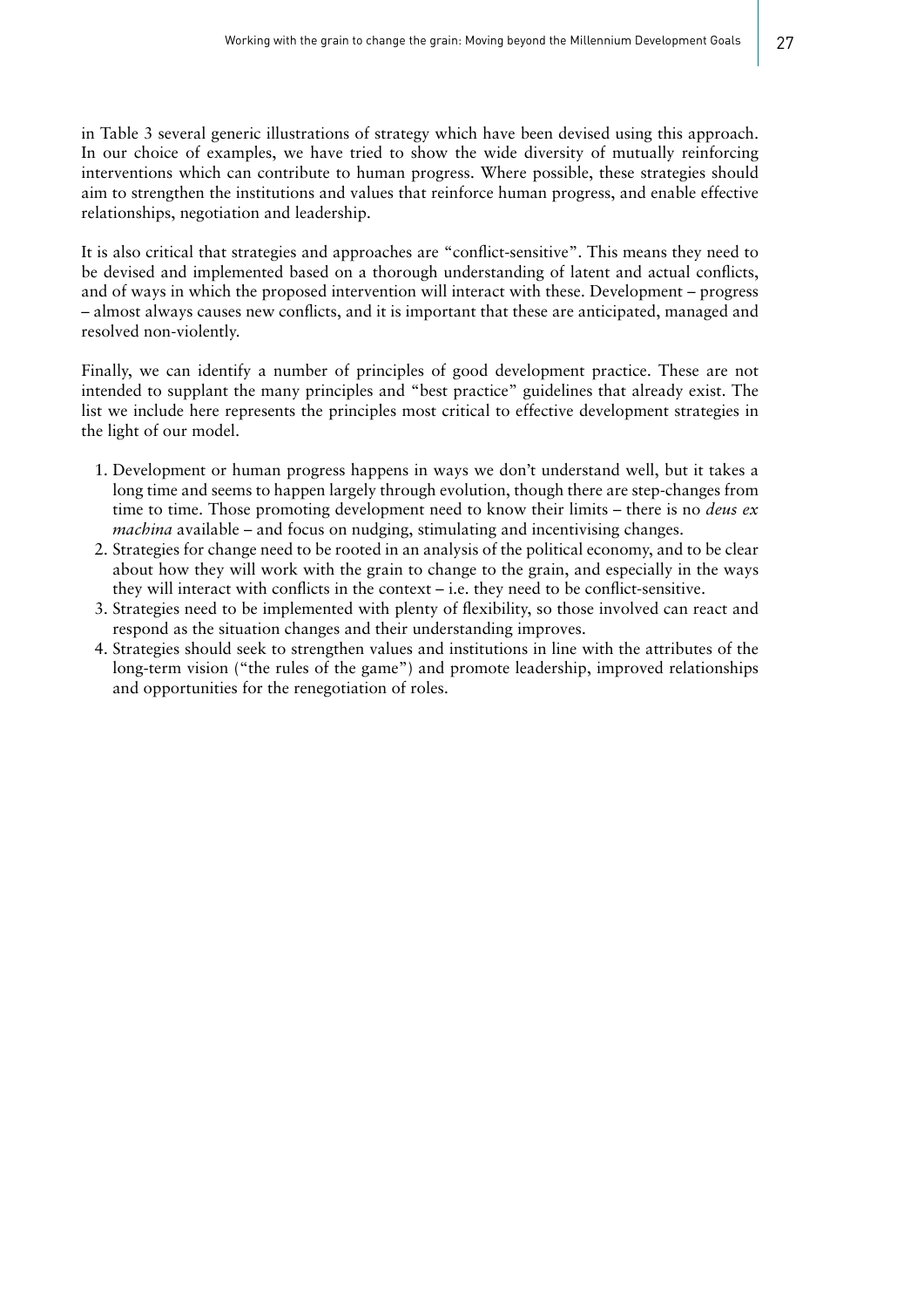in Table 3 several generic illustrations of strategy which have been devised using this approach. In our choice of examples, we have tried to show the wide diversity of mutually reinforcing interventions which can contribute to human progress. Where possible, these strategies should aim to strengthen the institutions and values that reinforce human progress, and enable effective relationships, negotiation and leadership.

It is also critical that strategies and approaches are "conflict-sensitive". This means they need to be devised and implemented based on a thorough understanding of latent and actual conflicts, and of ways in which the proposed intervention will interact with these. Development – progress – almost always causes new conflicts, and it is important that these are anticipated, managed and resolved non-violently.

Finally, we can identify a number of principles of good development practice. These are not intended to supplant the many principles and "best practice" guidelines that already exist. The list we include here represents the principles most critical to effective development strategies in the light of our model.

1. Development or human progress happens in ways we don't understand well, but it takes a long time and seems to happen largely through evolution, though there are step-changes from time to time. Those promoting development need to know their limits – there is no *deus ex machina* available – and focus on nudging, stimulating and incentivising changes.
2. Strategies for change need to be rooted in an analysis of the political economy, and to be clear about how they will work with the grain to change to the grain, and especially in the ways they will interact with conflicts in the context – i.e. they need to be conflict-sensitive.
3. Strategies need to be implemented with plenty of flexibility, so those involved can react and respond as the situation changes and their understanding improves.
4. Strategies should seek to strengthen values and institutions in line with the attributes of the long-term vision ("the rules of the game") and promote leadership, improved relationships and opportunities for the renegotiation of roles.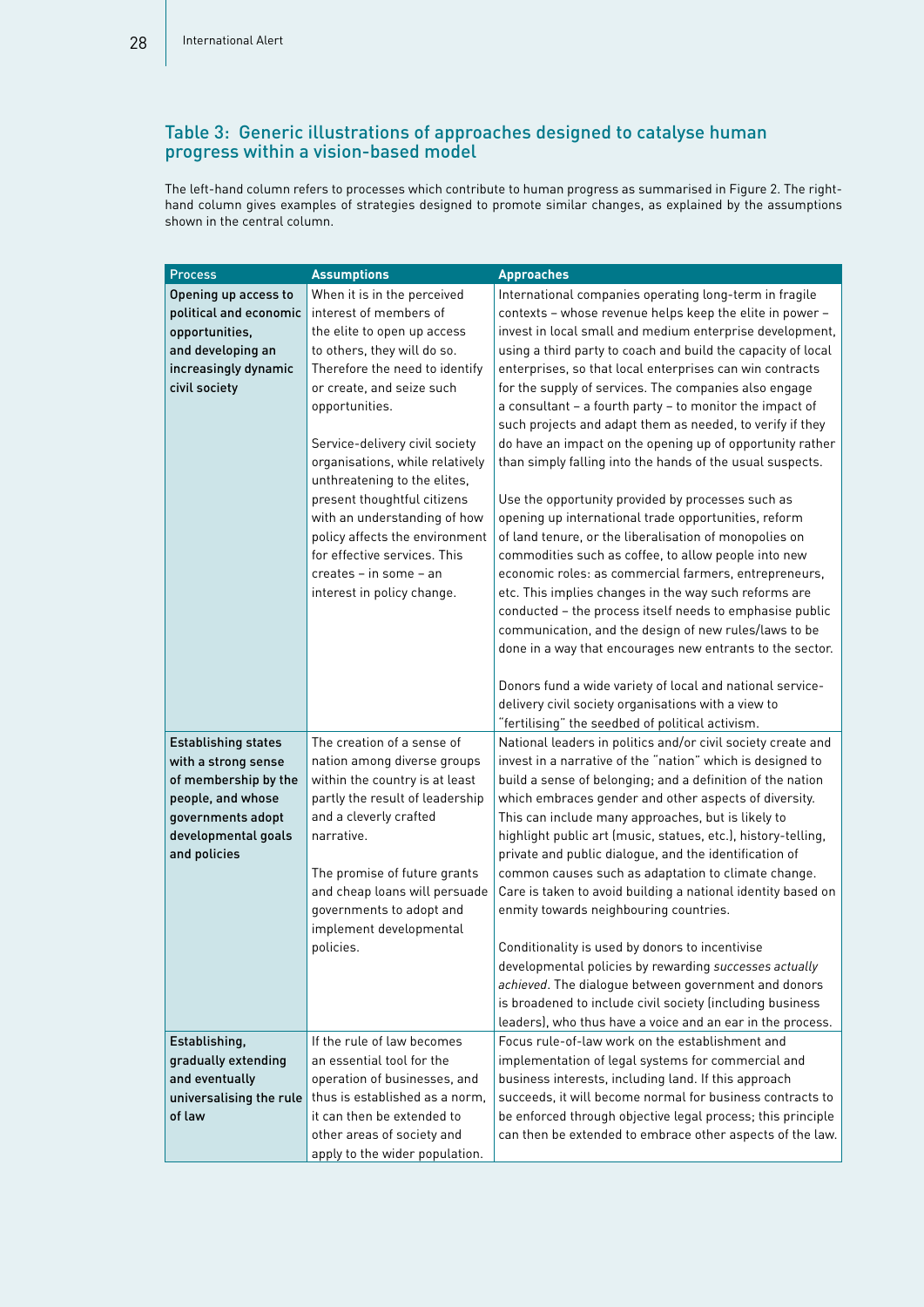### Table 3: Generic illustrations of approaches designed to catalyse human progress within a vision-based model

The left-hand column refers to processes which contribute to human progress as summarised in Figure 2. The right-hand column gives examples of strategies designed to promote similar changes, as explained by the assumptions shown in the central column.

| Process | Assumptions | Approaches |
|---|---|---|
| **Opening up access to political and economic opportunities, and developing an increasingly dynamic civil society** | When it is in the perceived interest of members of the elite to open up access to others, they will do so. Therefore the need to identify or create, and seize such opportunities.<br><br>Service-delivery civil society organisations, while relatively unthreatening to the elites, present thoughtful citizens with an understanding of how policy affects the environment for effective services. This creates – in some – an interest in policy change. | International companies operating long-term in fragile contexts – whose revenue helps keep the elite in power – invest in local small and medium enterprise development, using a third party to coach and build the capacity of local enterprises, so that local enterprises can win contracts for the supply of services. The companies also engage a consultant – a fourth party – to monitor the impact of such projects and adapt them as needed, to verify if they do have an impact on the opening up of opportunity rather than simply falling into the hands of the usual suspects.<br><br>Use the opportunity provided by processes such as opening up international trade opportunities, reform of land tenure, or the liberalisation of monopolies on commodities such as coffee, to allow people into new economic roles: as commercial farmers, entrepreneurs, etc. This implies changes in the way such reforms are conducted – the process itself needs to emphasise public communication, and the design of new rules/laws to be done in a way that encourages new entrants to the sector.<br><br>Donors fund a wide variety of local and national service-delivery civil society organisations with a view to "fertilising" the seedbed of political activism. |
| **Establishing states with a strong sense of membership by the people, and whose governments adopt developmental goals and policies** | The creation of a sense of nation among diverse groups within the country is at least partly the result of leadership and a cleverly crafted narrative.<br><br>The promise of future grants and cheap loans will persuade governments to adopt and implement developmental policies. | National leaders in politics and/or civil society create and invest in a narrative of the "nation" which is designed to build a sense of belonging; and a definition of the nation which embraces gender and other aspects of diversity. This can include many approaches, but is likely to highlight public art (music, statues, etc.), history-telling, private and public dialogue, and the identification of common causes such as adaptation to climate change. Care is taken to avoid building a national identity based on enmity towards neighbouring countries.<br><br>Conditionality is used by donors to incentivise developmental policies by rewarding *successes actually achieved*. The dialogue between government and donors is broadened to include civil society (including business leaders), who thus have a voice and an ear in the process. |
| **Establishing, gradually extending and eventually universalising the rule of law** | If the rule of law becomes an essential tool for the operation of businesses, and thus is established as a norm, it can then be extended to other areas of society and apply to the wider population. | Focus rule-of-law work on the establishment and implementation of legal systems for commercial and business interests, including land. If this approach succeeds, it will become normal for business contracts to be enforced through objective legal process; this principle can then be extended to embrace other aspects of the law. |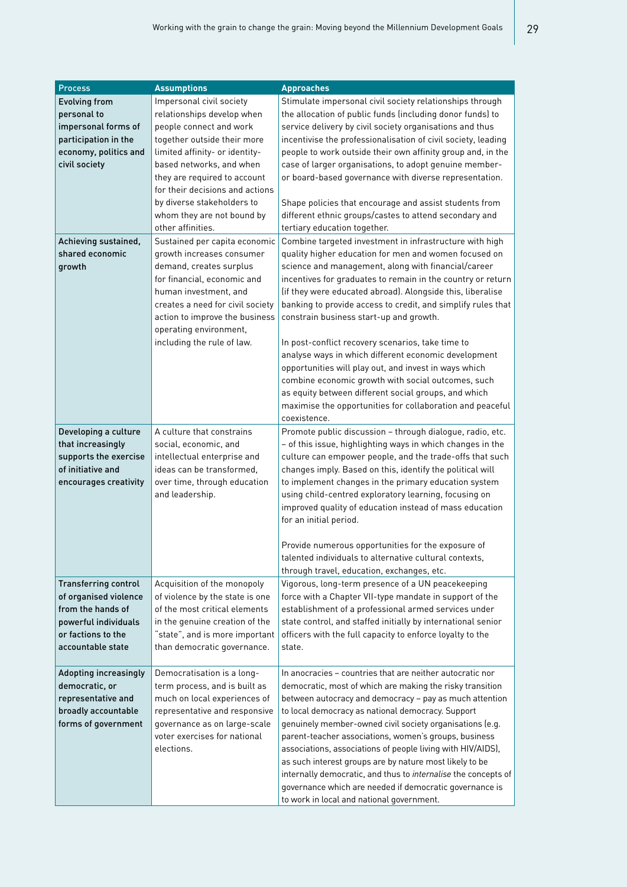| Process | Assumptions | Approaches |
|---|---|---|
| **Evolving from personal to impersonal forms of participation in the economy, politics and civil society** | Impersonal civil society relationships develop when people connect and work together outside their more limited affinity- or identity-based networks, and when they are required to account for their decisions and actions by diverse stakeholders to whom they are not bound by other affinities. | Stimulate impersonal civil society relationships through the allocation of public funds (including donor funds) to service delivery by civil society organisations and thus incentivise the professionalisation of civil society, leading people to work outside their own affinity group and, in the case of larger organisations, to adopt genuine member- or board-based governance with diverse representation.<br><br>Shape policies that encourage and assist students from different ethnic groups/castes to attend secondary and tertiary education together. |
| **Achieving sustained, shared economic growth** | Sustained per capita economic growth increases consumer demand, creates surplus for financial, economic and human investment, and creates a need for civil society action to improve the business operating environment, including the rule of law. | Combine targeted investment in infrastructure with high quality higher education for men and women focused on science and management, along with financial/career incentives for graduates to remain in the country or return (if they were educated abroad). Alongside this, liberalise banking to provide access to credit, and simplify rules that constrain business start-up and growth.<br><br>In post-conflict recovery scenarios, take time to analyse ways in which different economic development opportunities will play out, and invest in ways which combine economic growth with social outcomes, such as equity between different social groups, and which maximise the opportunities for collaboration and peaceful coexistence. |
| **Developing a culture that increasingly supports the exercise of initiative and encourages creativity** | A culture that constrains social, economic, and intellectual enterprise and ideas can be transformed, over time, through education and leadership. | Promote public discussion – through dialogue, radio, etc. – of this issue, highlighting ways in which changes in the culture can empower people, and the trade-offs that such changes imply. Based on this, identify the political will to implement changes in the primary education system using child-centred exploratory learning, focusing on improved quality of education instead of mass education for an initial period.<br><br>Provide numerous opportunities for the exposure of talented individuals to alternative cultural contexts, through travel, education, exchanges, etc. |
| **Transferring control of organised violence from the hands of powerful individuals or factions to the accountable state** | Acquisition of the monopoly of violence by the state is one of the most critical elements in the genuine creation of the "state", and is more important than democratic governance. | Vigorous, long-term presence of a UN peacekeeping force with a Chapter VII-type mandate in support of the establishment of a professional armed services under state control, and staffed initially by international senior officers with the full capacity to enforce loyalty to the state. |
| **Adopting increasingly democratic, or representative and broadly accountable forms of government** | Democratisation is a long-term process, and is built as much on local experiences of representative and responsive governance as on large-scale voter exercises for national elections. | In anocracies – countries that are neither autocratic nor democratic, most of which are making the risky transition between autocracy and democracy – pay as much attention to local democracy as national democracy. Support genuinely member-owned civil society organisations (e.g. parent-teacher associations, women's groups, business associations, associations of people living with HIV/AIDS), as such interest groups are by nature most likely to be internally democratic, and thus to *internalise* the concepts of governance which are needed if democratic governance is to work in local and national government. |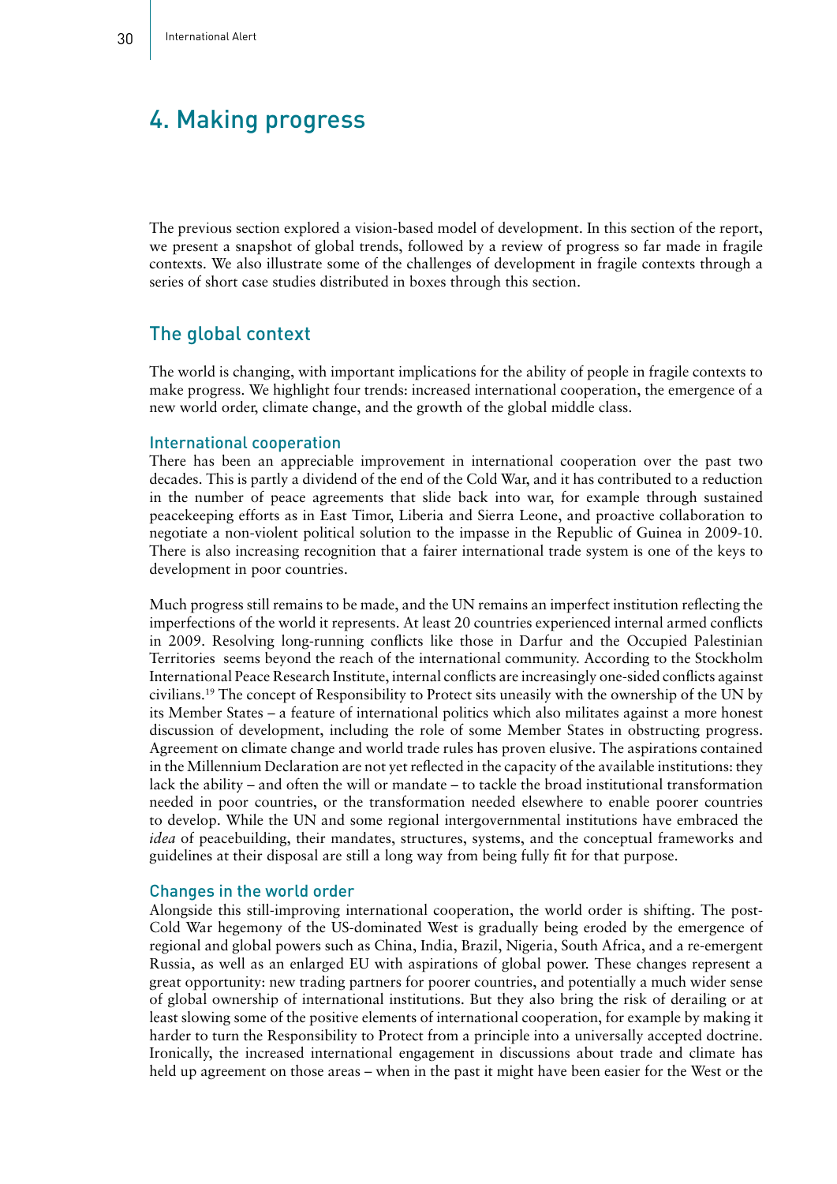# 4. Making progress

The previous section explored a vision-based model of development. In this section of the report, we present a snapshot of global trends, followed by a review of progress so far made in fragile contexts. We also illustrate some of the challenges of development in fragile contexts through a series of short case studies distributed in boxes through this section.

## The global context

The world is changing, with important implications for the ability of people in fragile contexts to make progress. We highlight four trends: increased international cooperation, the emergence of a new world order, climate change, and the growth of the global middle class.

### International cooperation

There has been an appreciable improvement in international cooperation over the past two decades. This is partly a dividend of the end of the Cold War, and it has contributed to a reduction in the number of peace agreements that slide back into war, for example through sustained peacekeeping efforts as in East Timor, Liberia and Sierra Leone, and proactive collaboration to negotiate a non-violent political solution to the impasse in the Republic of Guinea in 2009-10. There is also increasing recognition that a fairer international trade system is one of the keys to development in poor countries.

Much progress still remains to be made, and the UN remains an imperfect institution reflecting the imperfections of the world it represents. At least 20 countries experienced internal armed conflicts in 2009. Resolving long-running conflicts like those in Darfur and the Occupied Palestinian Territories seems beyond the reach of the international community. According to the Stockholm International Peace Research Institute, internal conflicts are increasingly one-sided conflicts against civilians.[19] The concept of Responsibility to Protect sits uneasily with the ownership of the UN by its Member States – a feature of international politics which also militates against a more honest discussion of development, including the role of some Member States in obstructing progress. Agreement on climate change and world trade rules has proven elusive. The aspirations contained in the Millennium Declaration are not yet reflected in the capacity of the available institutions: they lack the ability – and often the will or mandate – to tackle the broad institutional transformation needed in poor countries, or the transformation needed elsewhere to enable poorer countries to develop. While the UN and some regional intergovernmental institutions have embraced the *idea* of peacebuilding, their mandates, structures, systems, and the conceptual frameworks and guidelines at their disposal are still a long way from being fully fit for that purpose.

### Changes in the world order

Alongside this still-improving international cooperation, the world order is shifting. The post-Cold War hegemony of the US-dominated West is gradually being eroded by the emergence of regional and global powers such as China, India, Brazil, Nigeria, South Africa, and a re-emergent Russia, as well as an enlarged EU with aspirations of global power. These changes represent a great opportunity: new trading partners for poorer countries, and potentially a much wider sense of global ownership of international institutions. But they also bring the risk of derailing or at least slowing some of the positive elements of international cooperation, for example by making it harder to turn the Responsibility to Protect from a principle into a universally accepted doctrine. Ironically, the increased international engagement in discussions about trade and climate has held up agreement on those areas – when in the past it might have been easier for the West or the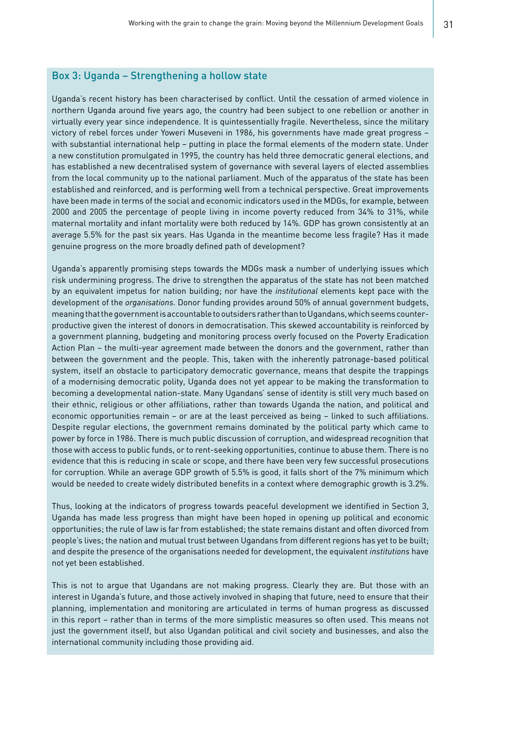### Box 3: Uganda – Strengthening a hollow state

Uganda's recent history has been characterised by conflict. Until the cessation of armed violence in northern Uganda around five years ago, the country had been subject to one rebellion or another in virtually every year since independence. It is quintessentially fragile. Nevertheless, since the military victory of rebel forces under Yoweri Museveni in 1986, his governments have made great progress – with substantial international help – putting in place the formal elements of the modern state. Under a new constitution promulgated in 1995, the country has held three democratic general elections, and has established a new decentralised system of governance with several layers of elected assemblies from the local community up to the national parliament. Much of the apparatus of the state has been established and reinforced, and is performing well from a technical perspective. Great improvements have been made in terms of the social and economic indicators used in the MDGs, for example, between 2000 and 2005 the percentage of people living in income poverty reduced from 34% to 31%, while maternal mortality and infant mortality were both reduced by 14%. GDP has grown consistently at an average 5.5% for the past six years. Has Uganda in the meantime become less fragile? Has it made genuine progress on the more broadly defined path of development?

Uganda's apparently promising steps towards the MDGs mask a number of underlying issues which risk undermining progress. The drive to strengthen the apparatus of the state has not been matched by an equivalent impetus for nation building; nor have the *institutional* elements kept pace with the development of the *organisations*. Donor funding provides around 50% of annual government budgets, meaning that the government is accountable to outsiders rather than to Ugandans, which seems counter-productive given the interest of donors in democratisation. This skewed accountability is reinforced by a government planning, budgeting and monitoring process overly focused on the Poverty Eradication Action Plan – the multi-year agreement made between the donors and the government, rather than between the government and the people. This, taken with the inherently patronage-based political system, itself an obstacle to participatory democratic governance, means that despite the trappings of a modernising democratic polity, Uganda does not yet appear to be making the transformation to becoming a developmental nation-state. Many Ugandans' sense of identity is still very much based on their ethnic, religious or other affiliations, rather than towards Uganda the nation, and political and economic opportunities remain – or are at the least perceived as being – linked to such affiliations. Despite regular elections, the government remains dominated by the political party which came to power by force in 1986. There is much public discussion of corruption, and widespread recognition that those with access to public funds, or to rent-seeking opportunities, continue to abuse them. There is no evidence that this is reducing in scale or scope, and there have been very few successful prosecutions for corruption. While an average GDP growth of 5.5% is good, it falls short of the 7% minimum which would be needed to create widely distributed benefits in a context where demographic growth is 3.2%.

Thus, looking at the indicators of progress towards peaceful development we identified in Section 3, Uganda has made less progress than might have been hoped in opening up political and economic opportunities; the rule of law is far from established; the state remains distant and often divorced from people's lives; the nation and mutual trust between Ugandans from different regions has yet to be built; and despite the presence of the organisations needed for development, the equivalent *institutions* have not yet been established.

This is not to argue that Ugandans are not making progress. Clearly they are. But those with an interest in Uganda's future, and those actively involved in shaping that future, need to ensure that their planning, implementation and monitoring are articulated in terms of human progress as discussed in this report – rather than in terms of the more simplistic measures so often used. This means not just the government itself, but also Ugandan political and civil society and businesses, and also the international community including those providing aid.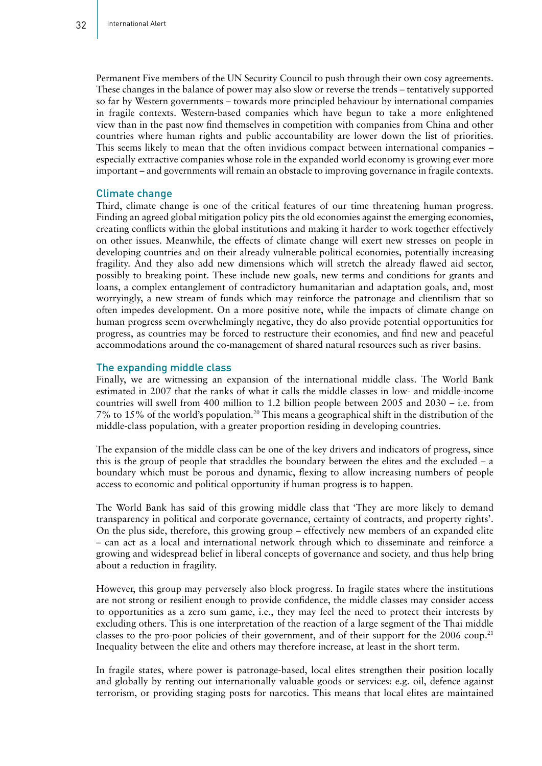Permanent Five members of the UN Security Council to push through their own cosy agreements. These changes in the balance of power may also slow or reverse the trends – tentatively supported so far by Western governments – towards more principled behaviour by international companies in fragile contexts. Western-based companies which have begun to take a more enlightened view than in the past now find themselves in competition with companies from China and other countries where human rights and public accountability are lower down the list of priorities. This seems likely to mean that the often invidious compact between international companies – especially extractive companies whose role in the expanded world economy is growing ever more important – and governments will remain an obstacle to improving governance in fragile contexts.

## Climate change

Third, climate change is one of the critical features of our time threatening human progress. Finding an agreed global mitigation policy pits the old economies against the emerging economies, creating conflicts within the global institutions and making it harder to work together effectively on other issues. Meanwhile, the effects of climate change will exert new stresses on people in developing countries and on their already vulnerable political economies, potentially increasing fragility. And they also add new dimensions which will stretch the already flawed aid sector, possibly to breaking point. These include new goals, new terms and conditions for grants and loans, a complex entanglement of contradictory humanitarian and adaptation goals, and, most worryingly, a new stream of funds which may reinforce the patronage and clientilism that so often impedes development. On a more positive note, while the impacts of climate change on human progress seem overwhelmingly negative, they do also provide potential opportunities for progress, as countries may be forced to restructure their economies, and find new and peaceful accommodations around the co-management of shared natural resources such as river basins.

## The expanding middle class

Finally, we are witnessing an expansion of the international middle class. The World Bank estimated in 2007 that the ranks of what it calls the middle classes in low- and middle-income countries will swell from 400 million to 1.2 billion people between 2005 and 2030 – i.e. from 7% to 15% of the world's population.[20] This means a geographical shift in the distribution of the middle-class population, with a greater proportion residing in developing countries.

The expansion of the middle class can be one of the key drivers and indicators of progress, since this is the group of people that straddles the boundary between the elites and the excluded – a boundary which must be porous and dynamic, flexing to allow increasing numbers of people access to economic and political opportunity if human progress is to happen.

The World Bank has said of this growing middle class that 'They are more likely to demand transparency in political and corporate governance, certainty of contracts, and property rights'. On the plus side, therefore, this growing group – effectively new members of an expanded elite – can act as a local and international network through which to disseminate and reinforce a growing and widespread belief in liberal concepts of governance and society, and thus help bring about a reduction in fragility.

However, this group may perversely also block progress. In fragile states where the institutions are not strong or resilient enough to provide confidence, the middle classes may consider access to opportunities as a zero sum game, i.e., they may feel the need to protect their interests by excluding others. This is one interpretation of the reaction of a large segment of the Thai middle classes to the pro-poor policies of their government, and of their support for the 2006 coup.[21] Inequality between the elite and others may therefore increase, at least in the short term.

In fragile states, where power is patronage-based, local elites strengthen their position locally and globally by renting out internationally valuable goods or services: e.g. oil, defence against terrorism, or providing staging posts for narcotics. This means that local elites are maintained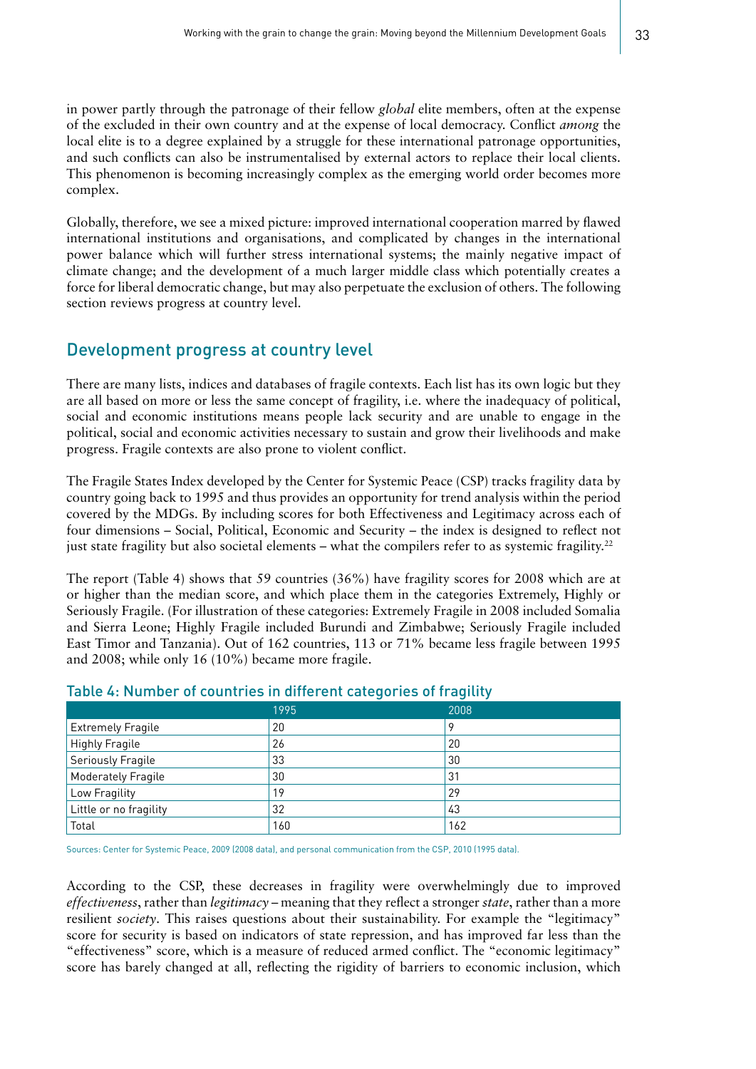in power partly through the patronage of their fellow *global* elite members, often at the expense of the excluded in their own country and at the expense of local democracy. Conflict *among* the local elite is to a degree explained by a struggle for these international patronage opportunities, and such conflicts can also be instrumentalised by external actors to replace their local clients. This phenomenon is becoming increasingly complex as the emerging world order becomes more complex.

Globally, therefore, we see a mixed picture: improved international cooperation marred by flawed international institutions and organisations, and complicated by changes in the international power balance which will further stress international systems; the mainly negative impact of climate change; and the development of a much larger middle class which potentially creates a force for liberal democratic change, but may also perpetuate the exclusion of others. The following section reviews progress at country level.

## Development progress at country level

There are many lists, indices and databases of fragile contexts. Each list has its own logic but they are all based on more or less the same concept of fragility, i.e. where the inadequacy of political, social and economic institutions means people lack security and are unable to engage in the political, social and economic activities necessary to sustain and grow their livelihoods and make progress. Fragile contexts are also prone to violent conflict.

The Fragile States Index developed by the Center for Systemic Peace (CSP) tracks fragility data by country going back to 1995 and thus provides an opportunity for trend analysis within the period covered by the MDGs. By including scores for both Effectiveness and Legitimacy across each of four dimensions – Social, Political, Economic and Security – the index is designed to reflect not just state fragility but also societal elements – what the compilers refer to as systemic fragility.[22]

The report (Table 4) shows that 59 countries (36%) have fragility scores for 2008 which are at or higher than the median score, and which place them in the categories Extremely, Highly or Seriously Fragile. (For illustration of these categories: Extremely Fragile in 2008 included Somalia and Sierra Leone; Highly Fragile included Burundi and Zimbabwe; Seriously Fragile included East Timor and Tanzania). Out of 162 countries, 113 or 71% became less fragile between 1995 and 2008; while only 16 (10%) became more fragile.

### Table 4: Number of countries in different categories of fragility

| | 1995 | 2008 |
|---|---|---|
| Extremely Fragile | 20 | 9 |
| Highly Fragile | 26 | 20 |
| Seriously Fragile | 33 | 30 |
| Moderately Fragile | 30 | 31 |
| Low Fragility | 19 | 29 |
| Little or no fragility | 32 | 43 |
| Total | 160 | 162 |

Sources: Center for Systemic Peace, 2009 (2008 data), and personal communication from the CSP, 2010 (1995 data).

According to the CSP, these decreases in fragility were overwhelmingly due to improved *effectiveness*, rather than *legitimacy* – meaning that they reflect a stronger *state*, rather than a more resilient *society*. This raises questions about their sustainability. For example the "legitimacy" score for security is based on indicators of state repression, and has improved far less than the "effectiveness" score, which is a measure of reduced armed conflict. The "economic legitimacy" score has barely changed at all, reflecting the rigidity of barriers to economic inclusion, which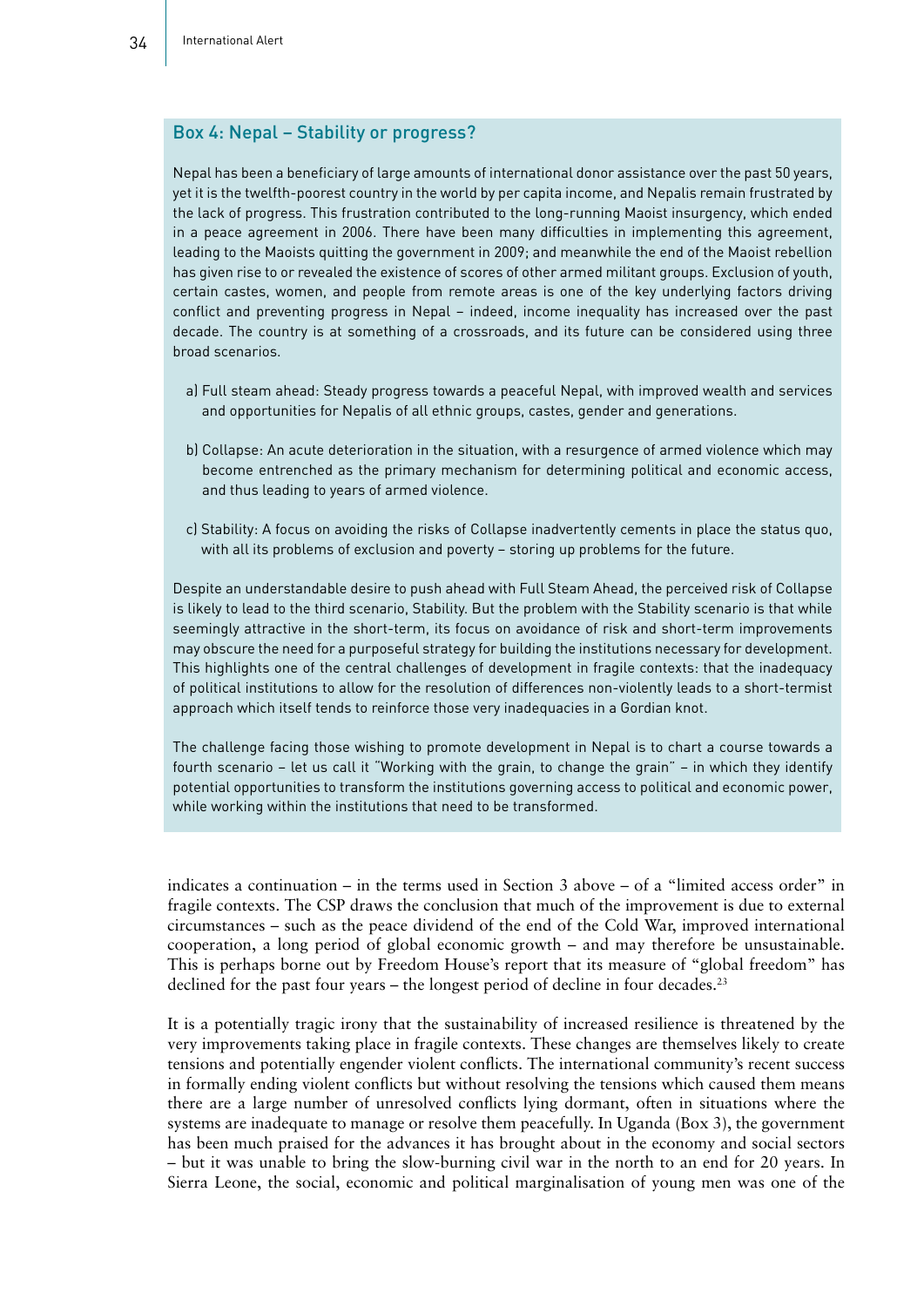### Box 4: Nepal – Stability or progress?

Nepal has been a beneficiary of large amounts of international donor assistance over the past 50 years, yet it is the twelfth-poorest country in the world by per capita income, and Nepalis remain frustrated by the lack of progress. This frustration contributed to the long-running Maoist insurgency, which ended in a peace agreement in 2006. There have been many difficulties in implementing this agreement, leading to the Maoists quitting the government in 2009; and meanwhile the end of the Maoist rebellion has given rise to or revealed the existence of scores of other armed militant groups. Exclusion of youth, certain castes, women, and people from remote areas is one of the key underlying factors driving conflict and preventing progress in Nepal – indeed, income inequality has increased over the past decade. The country is at something of a crossroads, and its future can be considered using three broad scenarios.

a) Full steam ahead: Steady progress towards a peaceful Nepal, with improved wealth and services and opportunities for Nepalis of all ethnic groups, castes, gender and generations.

b) Collapse: An acute deterioration in the situation, with a resurgence of armed violence which may become entrenched as the primary mechanism for determining political and economic access, and thus leading to years of armed violence.

c) Stability: A focus on avoiding the risks of Collapse inadvertently cements in place the status quo, with all its problems of exclusion and poverty – storing up problems for the future.

Despite an understandable desire to push ahead with Full Steam Ahead, the perceived risk of Collapse is likely to lead to the third scenario, Stability. But the problem with the Stability scenario is that while seemingly attractive in the short-term, its focus on avoidance of risk and short-term improvements may obscure the need for a purposeful strategy for building the institutions necessary for development. This highlights one of the central challenges of development in fragile contexts: that the inadequacy of political institutions to allow for the resolution of differences non-violently leads to a short-termist approach which itself tends to reinforce those very inadequacies in a Gordian knot.

The challenge facing those wishing to promote development in Nepal is to chart a course towards a fourth scenario – let us call it "Working with the grain, to change the grain" – in which they identify potential opportunities to transform the institutions governing access to political and economic power, while working within the institutions that need to be transformed.

indicates a continuation – in the terms used in Section 3 above – of a "limited access order" in fragile contexts. The CSP draws the conclusion that much of the improvement is due to external circumstances – such as the peace dividend of the end of the Cold War, improved international cooperation, a long period of global economic growth – and may therefore be unsustainable. This is perhaps borne out by Freedom House's report that its measure of "global freedom" has declined for the past four years – the longest period of decline in four decades.[23]

It is a potentially tragic irony that the sustainability of increased resilience is threatened by the very improvements taking place in fragile contexts. These changes are themselves likely to create tensions and potentially engender violent conflicts. The international community's recent success in formally ending violent conflicts but without resolving the tensions which caused them means there are a large number of unresolved conflicts lying dormant, often in situations where the systems are inadequate to manage or resolve them peacefully. In Uganda (Box 3), the government has been much praised for the advances it has brought about in the economy and social sectors – but it was unable to bring the slow-burning civil war in the north to an end for 20 years. In Sierra Leone, the social, economic and political marginalisation of young men was one of the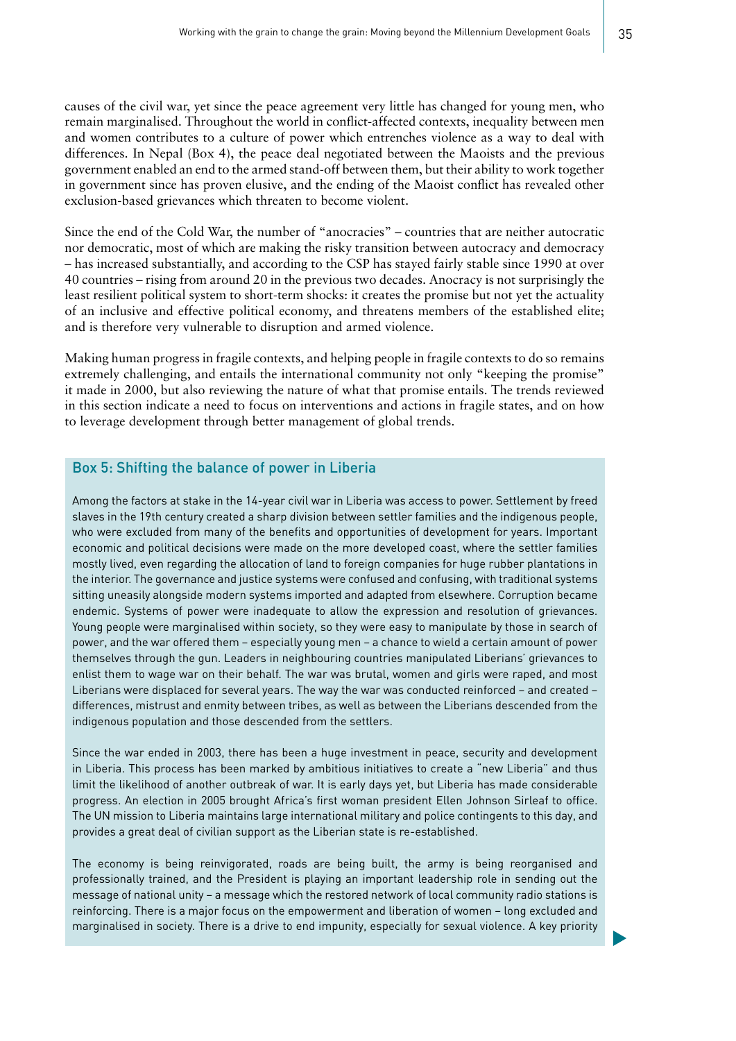causes of the civil war, yet since the peace agreement very little has changed for young men, who remain marginalised. Throughout the world in conflict-affected contexts, inequality between men and women contributes to a culture of power which entrenches violence as a way to deal with differences. In Nepal (Box 4), the peace deal negotiated between the Maoists and the previous government enabled an end to the armed stand-off between them, but their ability to work together in government since has proven elusive, and the ending of the Maoist conflict has revealed other exclusion-based grievances which threaten to become violent.

Since the end of the Cold War, the number of "anocracies" – countries that are neither autocratic nor democratic, most of which are making the risky transition between autocracy and democracy – has increased substantially, and according to the CSP has stayed fairly stable since 1990 at over 40 countries – rising from around 20 in the previous two decades. Anocracy is not surprisingly the least resilient political system to short-term shocks: it creates the promise but not yet the actuality of an inclusive and effective political economy, and threatens members of the established elite; and is therefore very vulnerable to disruption and armed violence.

Making human progress in fragile contexts, and helping people in fragile contexts to do so remains extremely challenging, and entails the international community not only "keeping the promise" it made in 2000, but also reviewing the nature of what that promise entails. The trends reviewed in this section indicate a need to focus on interventions and actions in fragile states, and on how to leverage development through better management of global trends.

### Box 5: Shifting the balance of power in Liberia

Among the factors at stake in the 14-year civil war in Liberia was access to power. Settlement by freed slaves in the 19th century created a sharp division between settler families and the indigenous people, who were excluded from many of the benefits and opportunities of development for years. Important economic and political decisions were made on the more developed coast, where the settler families mostly lived, even regarding the allocation of land to foreign companies for huge rubber plantations in the interior. The governance and justice systems were confused and confusing, with traditional systems sitting uneasily alongside modern systems imported and adapted from elsewhere. Corruption became endemic. Systems of power were inadequate to allow the expression and resolution of grievances. Young people were marginalised within society, so they were easy to manipulate by those in search of power, and the war offered them – especially young men – a chance to wield a certain amount of power themselves through the gun. Leaders in neighbouring countries manipulated Liberians' grievances to enlist them to wage war on their behalf. The war was brutal, women and girls were raped, and most Liberians were displaced for several years. The way the war was conducted reinforced – and created – differences, mistrust and enmity between tribes, as well as between the Liberians descended from the indigenous population and those descended from the settlers.

Since the war ended in 2003, there has been a huge investment in peace, security and development in Liberia. This process has been marked by ambitious initiatives to create a "new Liberia" and thus limit the likelihood of another outbreak of war. It is early days yet, but Liberia has made considerable progress. An election in 2005 brought Africa's first woman president Ellen Johnson Sirleaf to office. The UN mission to Liberia maintains large international military and police contingents to this day, and provides a great deal of civilian support as the Liberian state is re-established.

The economy is being reinvigorated, roads are being built, the army is being reorganised and professionally trained, and the President is playing an important leadership role in sending out the message of national unity – a message which the restored network of local community radio stations is reinforcing. There is a major focus on the empowerment and liberation of women – long excluded and marginalised in society. There is a drive to end impunity, especially for sexual violence. A key priority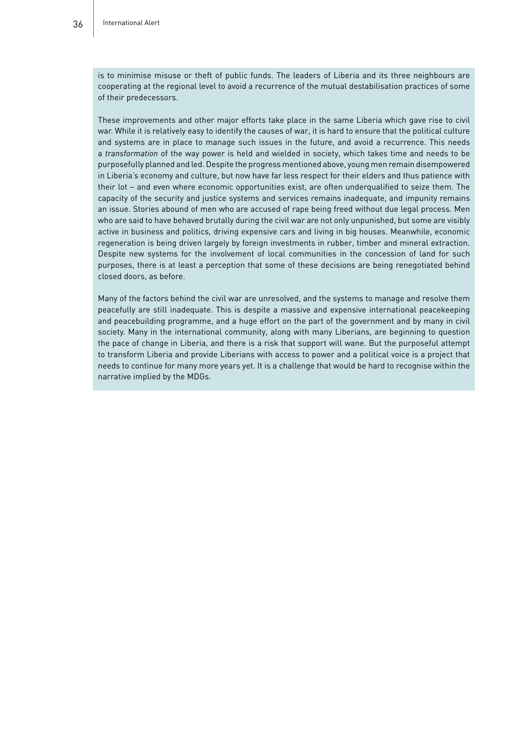is to minimise misuse or theft of public funds. The leaders of Liberia and its three neighbours are cooperating at the regional level to avoid a recurrence of the mutual destabilisation practices of some of their predecessors.

These improvements and other major efforts take place in the same Liberia which gave rise to civil war. While it is relatively easy to identify the causes of war, it is hard to ensure that the political culture and systems are in place to manage such issues in the future, and avoid a recurrence. This needs a *transformation* of the way power is held and wielded in society, which takes time and needs to be purposefully planned and led. Despite the progress mentioned above, young men remain disempowered in Liberia's economy and culture, but now have far less respect for their elders and thus patience with their lot – and even where economic opportunities exist, are often underqualified to seize them. The capacity of the security and justice systems and services remains inadequate, and impunity remains an issue. Stories abound of men who are accused of rape being freed without due legal process. Men who are said to have behaved brutally during the civil war are not only unpunished, but some are visibly active in business and politics, driving expensive cars and living in big houses. Meanwhile, economic regeneration is being driven largely by foreign investments in rubber, timber and mineral extraction. Despite new systems for the involvement of local communities in the concession of land for such purposes, there is at least a perception that some of these decisions are being renegotiated behind closed doors, as before.

Many of the factors behind the civil war are unresolved, and the systems to manage and resolve them peacefully are still inadequate. This is despite a massive and expensive international peacekeeping and peacebuilding programme, and a huge effort on the part of the government and by many in civil society. Many in the international community, along with many Liberians, are beginning to question the pace of change in Liberia, and there is a risk that support will wane. But the purposeful attempt to transform Liberia and provide Liberians with access to power and a political voice is a project that needs to continue for many more years yet. It is a challenge that would be hard to recognise within the narrative implied by the MDGs.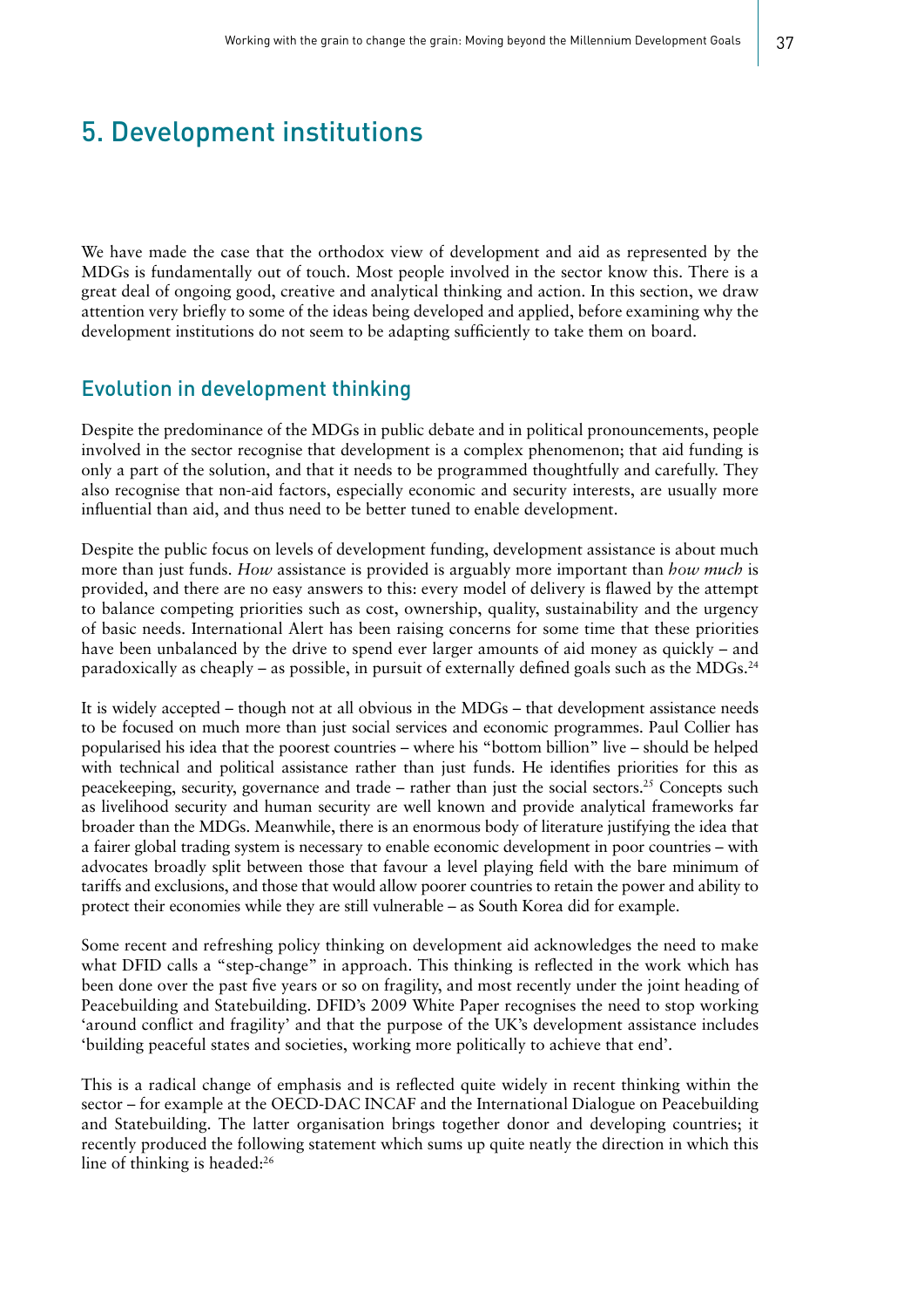# 5. Development institutions

We have made the case that the orthodox view of development and aid as represented by the MDGs is fundamentally out of touch. Most people involved in the sector know this. There is a great deal of ongoing good, creative and analytical thinking and action. In this section, we draw attention very briefly to some of the ideas being developed and applied, before examining why the development institutions do not seem to be adapting sufficiently to take them on board.

## Evolution in development thinking

Despite the predominance of the MDGs in public debate and in political pronouncements, people involved in the sector recognise that development is a complex phenomenon; that aid funding is only a part of the solution, and that it needs to be programmed thoughtfully and carefully. They also recognise that non-aid factors, especially economic and security interests, are usually more influential than aid, and thus need to be better tuned to enable development.

Despite the public focus on levels of development funding, development assistance is about much more than just funds. *How* assistance is provided is arguably more important than *how much* is provided, and there are no easy answers to this: every model of delivery is flawed by the attempt to balance competing priorities such as cost, ownership, quality, sustainability and the urgency of basic needs. International Alert has been raising concerns for some time that these priorities have been unbalanced by the drive to spend ever larger amounts of aid money as quickly – and paradoxically as cheaply – as possible, in pursuit of externally defined goals such as the MDGs.[24]

It is widely accepted – though not at all obvious in the MDGs – that development assistance needs to be focused on much more than just social services and economic programmes. Paul Collier has popularised his idea that the poorest countries – where his "bottom billion" live – should be helped with technical and political assistance rather than just funds. He identifies priorities for this as peacekeeping, security, governance and trade – rather than just the social sectors.[25] Concepts such as livelihood security and human security are well known and provide analytical frameworks far broader than the MDGs. Meanwhile, there is an enormous body of literature justifying the idea that a fairer global trading system is necessary to enable economic development in poor countries – with advocates broadly split between those that favour a level playing field with the bare minimum of tariffs and exclusions, and those that would allow poorer countries to retain the power and ability to protect their economies while they are still vulnerable – as South Korea did for example.

Some recent and refreshing policy thinking on development aid acknowledges the need to make what DFID calls a "step-change" in approach. This thinking is reflected in the work which has been done over the past five years or so on fragility, and most recently under the joint heading of Peacebuilding and Statebuilding. DFID's 2009 White Paper recognises the need to stop working 'around conflict and fragility' and that the purpose of the UK's development assistance includes 'building peaceful states and societies, working more politically to achieve that end'.

This is a radical change of emphasis and is reflected quite widely in recent thinking within the sector – for example at the OECD-DAC INCAF and the International Dialogue on Peacebuilding and Statebuilding. The latter organisation brings together donor and developing countries; it recently produced the following statement which sums up quite neatly the direction in which this line of thinking is headed:[26]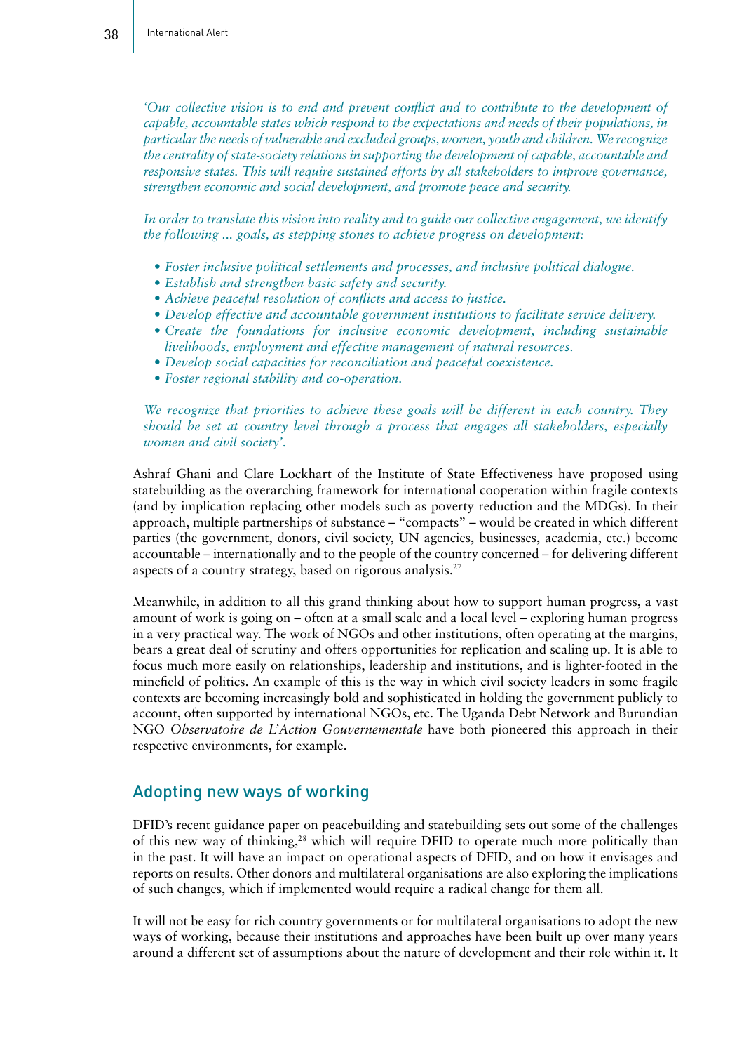*'Our collective vision is to end and prevent conflict and to contribute to the development of capable, accountable states which respond to the expectations and needs of their populations, in particular the needs of vulnerable and excluded groups, women, youth and children. We recognize the centrality of state-society relations in supporting the development of capable, accountable and responsive states. This will require sustained efforts by all stakeholders to improve governance, strengthen economic and social development, and promote peace and security.*

*In order to translate this vision into reality and to guide our collective engagement, we identify the following ... goals, as stepping stones to achieve progress on development:*

- *Foster inclusive political settlements and processes, and inclusive political dialogue.*
- *Establish and strengthen basic safety and security.*
- *Achieve peaceful resolution of conflicts and access to justice.*
- *Develop effective and accountable government institutions to facilitate service delivery.*
- *Create the foundations for inclusive economic development, including sustainable livelihoods, employment and effective management of natural resources.*
- *Develop social capacities for reconciliation and peaceful coexistence.*
- *Foster regional stability and co-operation.*

*We recognize that priorities to achieve these goals will be different in each country. They should be set at country level through a process that engages all stakeholders, especially women and civil society'.*

Ashraf Ghani and Clare Lockhart of the Institute of State Effectiveness have proposed using statebuilding as the overarching framework for international cooperation within fragile contexts (and by implication replacing other models such as poverty reduction and the MDGs). In their approach, multiple partnerships of substance – "compacts" – would be created in which different parties (the government, donors, civil society, UN agencies, businesses, academia, etc.) become accountable – internationally and to the people of the country concerned – for delivering different aspects of a country strategy, based on rigorous analysis.[27]

Meanwhile, in addition to all this grand thinking about how to support human progress, a vast amount of work is going on – often at a small scale and a local level – exploring human progress in a very practical way. The work of NGOs and other institutions, often operating at the margins, bears a great deal of scrutiny and offers opportunities for replication and scaling up. It is able to focus much more easily on relationships, leadership and institutions, and is lighter-footed in the minefield of politics. An example of this is the way in which civil society leaders in some fragile contexts are becoming increasingly bold and sophisticated in holding the government publicly to account, often supported by international NGOs, etc. The Uganda Debt Network and Burundian NGO *Observatoire de L'Action Gouvernementale* have both pioneered this approach in their respective environments, for example.

## Adopting new ways of working

DFID's recent guidance paper on peacebuilding and statebuilding sets out some of the challenges of this new way of thinking,[28] which will require DFID to operate much more politically than in the past. It will have an impact on operational aspects of DFID, and on how it envisages and reports on results. Other donors and multilateral organisations are also exploring the implications of such changes, which if implemented would require a radical change for them all.

It will not be easy for rich country governments or for multilateral organisations to adopt the new ways of working, because their institutions and approaches have been built up over many years around a different set of assumptions about the nature of development and their role within it. It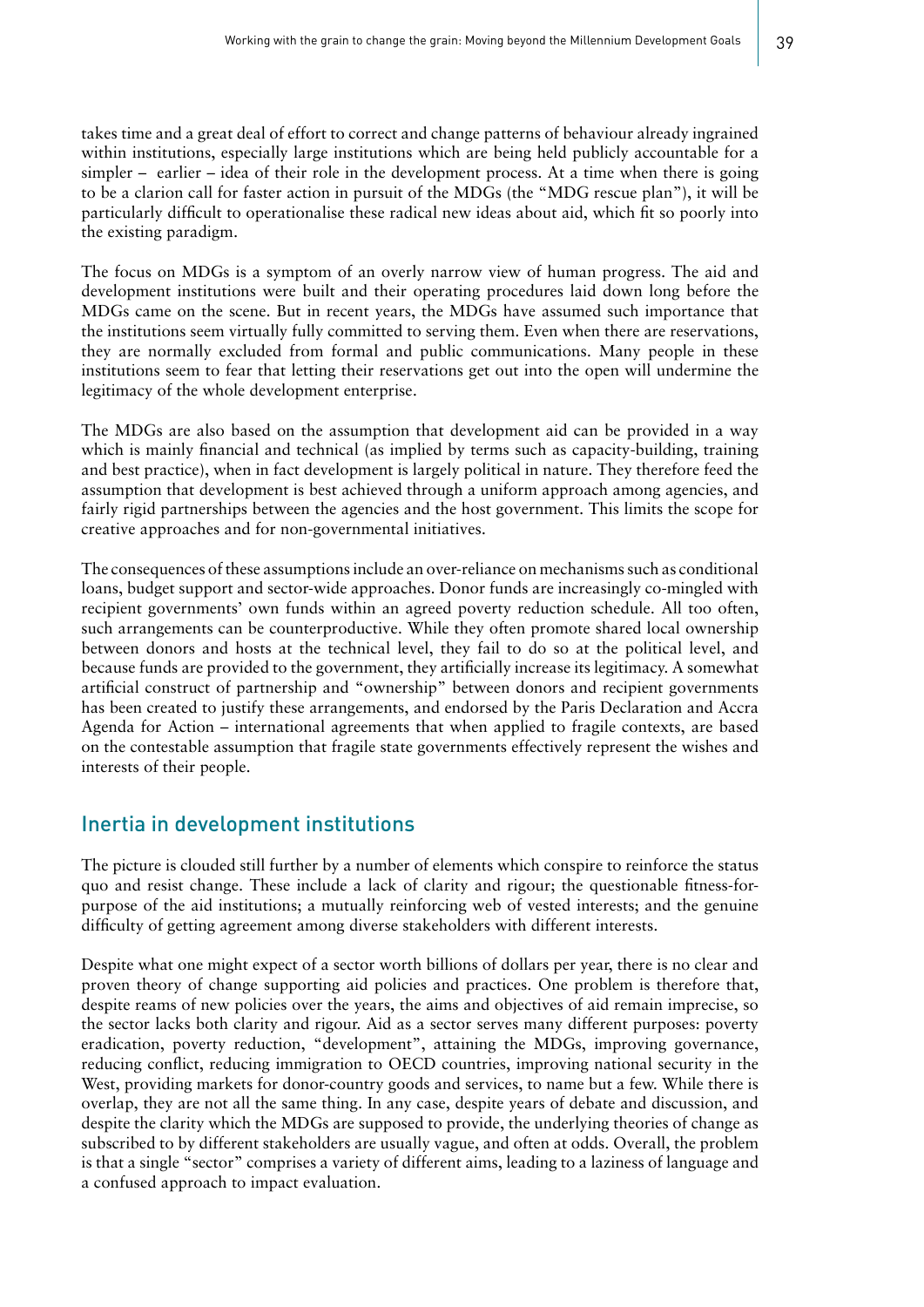takes time and a great deal of effort to correct and change patterns of behaviour already ingrained within institutions, especially large institutions which are being held publicly accountable for a simpler – earlier – idea of their role in the development process. At a time when there is going to be a clarion call for faster action in pursuit of the MDGs (the "MDG rescue plan"), it will be particularly difficult to operationalise these radical new ideas about aid, which fit so poorly into the existing paradigm.

The focus on MDGs is a symptom of an overly narrow view of human progress. The aid and development institutions were built and their operating procedures laid down long before the MDGs came on the scene. But in recent years, the MDGs have assumed such importance that the institutions seem virtually fully committed to serving them. Even when there are reservations, they are normally excluded from formal and public communications. Many people in these institutions seem to fear that letting their reservations get out into the open will undermine the legitimacy of the whole development enterprise.

The MDGs are also based on the assumption that development aid can be provided in a way which is mainly financial and technical (as implied by terms such as capacity-building, training and best practice), when in fact development is largely political in nature. They therefore feed the assumption that development is best achieved through a uniform approach among agencies, and fairly rigid partnerships between the agencies and the host government. This limits the scope for creative approaches and for non-governmental initiatives.

The consequences of these assumptions include an over-reliance on mechanisms such as conditional loans, budget support and sector-wide approaches. Donor funds are increasingly co-mingled with recipient governments' own funds within an agreed poverty reduction schedule. All too often, such arrangements can be counterproductive. While they often promote shared local ownership between donors and hosts at the technical level, they fail to do so at the political level, and because funds are provided to the government, they artificially increase its legitimacy. A somewhat artificial construct of partnership and "ownership" between donors and recipient governments has been created to justify these arrangements, and endorsed by the Paris Declaration and Accra Agenda for Action – international agreements that when applied to fragile contexts, are based on the contestable assumption that fragile state governments effectively represent the wishes and interests of their people.

## Inertia in development institutions

The picture is clouded still further by a number of elements which conspire to reinforce the status quo and resist change. These include a lack of clarity and rigour; the questionable fitness-for-purpose of the aid institutions; a mutually reinforcing web of vested interests; and the genuine difficulty of getting agreement among diverse stakeholders with different interests.

Despite what one might expect of a sector worth billions of dollars per year, there is no clear and proven theory of change supporting aid policies and practices. One problem is therefore that, despite reams of new policies over the years, the aims and objectives of aid remain imprecise, so the sector lacks both clarity and rigour. Aid as a sector serves many different purposes: poverty eradication, poverty reduction, "development", attaining the MDGs, improving governance, reducing conflict, reducing immigration to OECD countries, improving national security in the West, providing markets for donor-country goods and services, to name but a few. While there is overlap, they are not all the same thing. In any case, despite years of debate and discussion, and despite the clarity which the MDGs are supposed to provide, the underlying theories of change as subscribed to by different stakeholders are usually vague, and often at odds. Overall, the problem is that a single "sector" comprises a variety of different aims, leading to a laziness of language and a confused approach to impact evaluation.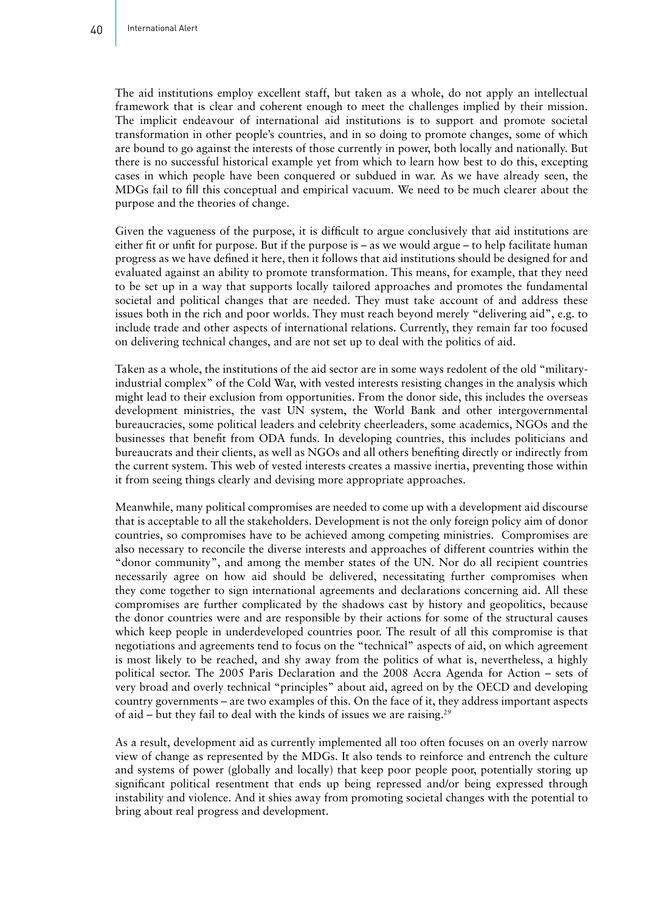The aid institutions employ excellent staff, but taken as a whole, do not apply an intellectual framework that is clear and coherent enough to meet the challenges implied by their mission. The implicit endeavour of international aid institutions is to support and promote societal transformation in other people's countries, and in so doing to promote changes, some of which are bound to go against the interests of those currently in power, both locally and nationally. But there is no successful historical example yet from which to learn how best to do this, excepting cases in which people have been conquered or subdued in war. As we have already seen, the MDGs fail to fill this conceptual and empirical vacuum. We need to be much clearer about the purpose and the theories of change.

Given the vagueness of the purpose, it is difficult to argue conclusively that aid institutions are either fit or unfit for purpose. But if the purpose is – as we would argue – to help facilitate human progress as we have defined it here, then it follows that aid institutions should be designed for and evaluated against an ability to promote transformation. This means, for example, that they need to be set up in a way that supports locally tailored approaches and promotes the fundamental societal and political changes that are needed. They must take account of and address these issues both in the rich and poor worlds. They must reach beyond merely "delivering aid", e.g. to include trade and other aspects of international relations. Currently, they remain far too focused on delivering technical changes, and are not set up to deal with the politics of aid.

Taken as a whole, the institutions of the aid sector are in some ways redolent of the old "military-industrial complex" of the Cold War, with vested interests resisting changes in the analysis which might lead to their exclusion from opportunities. From the donor side, this includes the overseas development ministries, the vast UN system, the World Bank and other intergovernmental bureaucracies, some political leaders and celebrity cheerleaders, some academics, NGOs and the businesses that benefit from ODA funds. In developing countries, this includes politicians and bureaucrats and their clients, as well as NGOs and all others benefiting directly or indirectly from the current system. This web of vested interests creates a massive inertia, preventing those within it from seeing things clearly and devising more appropriate approaches.

Meanwhile, many political compromises are needed to come up with a development aid discourse that is acceptable to all the stakeholders. Development is not the only foreign policy aim of donor countries, so compromises have to be achieved among competing ministries. Compromises are also necessary to reconcile the diverse interests and approaches of different countries within the "donor community", and among the member states of the UN. Nor do all recipient countries necessarily agree on how aid should be delivered, necessitating further compromises when they come together to sign international agreements and declarations concerning aid. All these compromises are further complicated by the shadows cast by history and geopolitics, because the donor countries were and are responsible by their actions for some of the structural causes which keep people in underdeveloped countries poor. The result of all this compromise is that negotiations and agreements tend to focus on the "technical" aspects of aid, on which agreement is most likely to be reached, and shy away from the politics of what is, nevertheless, a highly political sector. The 2005 Paris Declaration and the 2008 Accra Agenda for Action – sets of very broad and overly technical "principles" about aid, agreed on by the OECD and developing country governments – are two examples of this. On the face of it, they address important aspects of aid – but they fail to deal with the kinds of issues we are raising.[29]

As a result, development aid as currently implemented all too often focuses on an overly narrow view of change as represented by the MDGs. It also tends to reinforce and entrench the culture and systems of power (globally and locally) that keep poor people poor, potentially storing up significant political resentment that ends up being repressed and/or being expressed through instability and violence. And it shies away from promoting societal changes with the potential to bring about real progress and development.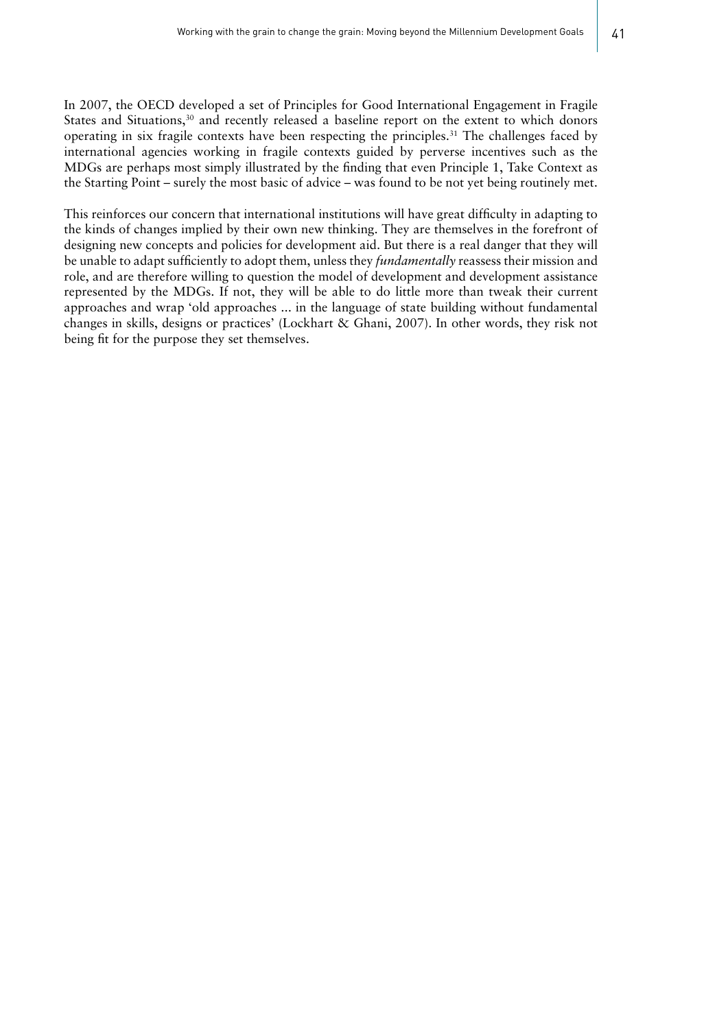In 2007, the OECD developed a set of Principles for Good International Engagement in Fragile States and Situations,[30] and recently released a baseline report on the extent to which donors operating in six fragile contexts have been respecting the principles.[31] The challenges faced by international agencies working in fragile contexts guided by perverse incentives such as the MDGs are perhaps most simply illustrated by the finding that even Principle 1, Take Context as the Starting Point – surely the most basic of advice – was found to be not yet being routinely met.

This reinforces our concern that international institutions will have great difficulty in adapting to the kinds of changes implied by their own new thinking. They are themselves in the forefront of designing new concepts and policies for development aid. But there is a real danger that they will be unable to adapt sufficiently to adopt them, unless they *fundamentally* reassess their mission and role, and are therefore willing to question the model of development and development assistance represented by the MDGs. If not, they will be able to do little more than tweak their current approaches and wrap 'old approaches ... in the language of state building without fundamental changes in skills, designs or practices' (Lockhart & Ghani, 2007). In other words, they risk not being fit for the purpose they set themselves.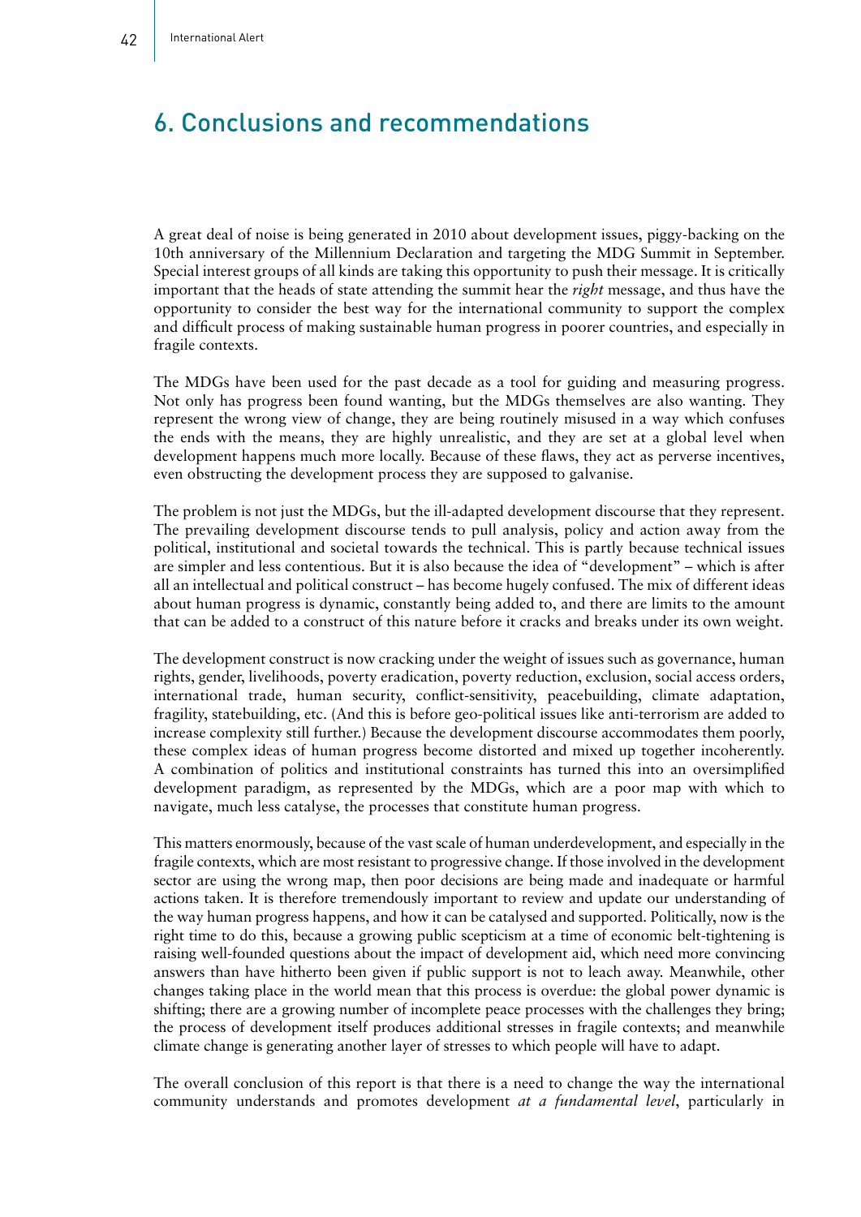# 6. Conclusions and recommendations

A great deal of noise is being generated in 2010 about development issues, piggy-backing on the 10th anniversary of the Millennium Declaration and targeting the MDG Summit in September. Special interest groups of all kinds are taking this opportunity to push their message. It is critically important that the heads of state attending the summit hear the *right* message, and thus have the opportunity to consider the best way for the international community to support the complex and difficult process of making sustainable human progress in poorer countries, and especially in fragile contexts.

The MDGs have been used for the past decade as a tool for guiding and measuring progress. Not only has progress been found wanting, but the MDGs themselves are also wanting. They represent the wrong view of change, they are being routinely misused in a way which confuses the ends with the means, they are highly unrealistic, and they are set at a global level when development happens much more locally. Because of these flaws, they act as perverse incentives, even obstructing the development process they are supposed to galvanise.

The problem is not just the MDGs, but the ill-adapted development discourse that they represent. The prevailing development discourse tends to pull analysis, policy and action away from the political, institutional and societal towards the technical. This is partly because technical issues are simpler and less contentious. But it is also because the idea of "development" – which is after all an intellectual and political construct – has become hugely confused. The mix of different ideas about human progress is dynamic, constantly being added to, and there are limits to the amount that can be added to a construct of this nature before it cracks and breaks under its own weight.

The development construct is now cracking under the weight of issues such as governance, human rights, gender, livelihoods, poverty eradication, poverty reduction, exclusion, social access orders, international trade, human security, conflict-sensitivity, peacebuilding, climate adaptation, fragility, statebuilding, etc. (And this is before geo-political issues like anti-terrorism are added to increase complexity still further.) Because the development discourse accommodates them poorly, these complex ideas of human progress become distorted and mixed up together incoherently. A combination of politics and institutional constraints has turned this into an oversimplified development paradigm, as represented by the MDGs, which are a poor map with which to navigate, much less catalyse, the processes that constitute human progress.

This matters enormously, because of the vast scale of human underdevelopment, and especially in the fragile contexts, which are most resistant to progressive change. If those involved in the development sector are using the wrong map, then poor decisions are being made and inadequate or harmful actions taken. It is therefore tremendously important to review and update our understanding of the way human progress happens, and how it can be catalysed and supported. Politically, now is the right time to do this, because a growing public scepticism at a time of economic belt-tightening is raising well-founded questions about the impact of development aid, which need more convincing answers than have hitherto been given if public support is not to leach away. Meanwhile, other changes taking place in the world mean that this process is overdue: the global power dynamic is shifting; there are a growing number of incomplete peace processes with the challenges they bring; the process of development itself produces additional stresses in fragile contexts; and meanwhile climate change is generating another layer of stresses to which people will have to adapt.

The overall conclusion of this report is that there is a need to change the way the international community understands and promotes development *at a fundamental level*, particularly in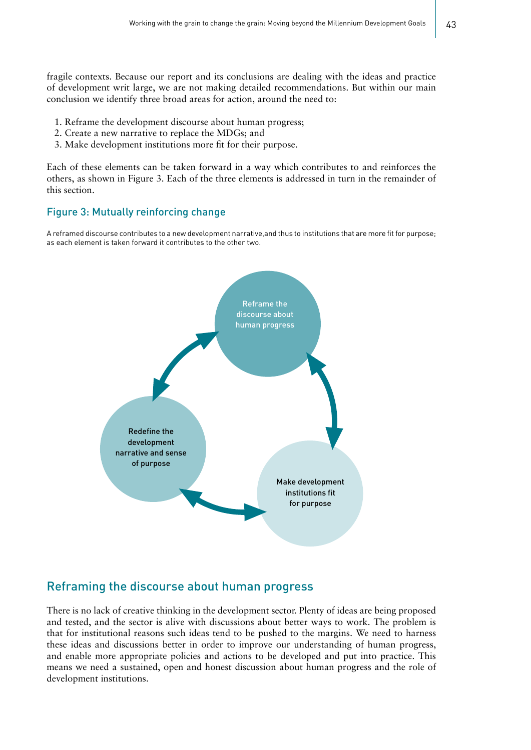fragile contexts. Because our report and its conclusions are dealing with the ideas and practice of development writ large, we are not making detailed recommendations. But within our main conclusion we identify three broad areas for action, around the need to:

1. Reframe the development discourse about human progress;
2. Create a new narrative to replace the MDGs; and
3. Make development institutions more fit for their purpose.

Each of these elements can be taken forward in a way which contributes to and reinforces the others, as shown in Figure 3. Each of the three elements is addressed in turn in the remainder of this section.

### Figure 3: Mutually reinforcing change

A reframed discourse contributes to a new development narrative,and thus to institutions that are more fit for purpose; as each element is taken forward it contributes to the other two.

Reframe the discourse about human progress

Redefine the development narrative and sense of purpose

Make development institutions fit for purpose

## Reframing the discourse about human progress

There is no lack of creative thinking in the development sector. Plenty of ideas are being proposed and tested, and the sector is alive with discussions about better ways to work. The problem is that for institutional reasons such ideas tend to be pushed to the margins. We need to harness these ideas and discussions better in order to improve our understanding of human progress, and enable more appropriate policies and actions to be developed and put into practice. This means we need a sustained, open and honest discussion about human progress and the role of development institutions.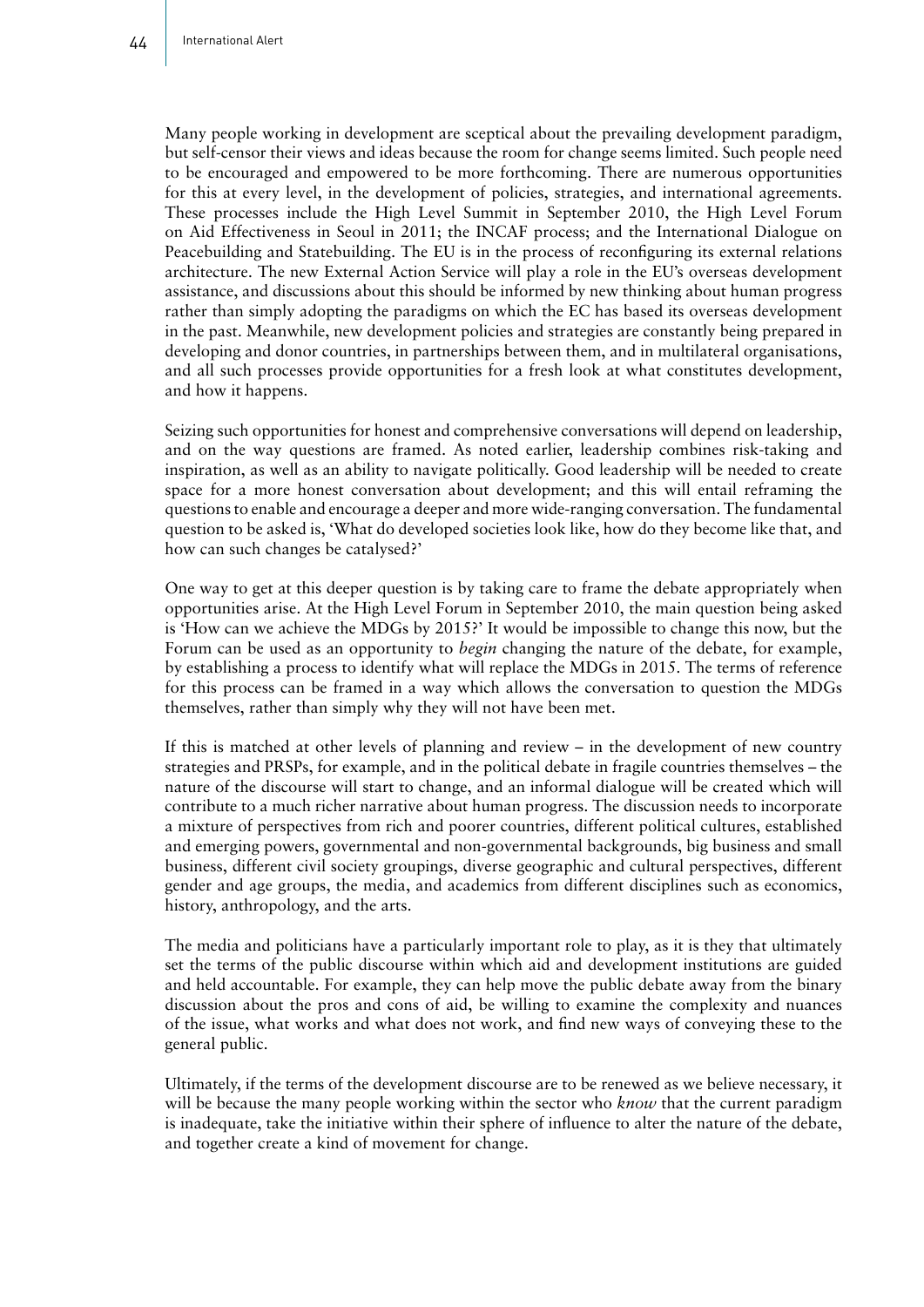Many people working in development are sceptical about the prevailing development paradigm, but self-censor their views and ideas because the room for change seems limited. Such people need to be encouraged and empowered to be more forthcoming. There are numerous opportunities for this at every level, in the development of policies, strategies, and international agreements. These processes include the High Level Summit in September 2010, the High Level Forum on Aid Effectiveness in Seoul in 2011; the INCAF process; and the International Dialogue on Peacebuilding and Statebuilding. The EU is in the process of reconfiguring its external relations architecture. The new External Action Service will play a role in the EU's overseas development assistance, and discussions about this should be informed by new thinking about human progress rather than simply adopting the paradigms on which the EC has based its overseas development in the past. Meanwhile, new development policies and strategies are constantly being prepared in developing and donor countries, in partnerships between them, and in multilateral organisations, and all such processes provide opportunities for a fresh look at what constitutes development, and how it happens.

Seizing such opportunities for honest and comprehensive conversations will depend on leadership, and on the way questions are framed. As noted earlier, leadership combines risk-taking and inspiration, as well as an ability to navigate politically. Good leadership will be needed to create space for a more honest conversation about development; and this will entail reframing the questions to enable and encourage a deeper and more wide-ranging conversation. The fundamental question to be asked is, 'What do developed societies look like, how do they become like that, and how can such changes be catalysed?'

One way to get at this deeper question is by taking care to frame the debate appropriately when opportunities arise. At the High Level Forum in September 2010, the main question being asked is 'How can we achieve the MDGs by 2015?' It would be impossible to change this now, but the Forum can be used as an opportunity to *begin* changing the nature of the debate, for example, by establishing a process to identify what will replace the MDGs in 2015. The terms of reference for this process can be framed in a way which allows the conversation to question the MDGs themselves, rather than simply why they will not have been met.

If this is matched at other levels of planning and review – in the development of new country strategies and PRSPs, for example, and in the political debate in fragile countries themselves – the nature of the discourse will start to change, and an informal dialogue will be created which will contribute to a much richer narrative about human progress. The discussion needs to incorporate a mixture of perspectives from rich and poorer countries, different political cultures, established and emerging powers, governmental and non-governmental backgrounds, big business and small business, different civil society groupings, diverse geographic and cultural perspectives, different gender and age groups, the media, and academics from different disciplines such as economics, history, anthropology, and the arts.

The media and politicians have a particularly important role to play, as it is they that ultimately set the terms of the public discourse within which aid and development institutions are guided and held accountable. For example, they can help move the public debate away from the binary discussion about the pros and cons of aid, be willing to examine the complexity and nuances of the issue, what works and what does not work, and find new ways of conveying these to the general public.

Ultimately, if the terms of the development discourse are to be renewed as we believe necessary, it will be because the many people working within the sector who *know* that the current paradigm is inadequate, take the initiative within their sphere of influence to alter the nature of the debate, and together create a kind of movement for change.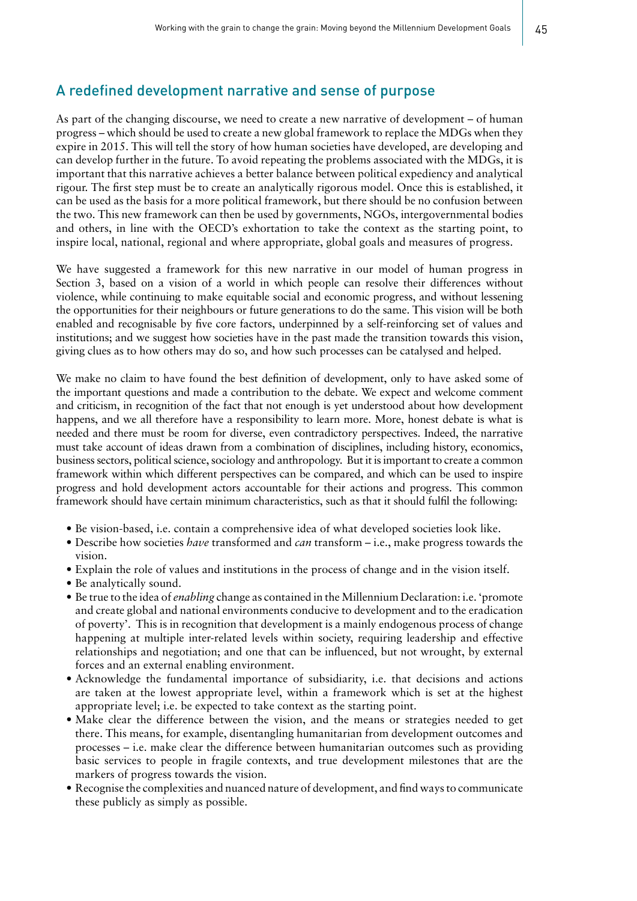## A redefined development narrative and sense of purpose

As part of the changing discourse, we need to create a new narrative of development – of human progress – which should be used to create a new global framework to replace the MDGs when they expire in 2015. This will tell the story of how human societies have developed, are developing and can develop further in the future. To avoid repeating the problems associated with the MDGs, it is important that this narrative achieves a better balance between political expediency and analytical rigour. The first step must be to create an analytically rigorous model. Once this is established, it can be used as the basis for a more political framework, but there should be no confusion between the two. This new framework can then be used by governments, NGOs, intergovernmental bodies and others, in line with the OECD's exhortation to take the context as the starting point, to inspire local, national, regional and where appropriate, global goals and measures of progress.

We have suggested a framework for this new narrative in our model of human progress in Section 3, based on a vision of a world in which people can resolve their differences without violence, while continuing to make equitable social and economic progress, and without lessening the opportunities for their neighbours or future generations to do the same. This vision will be both enabled and recognisable by five core factors, underpinned by a self-reinforcing set of values and institutions; and we suggest how societies have in the past made the transition towards this vision, giving clues as to how others may do so, and how such processes can be catalysed and helped.

We make no claim to have found the best definition of development, only to have asked some of the important questions and made a contribution to the debate. We expect and welcome comment and criticism, in recognition of the fact that not enough is yet understood about how development happens, and we all therefore have a responsibility to learn more. More, honest debate is what is needed and there must be room for diverse, even contradictory perspectives. Indeed, the narrative must take account of ideas drawn from a combination of disciplines, including history, economics, business sectors, political science, sociology and anthropology. But it is important to create a common framework within which different perspectives can be compared, and which can be used to inspire progress and hold development actors accountable for their actions and progress. This common framework should have certain minimum characteristics, such as that it should fulfil the following:

- Be vision-based, i.e. contain a comprehensive idea of what developed societies look like.
- Describe how societies *have* transformed and *can* transform – i.e., make progress towards the vision.
- Explain the role of values and institutions in the process of change and in the vision itself.
- Be analytically sound.
- Be true to the idea of *enabling* change as contained in the Millennium Declaration: i.e. 'promote and create global and national environments conducive to development and to the eradication of poverty'. This is in recognition that development is a mainly endogenous process of change happening at multiple inter-related levels within society, requiring leadership and effective relationships and negotiation; and one that can be influenced, but not wrought, by external forces and an external enabling environment.
- Acknowledge the fundamental importance of subsidiarity, i.e. that decisions and actions are taken at the lowest appropriate level, within a framework which is set at the highest appropriate level; i.e. be expected to take context as the starting point.
- Make clear the difference between the vision, and the means or strategies needed to get there. This means, for example, disentangling humanitarian from development outcomes and processes – i.e. make clear the difference between humanitarian outcomes such as providing basic services to people in fragile contexts, and true development milestones that are the markers of progress towards the vision.
- Recognise the complexities and nuanced nature of development, and find ways to communicate these publicly as simply as possible.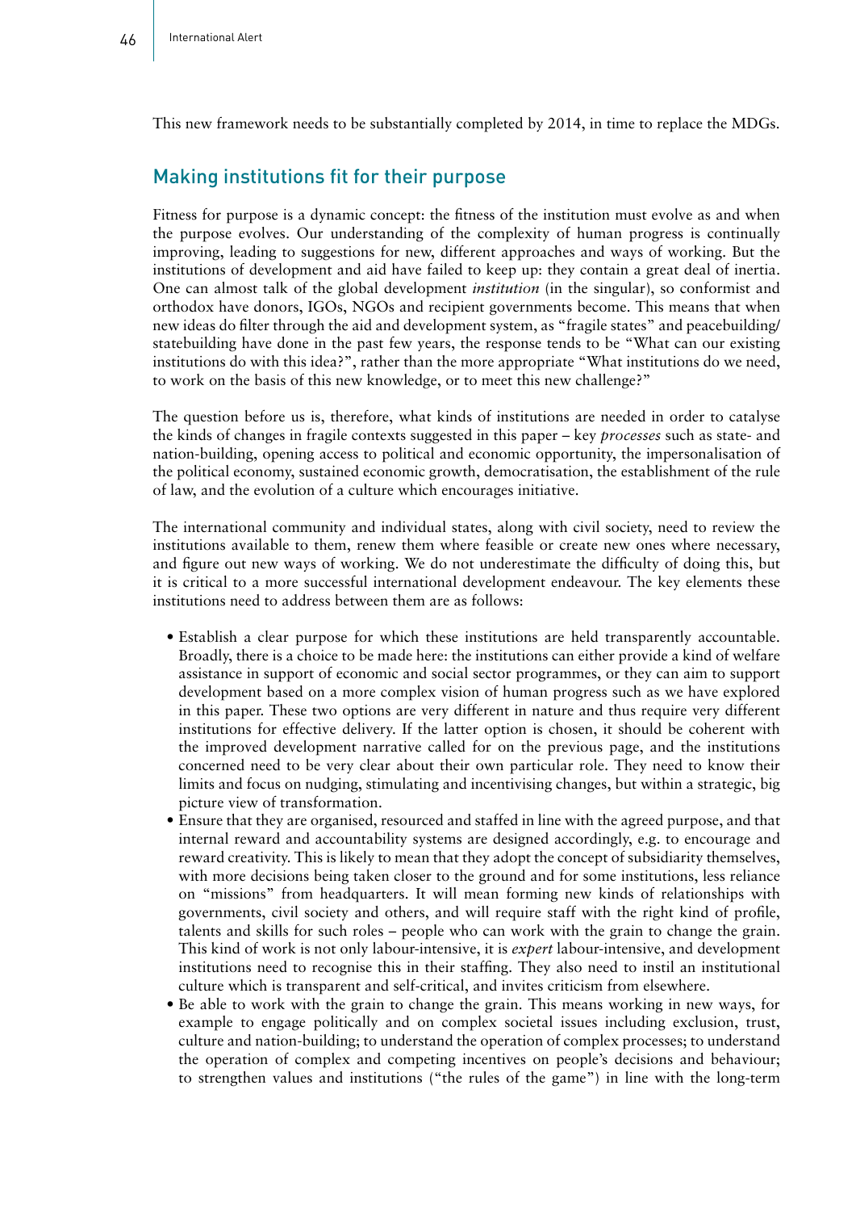This new framework needs to be substantially completed by 2014, in time to replace the MDGs.

## Making institutions fit for their purpose

Fitness for purpose is a dynamic concept: the fitness of the institution must evolve as and when the purpose evolves. Our understanding of the complexity of human progress is continually improving, leading to suggestions for new, different approaches and ways of working. But the institutions of development and aid have failed to keep up: they contain a great deal of inertia. One can almost talk of the global development *institution* (in the singular), so conformist and orthodox have donors, IGOs, NGOs and recipient governments become. This means that when new ideas do filter through the aid and development system, as "fragile states" and peacebuilding/statebuilding have done in the past few years, the response tends to be "What can our existing institutions do with this idea?", rather than the more appropriate "What institutions do we need, to work on the basis of this new knowledge, or to meet this new challenge?"

The question before us is, therefore, what kinds of institutions are needed in order to catalyse the kinds of changes in fragile contexts suggested in this paper – key *processes* such as state- and nation-building, opening access to political and economic opportunity, the impersonalisation of the political economy, sustained economic growth, democratisation, the establishment of the rule of law, and the evolution of a culture which encourages initiative.

The international community and individual states, along with civil society, need to review the institutions available to them, renew them where feasible or create new ones where necessary, and figure out new ways of working. We do not underestimate the difficulty of doing this, but it is critical to a more successful international development endeavour. The key elements these institutions need to address between them are as follows:

- Establish a clear purpose for which these institutions are held transparently accountable. Broadly, there is a choice to be made here: the institutions can either provide a kind of welfare assistance in support of economic and social sector programmes, or they can aim to support development based on a more complex vision of human progress such as we have explored in this paper. These two options are very different in nature and thus require very different institutions for effective delivery. If the latter option is chosen, it should be coherent with the improved development narrative called for on the previous page, and the institutions concerned need to be very clear about their own particular role. They need to know their limits and focus on nudging, stimulating and incentivising changes, but within a strategic, big picture view of transformation.
- Ensure that they are organised, resourced and staffed in line with the agreed purpose, and that internal reward and accountability systems are designed accordingly, e.g. to encourage and reward creativity. This is likely to mean that they adopt the concept of subsidiarity themselves, with more decisions being taken closer to the ground and for some institutions, less reliance on "missions" from headquarters. It will mean forming new kinds of relationships with governments, civil society and others, and will require staff with the right kind of profile, talents and skills for such roles – people who can work with the grain to change the grain. This kind of work is not only labour-intensive, it is *expert* labour-intensive, and development institutions need to recognise this in their staffing. They also need to instil an institutional culture which is transparent and self-critical, and invites criticism from elsewhere.
- Be able to work with the grain to change the grain. This means working in new ways, for example to engage politically and on complex societal issues including exclusion, trust, culture and nation-building; to understand the operation of complex processes; to understand the operation of complex and competing incentives on people's decisions and behaviour; to strengthen values and institutions ("the rules of the game") in line with the long-term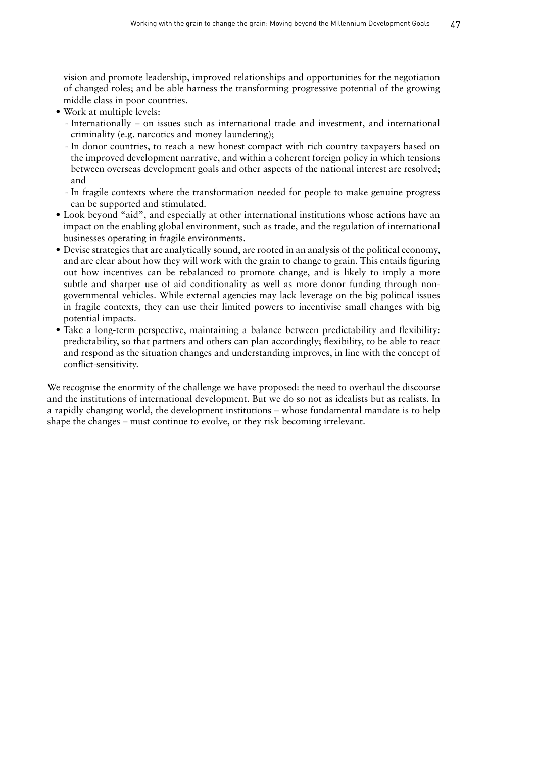vision and promote leadership, improved relationships and opportunities for the negotiation of changed roles; and be able harness the transforming progressive potential of the growing middle class in poor countries.

- Work at multiple levels:
  - Internationally – on issues such as international trade and investment, and international criminality (e.g. narcotics and money laundering);
  - In donor countries, to reach a new honest compact with rich country taxpayers based on the improved development narrative, and within a coherent foreign policy in which tensions between overseas development goals and other aspects of the national interest are resolved; and
  - In fragile contexts where the transformation needed for people to make genuine progress can be supported and stimulated.
- Look beyond "aid", and especially at other international institutions whose actions have an impact on the enabling global environment, such as trade, and the regulation of international businesses operating in fragile environments.
- Devise strategies that are analytically sound, are rooted in an analysis of the political economy, and are clear about how they will work with the grain to change to grain. This entails figuring out how incentives can be rebalanced to promote change, and is likely to imply a more subtle and sharper use of aid conditionality as well as more donor funding through non-governmental vehicles. While external agencies may lack leverage on the big political issues in fragile contexts, they can use their limited powers to incentivise small changes with big potential impacts.
- Take a long-term perspective, maintaining a balance between predictability and flexibility: predictability, so that partners and others can plan accordingly; flexibility, to be able to react and respond as the situation changes and understanding improves, in line with the concept of conflict-sensitivity.

We recognise the enormity of the challenge we have proposed: the need to overhaul the discourse and the institutions of international development. But we do so not as idealists but as realists. In a rapidly changing world, the development institutions – whose fundamental mandate is to help shape the changes – must continue to evolve, or they risk becoming irrelevant.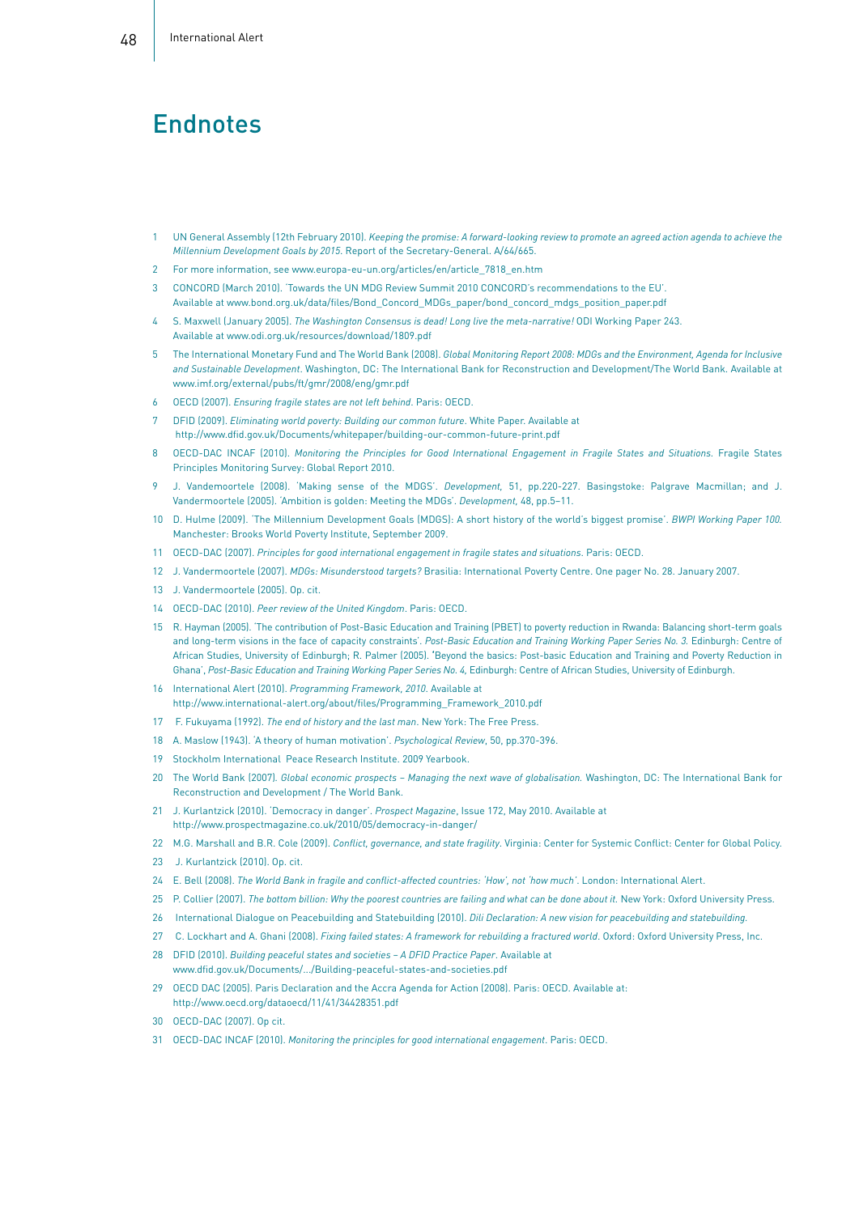# Endnotes

1. UN General Assembly (12th February 2010). *Keeping the promise: A forward-looking review to promote an agreed action agenda to achieve the Millennium Development Goals by 2015*. Report of the Secretary-General. A/64/665.
2. For more information, see www.europa-eu-un.org/articles/en/article_7818_en.htm
3. CONCORD (March 2010). 'Towards the UN MDG Review Summit 2010 CONCORD's recommendations to the EU'. Available at www.bond.org.uk/data/files/Bond_Concord_MDGs_paper/bond_concord_mdgs_position_paper.pdf
4. S. Maxwell (January 2005). *The Washington Consensus is dead! Long live the meta-narrative!* ODI Working Paper 243. Available at www.odi.org.uk/resources/download/1809.pdf
5. The International Monetary Fund and The World Bank (2008). *Global Monitoring Report 2008: MDGs and the Environment, Agenda for Inclusive and Sustainable Development*. Washington, DC: The International Bank for Reconstruction and Development/The World Bank. Available at www.imf.org/external/pubs/ft/gmr/2008/eng/gmr.pdf
6. OECD (2007). *Ensuring fragile states are not left behind*. Paris: OECD.
7. DFID (2009). *Eliminating world poverty: Building our common future*. White Paper. Available at http://www.dfid.gov.uk/Documents/whitepaper/building-our-common-future-print.pdf
8. OECD-DAC INCAF (2010). *Monitoring the Principles for Good International Engagement in Fragile States and Situations*. Fragile States Principles Monitoring Survey: Global Report 2010.
9. J. Vandemoortele (2008). 'Making sense of the MDGS'. *Development*, 51, pp.220-227. Basingstoke: Palgrave Macmillan; and J. Vandermoortele (2005). 'Ambition is golden: Meeting the MDGs'. *Development*, 48, pp.5–11.
10. D. Hulme (2009). 'The Millennium Development Goals (MDGS): A short history of the world's biggest promise'. *BWPI Working Paper 100*. Manchester: Brooks World Poverty Institute, September 2009.
11. OECD-DAC (2007). *Principles for good international engagement in fragile states and situations*. Paris: OECD.
12. J. Vandermoortele (2007). *MDGs: Misunderstood targets?* Brasilia: International Poverty Centre. One pager No. 28. January 2007.
13. J. Vandermoortele (2005). Op. cit.
14. OECD-DAC (2010). *Peer review of the United Kingdom*. Paris: OECD.
15. R. Hayman (2005). 'The contribution of Post-Basic Education and Training (PBET) to poverty reduction in Rwanda: Balancing short-term goals and long-term visions in the face of capacity constraints'. *Post-Basic Education and Training Working Paper Series No. 3.* Edinburgh: Centre of African Studies, University of Edinburgh; R. Palmer (2005). "Beyond the basics: Post-basic Education and Training and Poverty Reduction in Ghana', *Post-Basic Education and Training Working Paper Series No. 4,* Edinburgh: Centre of African Studies, University of Edinburgh.
16. International Alert (2010). *Programming Framework, 2010*. Available at http://www.international-alert.org/about/files/Programming_Framework_2010.pdf
17. F. Fukuyama (1992). *The end of history and the last man*. New York: The Free Press.
18. A. Maslow (1943). 'A theory of human motivation'. *Psychological Review*, 50, pp.370-396.
19. Stockholm International Peace Research Institute. 2009 Yearbook.
20. The World Bank (2007). *Global economic prospects – Managing the next wave of globalisation.* Washington, DC: The International Bank for Reconstruction and Development / The World Bank.
21. J. Kurlantzick (2010). 'Democracy in danger'. *Prospect Magazine*, Issue 172, May 2010. Available at http://www.prospectmagazine.co.uk/2010/05/democracy-in-danger/
22. M.G. Marshall and B.R. Cole (2009). *Conflict, governance, and state fragility*. Virginia: Center for Systemic Conflict: Center for Global Policy.
23. J. Kurlantzick (2010). Op. cit.
24. E. Bell (2008). *The World Bank in fragile and conflict-affected countries: 'How', not 'how much'*. London: International Alert.
25. P. Collier (2007). *The bottom billion: Why the poorest countries are failing and what can be done about it.* New York: Oxford University Press.
26. International Dialogue on Peacebuilding and Statebuilding (2010). *Dili Declaration: A new vision for peacebuilding and statebuilding.*
27. C. Lockhart and A. Ghani (2008). *Fixing failed states: A framework for rebuilding a fractured world*. Oxford: Oxford University Press, Inc.
28. DFID (2010). *Building peaceful states and societies – A DFID Practice Paper*. Available at www.dfid.gov.uk/Documents/.../Building-peaceful-states-and-societies.pdf
29. OECD DAC (2005). Paris Declaration and the Accra Agenda for Action (2008). Paris: OECD. Available at: http://www.oecd.org/dataoecd/11/41/34428351.pdf
30. OECD-DAC (2007). Op cit.
31. OECD-DAC INCAF (2010). *Monitoring the principles for good international engagement*. Paris: OECD.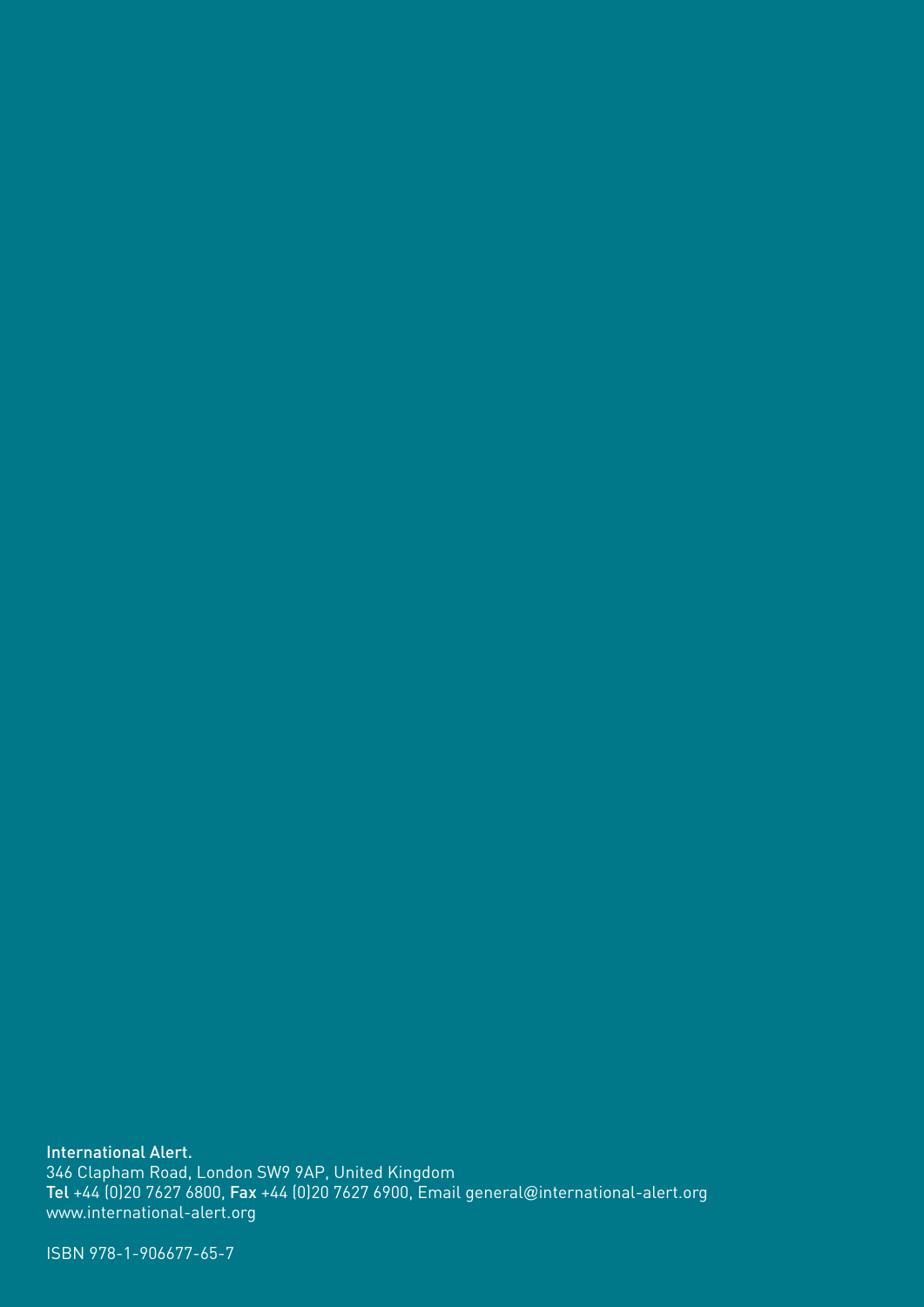**International Alert.**
346 Clapham Road, London SW9 9AP, United Kingdom
**Tel** +44 (0)20 7627 6800, **Fax** +44 (0)20 7627 6900, Email general@international-alert.org
www.international-alert.org

ISBN 978-1-906677-65-7